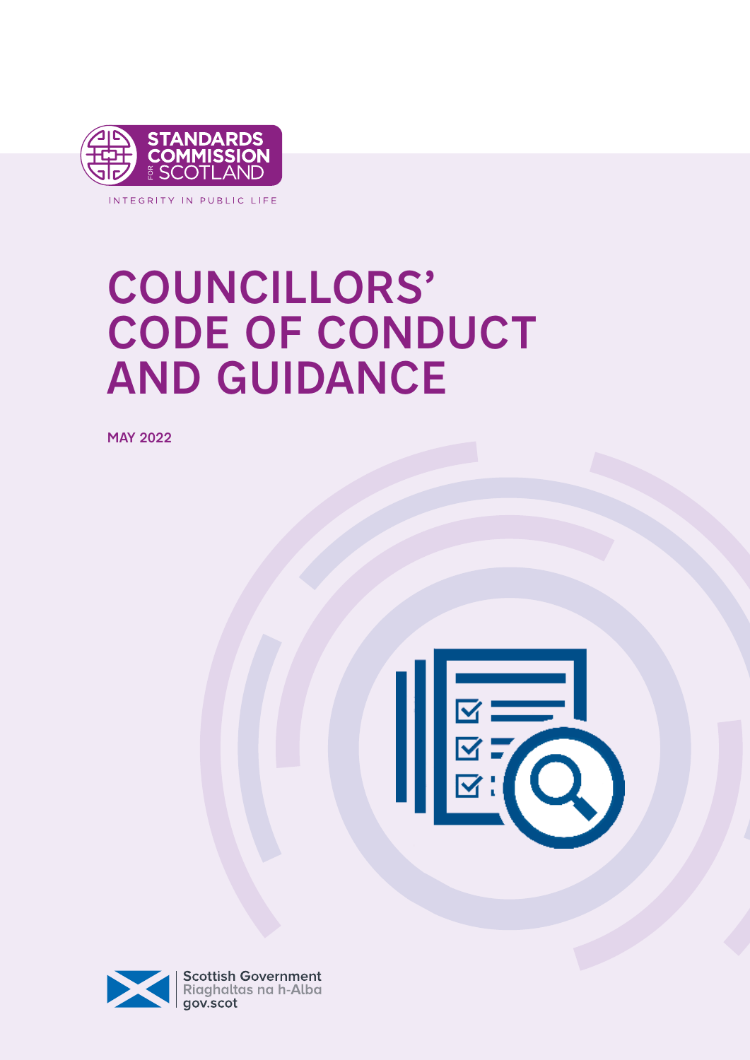STANDARDS COMMISSION FOR SCOTLAND

INTEGRITY IN PUBLIC LIFE

# COUNCILLORS' CODE OF CONDUCT AND GUIDANCE

**MAY 2022**

Scottish Government
Riaghaltas na h-Alba
gov.scot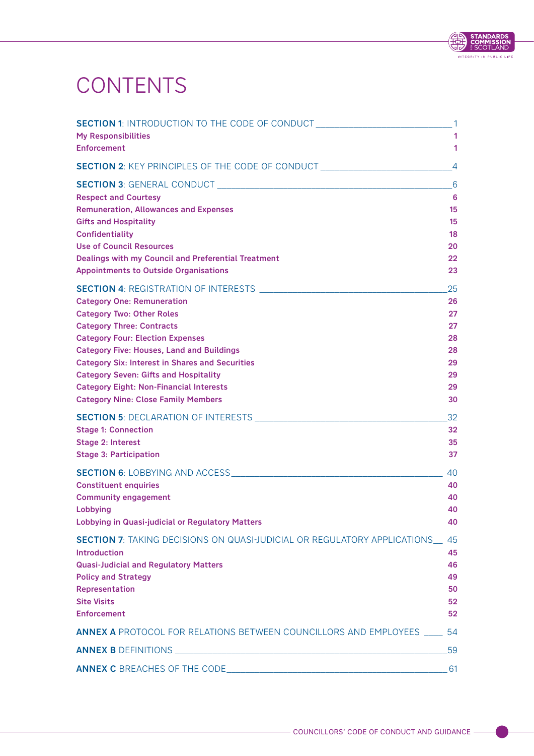# CONTENTS

**SECTION 1**: INTRODUCTION TO THE CODE OF CONDUCT — 1
- **My Responsibilities** — 1
- **Enforcement** — 1

**SECTION 2**: KEY PRINCIPLES OF THE CODE OF CONDUCT — 4

**SECTION 3**: GENERAL CONDUCT — 6
- **Respect and Courtesy** — 6
- **Remuneration, Allowances and Expenses** — 15
- **Gifts and Hospitality** — 15
- **Confidentiality** — 18
- **Use of Council Resources** — 20
- **Dealings with my Council and Preferential Treatment** — 22
- **Appointments to Outside Organisations** — 23

**SECTION 4**: REGISTRATION OF INTERESTS — 25
- **Category One: Remuneration** — 26
- **Category Two: Other Roles** — 27
- **Category Three: Contracts** — 27
- **Category Four: Election Expenses** — 28
- **Category Five: Houses, Land and Buildings** — 28
- **Category Six: Interest in Shares and Securities** — 29
- **Category Seven: Gifts and Hospitality** — 29
- **Category Eight: Non-Financial Interests** — 29
- **Category Nine: Close Family Members** — 30

**SECTION 5**: DECLARATION OF INTERESTS — 32
- **Stage 1: Connection** — 32
- **Stage 2: Interest** — 35
- **Stage 3: Participation** — 37

**SECTION 6**: LOBBYING AND ACCESS — 40
- **Constituent enquiries** — 40
- **Community engagement** — 40
- **Lobbying** — 40
- **Lobbying in Quasi-judicial or Regulatory Matters** — 40

**SECTION 7**: TAKING DECISIONS ON QUASI-JUDICIAL OR REGULATORY APPLICATIONS — 45
- **Introduction** — 45
- **Quasi-Judicial and Regulatory Matters** — 46
- **Policy and Strategy** — 49
- **Representation** — 50
- **Site Visits** — 52
- **Enforcement** — 52

**ANNEX A** PROTOCOL FOR RELATIONS BETWEEN COUNCILLORS AND EMPLOYEES — 54

**ANNEX B** DEFINITIONS — 59

**ANNEX C** BREACHES OF THE CODE — 61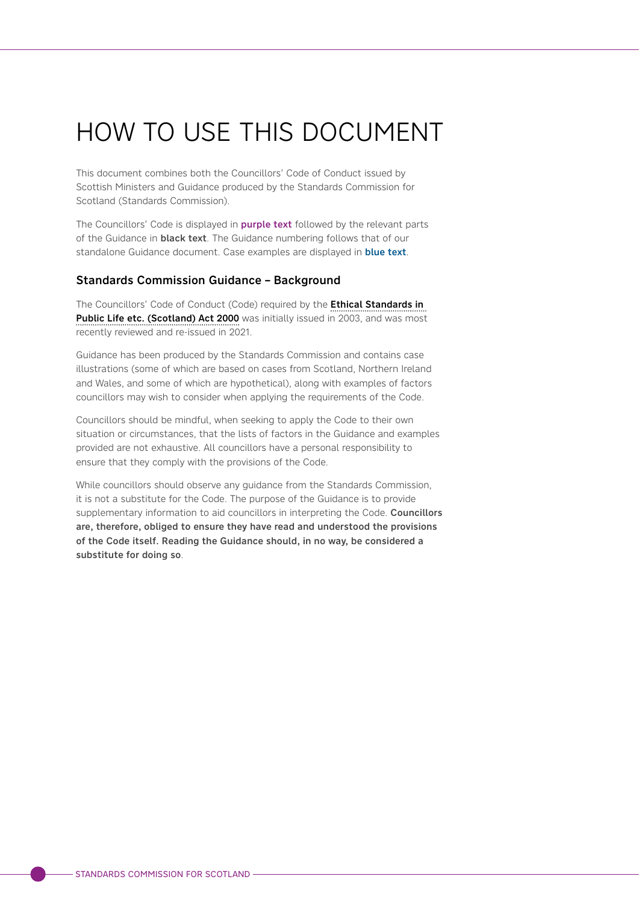# HOW TO USE THIS DOCUMENT

This document combines both the Councillors' Code of Conduct issued by Scottish Ministers and Guidance produced by the Standards Commission for Scotland (Standards Commission).

The Councillors' Code is displayed in **purple text** followed by the relevant parts of the Guidance in **black text**. The Guidance numbering follows that of our standalone Guidance document. Case examples are displayed in **blue text**.

### Standards Commission Guidance – Background

The Councillors' Code of Conduct (Code) required by the **Ethical Standards in Public Life etc. (Scotland) Act 2000** was initially issued in 2003, and was most recently reviewed and re-issued in 2021.

Guidance has been produced by the Standards Commission and contains case illustrations (some of which are based on cases from Scotland, Northern Ireland and Wales, and some of which are hypothetical), along with examples of factors councillors may wish to consider when applying the requirements of the Code.

Councillors should be mindful, when seeking to apply the Code to their own situation or circumstances, that the lists of factors in the Guidance and examples provided are not exhaustive. All councillors have a personal responsibility to ensure that they comply with the provisions of the Code.

While councillors should observe any guidance from the Standards Commission, it is not a substitute for the Code. The purpose of the Guidance is to provide supplementary information to aid councillors in interpreting the Code. **Councillors are, therefore, obliged to ensure they have read and understood the provisions of the Code itself. Reading the Guidance should, in no way, be considered a substitute for doing so**.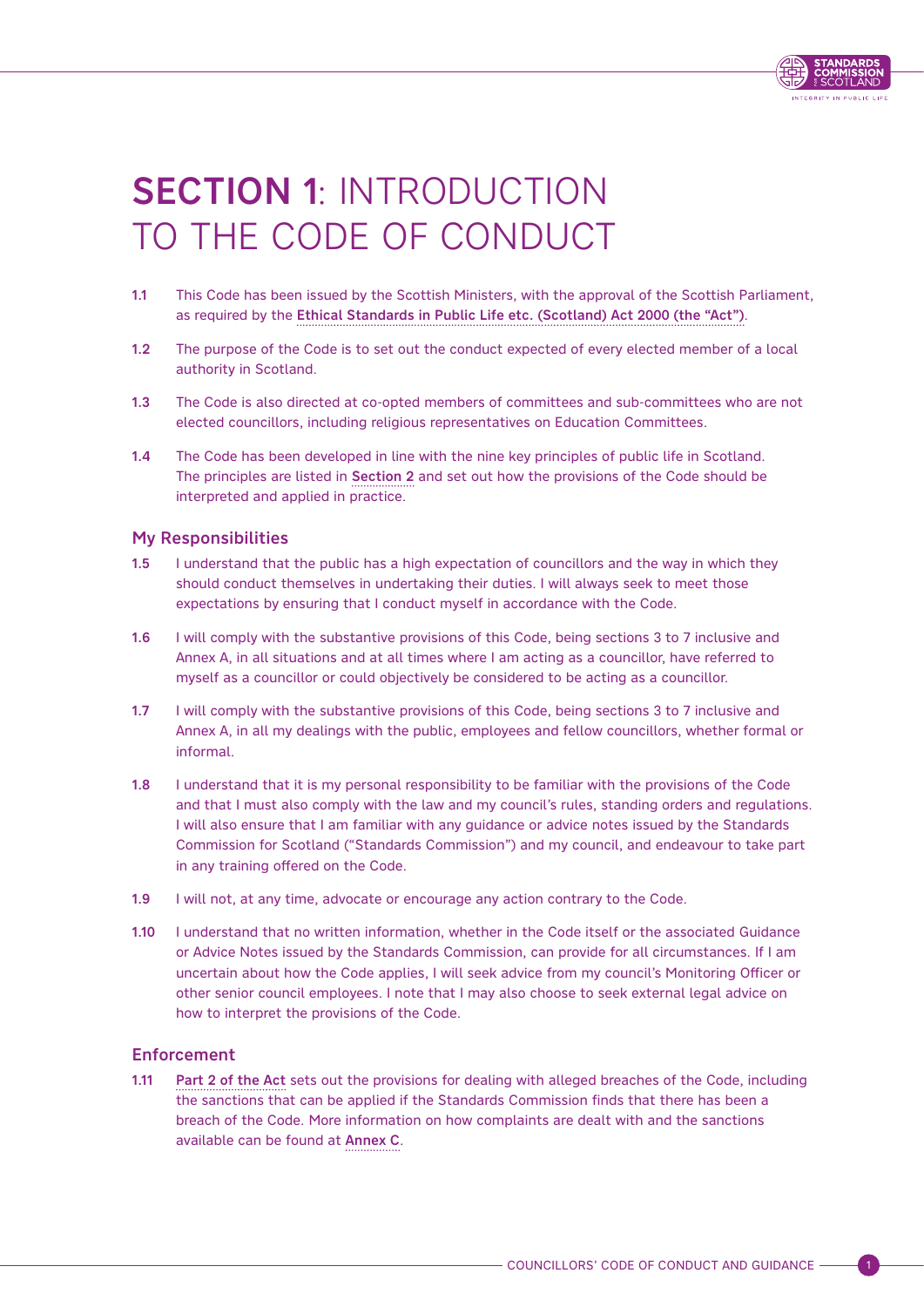# SECTION 1: INTRODUCTION TO THE CODE OF CONDUCT

1.1 This Code has been issued by the Scottish Ministers, with the approval of the Scottish Parliament, as required by the **Ethical Standards in Public Life etc. (Scotland) Act 2000 (the "Act")**.

1.2 The purpose of the Code is to set out the conduct expected of every elected member of a local authority in Scotland.

1.3 The Code is also directed at co-opted members of committees and sub-committees who are not elected councillors, including religious representatives on Education Committees.

1.4 The Code has been developed in line with the nine key principles of public life in Scotland. The principles are listed in **Section 2** and set out how the provisions of the Code should be interpreted and applied in practice.

## My Responsibilities

1.5 I understand that the public has a high expectation of councillors and the way in which they should conduct themselves in undertaking their duties. I will always seek to meet those expectations by ensuring that I conduct myself in accordance with the Code.

1.6 I will comply with the substantive provisions of this Code, being sections 3 to 7 inclusive and Annex A, in all situations and at all times where I am acting as a councillor, have referred to myself as a councillor or could objectively be considered to be acting as a councillor.

1.7 I will comply with the substantive provisions of this Code, being sections 3 to 7 inclusive and Annex A, in all my dealings with the public, employees and fellow councillors, whether formal or informal.

1.8 I understand that it is my personal responsibility to be familiar with the provisions of the Code and that I must also comply with the law and my council's rules, standing orders and regulations. I will also ensure that I am familiar with any guidance or advice notes issued by the Standards Commission for Scotland ("Standards Commission") and my council, and endeavour to take part in any training offered on the Code.

1.9 I will not, at any time, advocate or encourage any action contrary to the Code.

1.10 I understand that no written information, whether in the Code itself or the associated Guidance or Advice Notes issued by the Standards Commission, can provide for all circumstances. If I am uncertain about how the Code applies, I will seek advice from my council's Monitoring Officer or other senior council employees. I note that I may also choose to seek external legal advice on how to interpret the provisions of the Code.

## Enforcement

1.11 **Part 2 of the Act** sets out the provisions for dealing with alleged breaches of the Code, including the sanctions that can be applied if the Standards Commission finds that there has been a breach of the Code. More information on how complaints are dealt with and the sanctions available can be found at **Annex C**.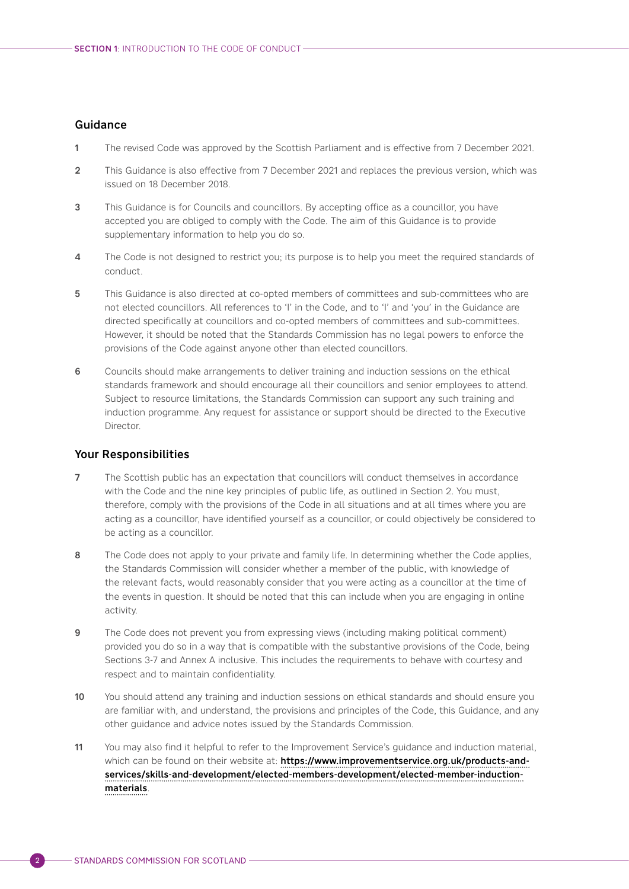## Guidance

1. The revised Code was approved by the Scottish Parliament and is effective from 7 December 2021.

2. This Guidance is also effective from 7 December 2021 and replaces the previous version, which was issued on 18 December 2018.

3. This Guidance is for Councils and councillors. By accepting office as a councillor, you have accepted you are obliged to comply with the Code. The aim of this Guidance is to provide supplementary information to help you do so.

4. The Code is not designed to restrict you; its purpose is to help you meet the required standards of conduct.

5. This Guidance is also directed at co-opted members of committees and sub-committees who are not elected councillors. All references to 'I' in the Code, and to 'I' and 'you' in the Guidance are directed specifically at councillors and co-opted members of committees and sub-committees. However, it should be noted that the Standards Commission has no legal powers to enforce the provisions of the Code against anyone other than elected councillors.

6. Councils should make arrangements to deliver training and induction sessions on the ethical standards framework and should encourage all their councillors and senior employees to attend. Subject to resource limitations, the Standards Commission can support any such training and induction programme. Any request for assistance or support should be directed to the Executive Director.

## Your Responsibilities

7. The Scottish public has an expectation that councillors will conduct themselves in accordance with the Code and the nine key principles of public life, as outlined in Section 2. You must, therefore, comply with the provisions of the Code in all situations and at all times where you are acting as a councillor, have identified yourself as a councillor, or could objectively be considered to be acting as a councillor.

8. The Code does not apply to your private and family life. In determining whether the Code applies, the Standards Commission will consider whether a member of the public, with knowledge of the relevant facts, would reasonably consider that you were acting as a councillor at the time of the events in question. It should be noted that this can include when you are engaging in online activity.

9. The Code does not prevent you from expressing views (including making political comment) provided you do so in a way that is compatible with the substantive provisions of the Code, being Sections 3-7 and Annex A inclusive. This includes the requirements to behave with courtesy and respect and to maintain confidentiality.

10. You should attend any training and induction sessions on ethical standards and should ensure you are familiar with, and understand, the provisions and principles of the Code, this Guidance, and any other guidance and advice notes issued by the Standards Commission.

11. You may also find it helpful to refer to the Improvement Service's guidance and induction material, which can be found on their website at: **https://www.improvementservice.org.uk/products-and-services/skills-and-development/elected-members-development/elected-member-induction-materials**.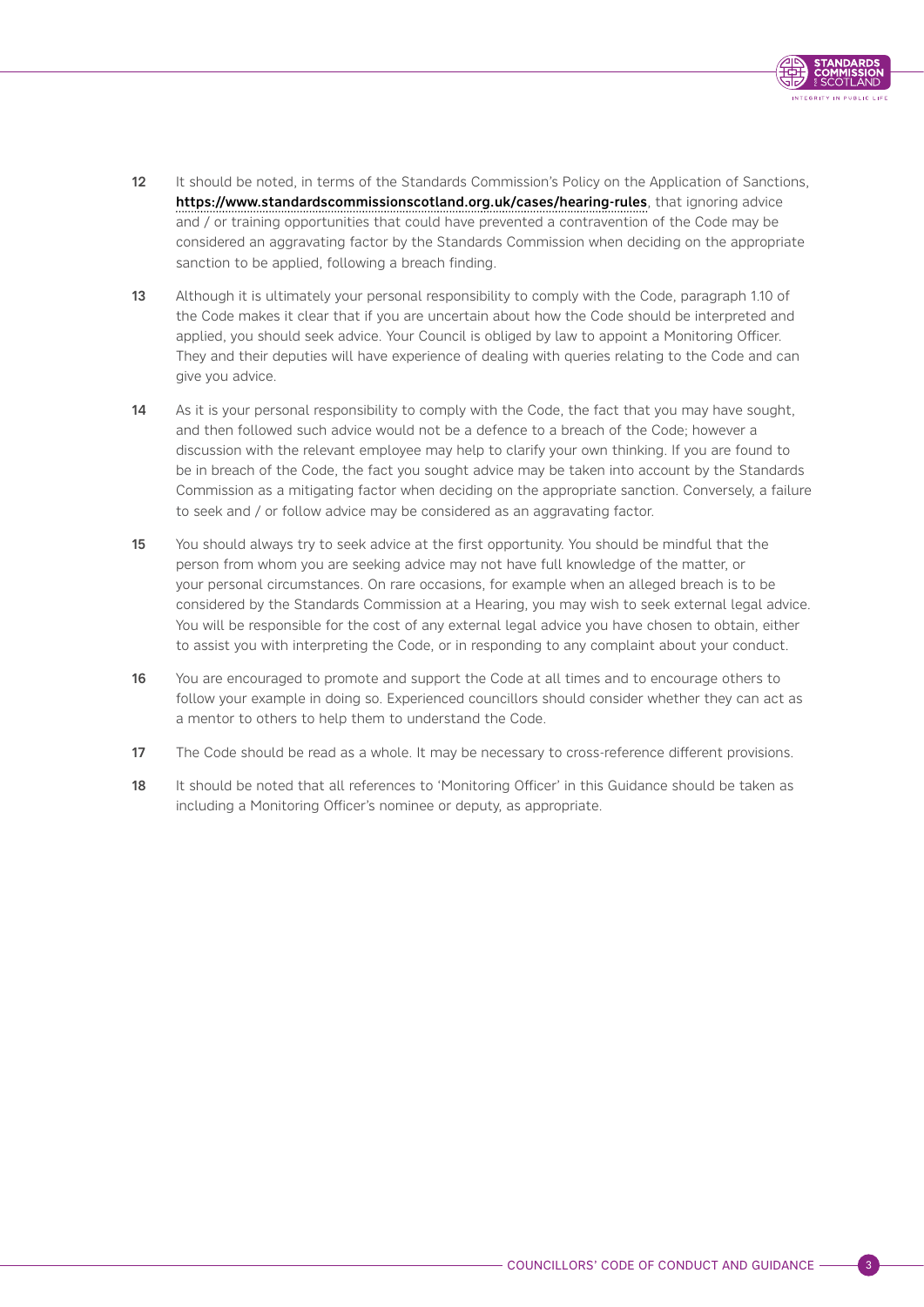12 It should be noted, in terms of the Standards Commission's Policy on the Application of Sanctions, **https://www.standardscommissionscotland.org.uk/cases/hearing-rules**, that ignoring advice and / or training opportunities that could have prevented a contravention of the Code may be considered an aggravating factor by the Standards Commission when deciding on the appropriate sanction to be applied, following a breach finding.

13 Although it is ultimately your personal responsibility to comply with the Code, paragraph 1.10 of the Code makes it clear that if you are uncertain about how the Code should be interpreted and applied, you should seek advice. Your Council is obliged by law to appoint a Monitoring Officer. They and their deputies will have experience of dealing with queries relating to the Code and can give you advice.

14 As it is your personal responsibility to comply with the Code, the fact that you may have sought, and then followed such advice would not be a defence to a breach of the Code; however a discussion with the relevant employee may help to clarify your own thinking. If you are found to be in breach of the Code, the fact you sought advice may be taken into account by the Standards Commission as a mitigating factor when deciding on the appropriate sanction. Conversely, a failure to seek and / or follow advice may be considered as an aggravating factor.

15 You should always try to seek advice at the first opportunity. You should be mindful that the person from whom you are seeking advice may not have full knowledge of the matter, or your personal circumstances. On rare occasions, for example when an alleged breach is to be considered by the Standards Commission at a Hearing, you may wish to seek external legal advice. You will be responsible for the cost of any external legal advice you have chosen to obtain, either to assist you with interpreting the Code, or in responding to any complaint about your conduct.

16 You are encouraged to promote and support the Code at all times and to encourage others to follow your example in doing so. Experienced councillors should consider whether they can act as a mentor to others to help them to understand the Code.

17 The Code should be read as a whole. It may be necessary to cross-reference different provisions.

18 It should be noted that all references to 'Monitoring Officer' in this Guidance should be taken as including a Monitoring Officer's nominee or deputy, as appropriate.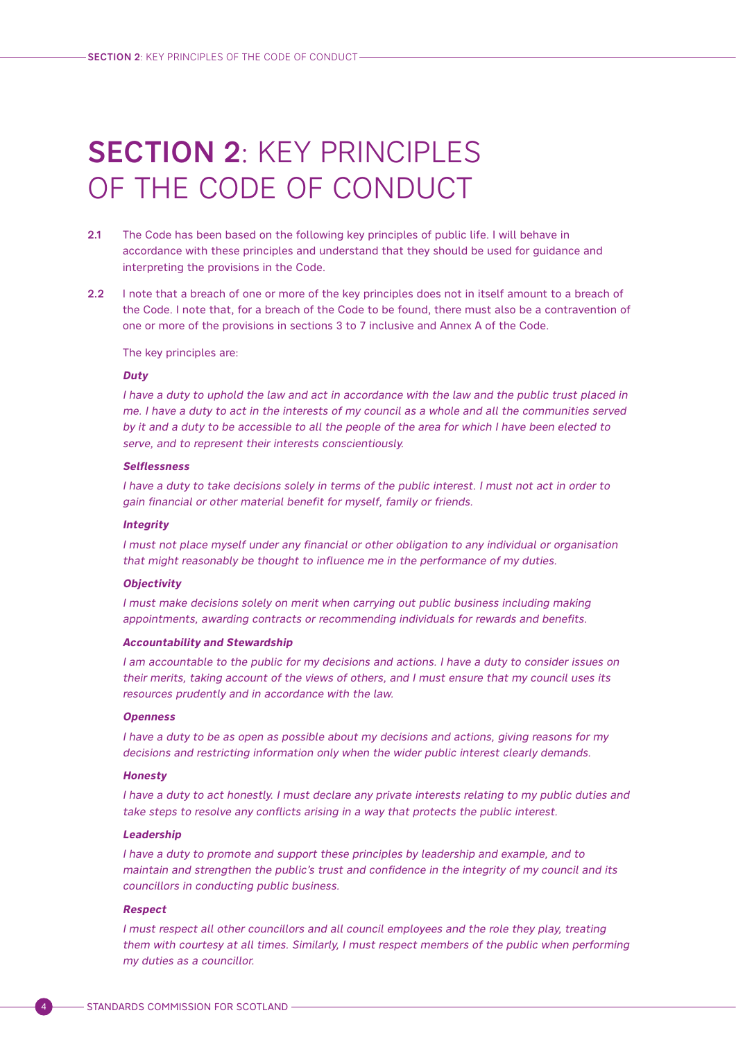# SECTION 2: KEY PRINCIPLES OF THE CODE OF CONDUCT

**2.1** The Code has been based on the following key principles of public life. I will behave in accordance with these principles and understand that they should be used for guidance and interpreting the provisions in the Code.

**2.2** I note that a breach of one or more of the key principles does not in itself amount to a breach of the Code. I note that, for a breach of the Code to be found, there must also be a contravention of one or more of the provisions in sections 3 to 7 inclusive and Annex A of the Code.

The key principles are:

***Duty***

*I have a duty to uphold the law and act in accordance with the law and the public trust placed in me. I have a duty to act in the interests of my council as a whole and all the communities served by it and a duty to be accessible to all the people of the area for which I have been elected to serve, and to represent their interests conscientiously.*

***Selflessness***

*I have a duty to take decisions solely in terms of the public interest. I must not act in order to gain financial or other material benefit for myself, family or friends.*

***Integrity***

*I must not place myself under any financial or other obligation to any individual or organisation that might reasonably be thought to influence me in the performance of my duties.*

***Objectivity***

*I must make decisions solely on merit when carrying out public business including making appointments, awarding contracts or recommending individuals for rewards and benefits.*

***Accountability and Stewardship***

*I am accountable to the public for my decisions and actions. I have a duty to consider issues on their merits, taking account of the views of others, and I must ensure that my council uses its resources prudently and in accordance with the law.*

***Openness***

*I have a duty to be as open as possible about my decisions and actions, giving reasons for my decisions and restricting information only when the wider public interest clearly demands.*

***Honesty***

*I have a duty to act honestly. I must declare any private interests relating to my public duties and take steps to resolve any conflicts arising in a way that protects the public interest.*

***Leadership***

*I have a duty to promote and support these principles by leadership and example, and to maintain and strengthen the public's trust and confidence in the integrity of my council and its councillors in conducting public business.*

***Respect***

*I must respect all other councillors and all council employees and the role they play, treating them with courtesy at all times. Similarly, I must respect members of the public when performing my duties as a councillor.*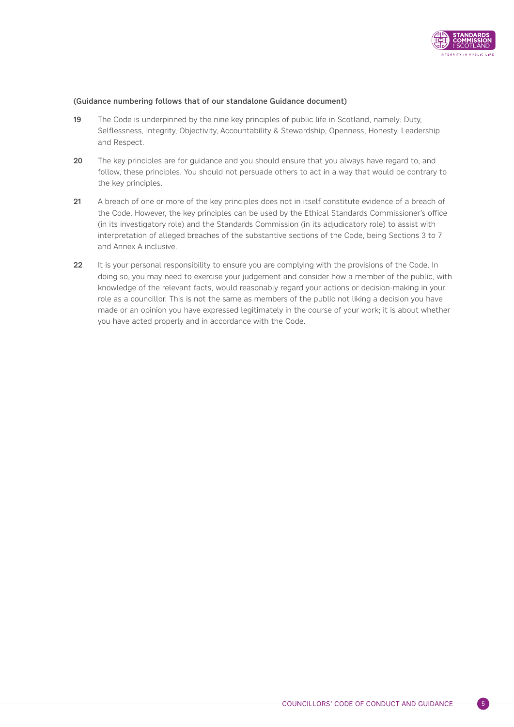(Guidance numbering follows that of our standalone Guidance document)

**19** The Code is underpinned by the nine key principles of public life in Scotland, namely: Duty, Selflessness, Integrity, Objectivity, Accountability & Stewardship, Openness, Honesty, Leadership and Respect.

**20** The key principles are for guidance and you should ensure that you always have regard to, and follow, these principles. You should not persuade others to act in a way that would be contrary to the key principles.

**21** A breach of one or more of the key principles does not in itself constitute evidence of a breach of the Code. However, the key principles can be used by the Ethical Standards Commissioner's office (in its investigatory role) and the Standards Commission (in its adjudicatory role) to assist with interpretation of alleged breaches of the substantive sections of the Code, being Sections 3 to 7 and Annex A inclusive.

**22** It is your personal responsibility to ensure you are complying with the provisions of the Code. In doing so, you may need to exercise your judgement and consider how a member of the public, with knowledge of the relevant facts, would reasonably regard your actions or decision-making in your role as a councillor. This is not the same as members of the public not liking a decision you have made or an opinion you have expressed legitimately in the course of your work; it is about whether you have acted properly and in accordance with the Code.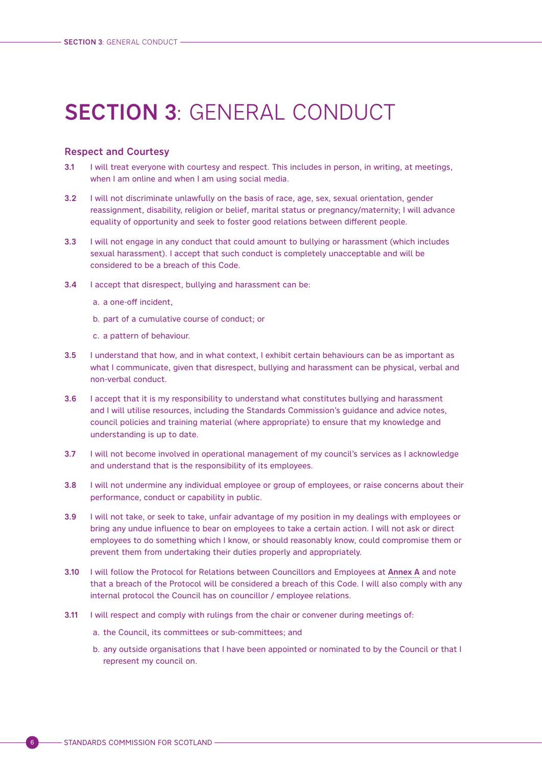# SECTION 3: GENERAL CONDUCT

### Respect and Courtesy

**3.1** I will treat everyone with courtesy and respect. This includes in person, in writing, at meetings, when I am online and when I am using social media.

**3.2** I will not discriminate unlawfully on the basis of race, age, sex, sexual orientation, gender reassignment, disability, religion or belief, marital status or pregnancy/maternity; I will advance equality of opportunity and seek to foster good relations between different people.

**3.3** I will not engage in any conduct that could amount to bullying or harassment (which includes sexual harassment). I accept that such conduct is completely unacceptable and will be considered to be a breach of this Code.

**3.4** I accept that disrespect, bullying and harassment can be:

a. a one-off incident,

b. part of a cumulative course of conduct; or

c. a pattern of behaviour.

**3.5** I understand that how, and in what context, I exhibit certain behaviours can be as important as what I communicate, given that disrespect, bullying and harassment can be physical, verbal and non-verbal conduct.

**3.6** I accept that it is my responsibility to understand what constitutes bullying and harassment and I will utilise resources, including the Standards Commission's guidance and advice notes, council policies and training material (where appropriate) to ensure that my knowledge and understanding is up to date.

**3.7** I will not become involved in operational management of my council's services as I acknowledge and understand that is the responsibility of its employees.

**3.8** I will not undermine any individual employee or group of employees, or raise concerns about their performance, conduct or capability in public.

**3.9** I will not take, or seek to take, unfair advantage of my position in my dealings with employees or bring any undue influence to bear on employees to take a certain action. I will not ask or direct employees to do something which I know, or should reasonably know, could compromise them or prevent them from undertaking their duties properly and appropriately.

**3.10** I will follow the Protocol for Relations between Councillors and Employees at **Annex A** and note that a breach of the Protocol will be considered a breach of this Code. I will also comply with any internal protocol the Council has on councillor / employee relations.

**3.11** I will respect and comply with rulings from the chair or convener during meetings of:

a. the Council, its committees or sub-committees; and

b. any outside organisations that I have been appointed or nominated to by the Council or that I represent my council on.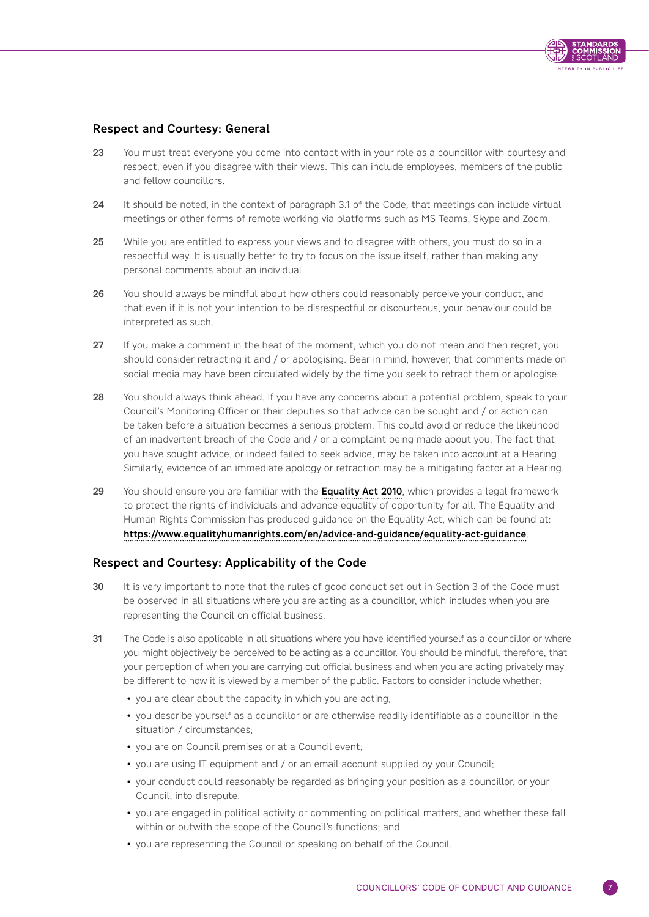## Respect and Courtesy: General

**23** You must treat everyone you come into contact with in your role as a councillor with courtesy and respect, even if you disagree with their views. This can include employees, members of the public and fellow councillors.

**24** It should be noted, in the context of paragraph 3.1 of the Code, that meetings can include virtual meetings or other forms of remote working via platforms such as MS Teams, Skype and Zoom.

**25** While you are entitled to express your views and to disagree with others, you must do so in a respectful way. It is usually better to try to focus on the issue itself, rather than making any personal comments about an individual.

**26** You should always be mindful about how others could reasonably perceive your conduct, and that even if it is not your intention to be disrespectful or discourteous, your behaviour could be interpreted as such.

**27** If you make a comment in the heat of the moment, which you do not mean and then regret, you should consider retracting it and / or apologising. Bear in mind, however, that comments made on social media may have been circulated widely by the time you seek to retract them or apologise.

**28** You should always think ahead. If you have any concerns about a potential problem, speak to your Council's Monitoring Officer or their deputies so that advice can be sought and / or action can be taken before a situation becomes a serious problem. This could avoid or reduce the likelihood of an inadvertent breach of the Code and / or a complaint being made about you. The fact that you have sought advice, or indeed failed to seek advice, may be taken into account at a Hearing. Similarly, evidence of an immediate apology or retraction may be a mitigating factor at a Hearing.

**29** You should ensure you are familiar with the **Equality Act 2010**, which provides a legal framework to protect the rights of individuals and advance equality of opportunity for all. The Equality and Human Rights Commission has produced guidance on the Equality Act, which can be found at: **https://www.equalityhumanrights.com/en/advice-and-guidance/equality-act-guidance**.

## Respect and Courtesy: Applicability of the Code

**30** It is very important to note that the rules of good conduct set out in Section 3 of the Code must be observed in all situations where you are acting as a councillor, which includes when you are representing the Council on official business.

**31** The Code is also applicable in all situations where you have identified yourself as a councillor or where you might objectively be perceived to be acting as a councillor. You should be mindful, therefore, that your perception of when you are carrying out official business and when you are acting privately may be different to how it is viewed by a member of the public. Factors to consider include whether:

- you are clear about the capacity in which you are acting;
- you describe yourself as a councillor or are otherwise readily identifiable as a councillor in the situation / circumstances;
- you are on Council premises or at a Council event;
- you are using IT equipment and / or an email account supplied by your Council;
- your conduct could reasonably be regarded as bringing your position as a councillor, or your Council, into disrepute;
- you are engaged in political activity or commenting on political matters, and whether these fall within or outwith the scope of the Council's functions; and
- you are representing the Council or speaking on behalf of the Council.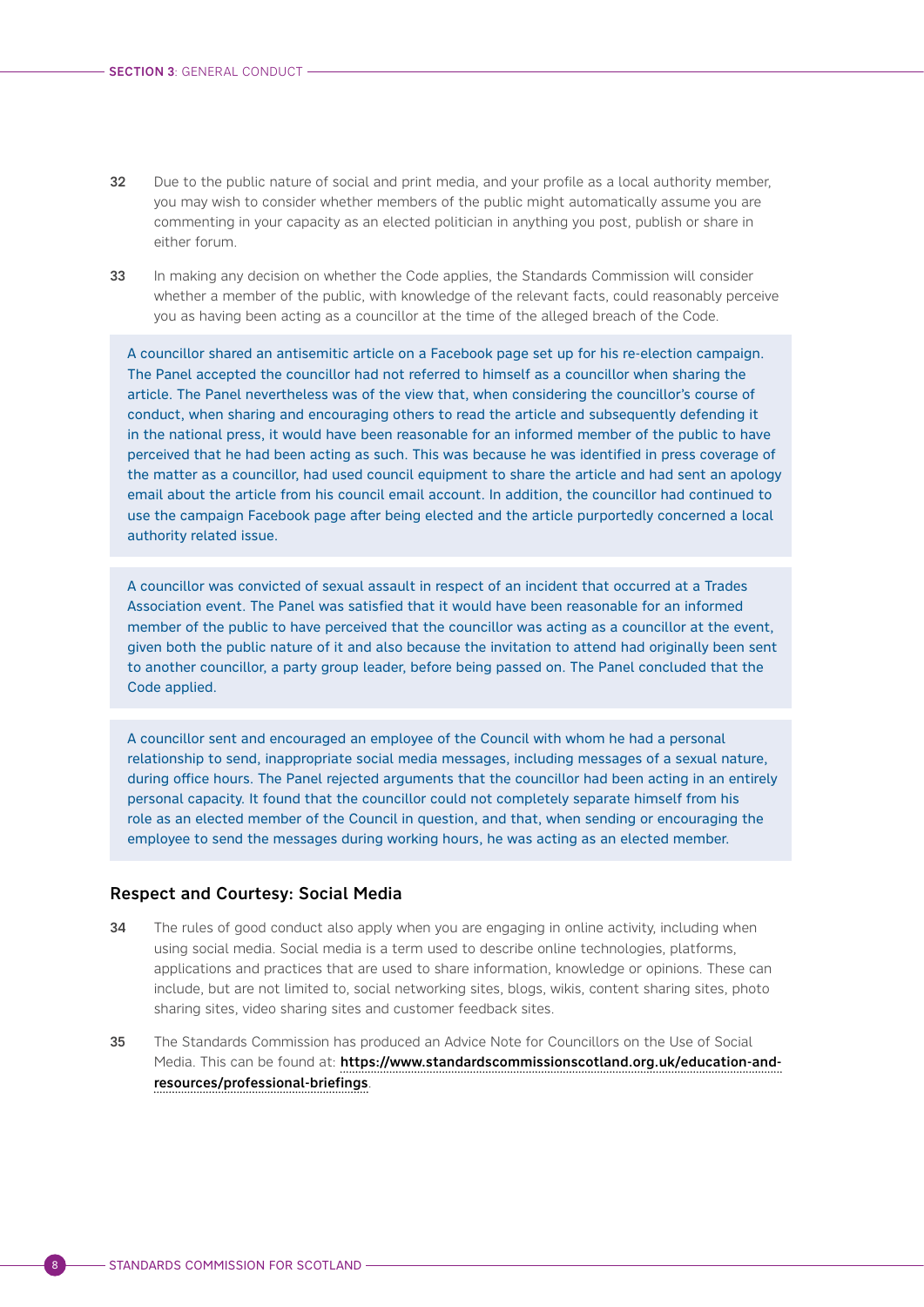**32** Due to the public nature of social and print media, and your profile as a local authority member, you may wish to consider whether members of the public might automatically assume you are commenting in your capacity as an elected politician in anything you post, publish or share in either forum.

**33** In making any decision on whether the Code applies, the Standards Commission will consider whether a member of the public, with knowledge of the relevant facts, could reasonably perceive you as having been acting as a councillor at the time of the alleged breach of the Code.

> A councillor shared an antisemitic article on a Facebook page set up for his re-election campaign. The Panel accepted the councillor had not referred to himself as a councillor when sharing the article. The Panel nevertheless was of the view that, when considering the councillor's course of conduct, when sharing and encouraging others to read the article and subsequently defending it in the national press, it would have been reasonable for an informed member of the public to have perceived that he had been acting as such. This was because he was identified in press coverage of the matter as a councillor, had used council equipment to share the article and had sent an apology email about the article from his council email account. In addition, the councillor had continued to use the campaign Facebook page after being elected and the article purportedly concerned a local authority related issue.

> A councillor was convicted of sexual assault in respect of an incident that occurred at a Trades Association event. The Panel was satisfied that it would have been reasonable for an informed member of the public to have perceived that the councillor was acting as a councillor at the event, given both the public nature of it and also because the invitation to attend had originally been sent to another councillor, a party group leader, before being passed on. The Panel concluded that the Code applied.

> A councillor sent and encouraged an employee of the Council with whom he had a personal relationship to send, inappropriate social media messages, including messages of a sexual nature, during office hours. The Panel rejected arguments that the councillor had been acting in an entirely personal capacity. It found that the councillor could not completely separate himself from his role as an elected member of the Council in question, and that, when sending or encouraging the employee to send the messages during working hours, he was acting as an elected member.

### Respect and Courtesy: Social Media

**34** The rules of good conduct also apply when you are engaging in online activity, including when using social media. Social media is a term used to describe online technologies, platforms, applications and practices that are used to share information, knowledge or opinions. These can include, but are not limited to, social networking sites, blogs, wikis, content sharing sites, photo sharing sites, video sharing sites and customer feedback sites.

**35** The Standards Commission has produced an Advice Note for Councillors on the Use of Social Media. This can be found at: **https://www.standardscommissionscotland.org.uk/education-and-resources/professional-briefings**.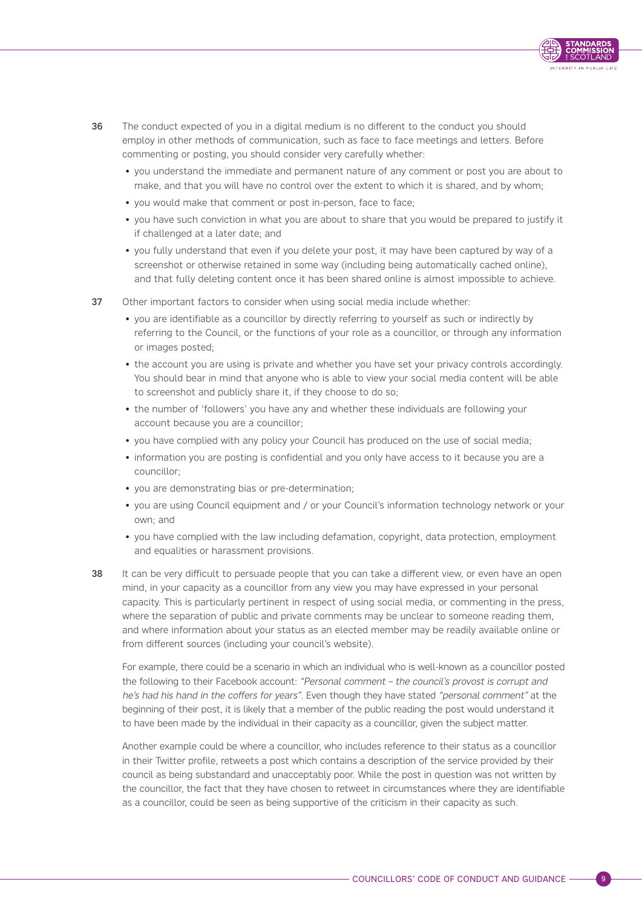36 The conduct expected of you in a digital medium is no different to the conduct you should employ in other methods of communication, such as face to face meetings and letters. Before commenting or posting, you should consider very carefully whether:

- you understand the immediate and permanent nature of any comment or post you are about to make, and that you will have no control over the extent to which it is shared, and by whom;
- you would make that comment or post in-person, face to face;
- you have such conviction in what you are about to share that you would be prepared to justify it if challenged at a later date; and
- you fully understand that even if you delete your post, it may have been captured by way of a screenshot or otherwise retained in some way (including being automatically cached online), and that fully deleting content once it has been shared online is almost impossible to achieve.

37 Other important factors to consider when using social media include whether:

- you are identifiable as a councillor by directly referring to yourself as such or indirectly by referring to the Council, or the functions of your role as a councillor, or through any information or images posted;
- the account you are using is private and whether you have set your privacy controls accordingly. You should bear in mind that anyone who is able to view your social media content will be able to screenshot and publicly share it, if they choose to do so;
- the number of 'followers' you have any and whether these individuals are following your account because you are a councillor;
- you have complied with any policy your Council has produced on the use of social media;
- information you are posting is confidential and you only have access to it because you are a councillor;
- you are demonstrating bias or pre-determination;
- you are using Council equipment and / or your Council's information technology network or your own; and
- you have complied with the law including defamation, copyright, data protection, employment and equalities or harassment provisions.

38 It can be very difficult to persuade people that you can take a different view, or even have an open mind, in your capacity as a councillor from any view you may have expressed in your personal capacity. This is particularly pertinent in respect of using social media, or commenting in the press, where the separation of public and private comments may be unclear to someone reading them, and where information about your status as an elected member may be readily available online or from different sources (including your council's website).

For example, there could be a scenario in which an individual who is well-known as a councillor posted the following to their Facebook account: *"Personal comment – the council's provost is corrupt and he's had his hand in the coffers for years"*. Even though they have stated *"personal comment"* at the beginning of their post, it is likely that a member of the public reading the post would understand it to have been made by the individual in their capacity as a councillor, given the subject matter.

Another example could be where a councillor, who includes reference to their status as a councillor in their Twitter profile, retweets a post which contains a description of the service provided by their council as being substandard and unacceptably poor. While the post in question was not written by the councillor, the fact that they have chosen to retweet in circumstances where they are identifiable as a councillor, could be seen as being supportive of the criticism in their capacity as such.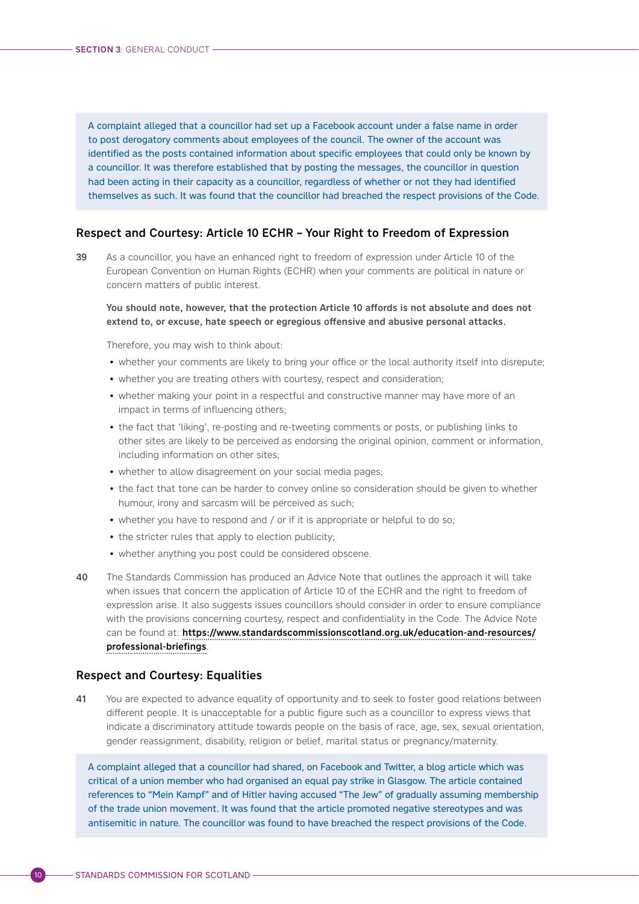> A complaint alleged that a councillor had set up a Facebook account under a false name in order to post derogatory comments about employees of the council. The owner of the account was identified as the posts contained information about specific employees that could only be known by a councillor. It was therefore established that by posting the messages, the councillor in question had been acting in their capacity as a councillor, regardless of whether or not they had identified themselves as such. It was found that the councillor had breached the respect provisions of the Code.

### Respect and Courtesy: Article 10 ECHR – Your Right to Freedom of Expression

**39** As a councillor, you have an enhanced right to freedom of expression under Article 10 of the European Convention on Human Rights (ECHR) when your comments are political in nature or concern matters of public interest.

**You should note, however, that the protection Article 10 affords is not absolute and does not extend to, or excuse, hate speech or egregious offensive and abusive personal attacks.**

Therefore, you may wish to think about:

- whether your comments are likely to bring your office or the local authority itself into disrepute;
- whether you are treating others with courtesy, respect and consideration;
- whether making your point in a respectful and constructive manner may have more of an impact in terms of influencing others;
- the fact that 'liking', re-posting and re-tweeting comments or posts, or publishing links to other sites are likely to be perceived as endorsing the original opinion, comment or information, including information on other sites;
- whether to allow disagreement on your social media pages;
- the fact that tone can be harder to convey online so consideration should be given to whether humour, irony and sarcasm will be perceived as such;
- whether you have to respond and / or if it is appropriate or helpful to do so;
- the stricter rules that apply to election publicity;
- whether anything you post could be considered obscene.

**40** The Standards Commission has produced an Advice Note that outlines the approach it will take when issues that concern the application of Article 10 of the ECHR and the right to freedom of expression arise. It also suggests issues councillors should consider in order to ensure compliance with the provisions concerning courtesy, respect and confidentiality in the Code. The Advice Note can be found at: **https://www.standardscommissionscotland.org.uk/education-and-resources/professional-briefings**.

### Respect and Courtesy: Equalities

**41** You are expected to advance equality of opportunity and to seek to foster good relations between different people. It is unacceptable for a public figure such as a councillor to express views that indicate a discriminatory attitude towards people on the basis of race, age, sex, sexual orientation, gender reassignment, disability, religion or belief, marital status or pregnancy/maternity.

> A complaint alleged that a councillor had shared, on Facebook and Twitter, a blog article which was critical of a union member who had organised an equal pay strike in Glasgow. The article contained references to "Mein Kampf" and of Hitler having accused "The Jew" of gradually assuming membership of the trade union movement. It was found that the article promoted negative stereotypes and was antisemitic in nature. The councillor was found to have breached the respect provisions of the Code.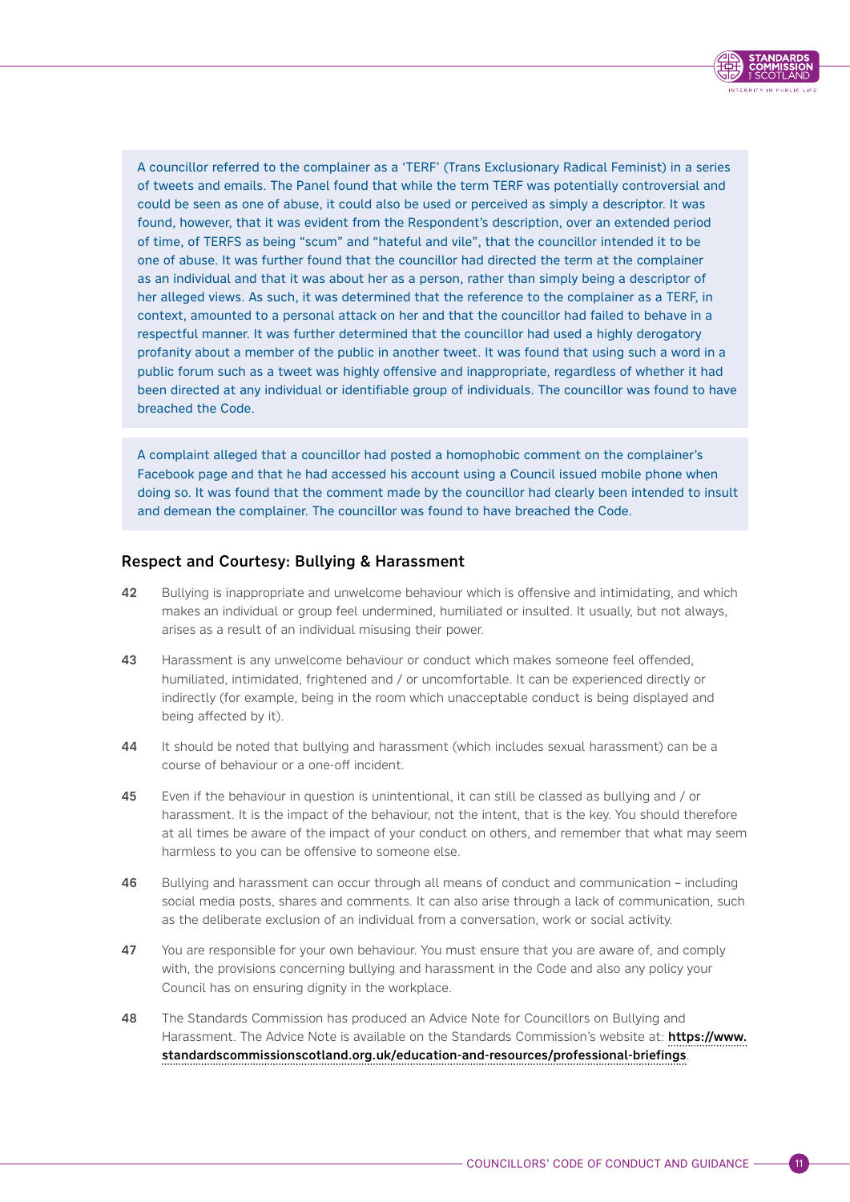> A councillor referred to the complainer as a 'TERF' (Trans Exclusionary Radical Feminist) in a series of tweets and emails. The Panel found that while the term TERF was potentially controversial and could be seen as one of abuse, it could also be used or perceived as simply a descriptor. It was found, however, that it was evident from the Respondent's description, over an extended period of time, of TERFS as being "scum" and "hateful and vile", that the councillor intended it to be one of abuse. It was further found that the councillor had directed the term at the complainer as an individual and that it was about her as a person, rather than simply being a descriptor of her alleged views. As such, it was determined that the reference to the complainer as a TERF, in context, amounted to a personal attack on her and that the councillor had failed to behave in a respectful manner. It was further determined that the councillor had used a highly derogatory profanity about a member of the public in another tweet. It was found that using such a word in a public forum such as a tweet was highly offensive and inappropriate, regardless of whether it had been directed at any individual or identifiable group of individuals. The councillor was found to have breached the Code.

> A complaint alleged that a councillor had posted a homophobic comment on the complainer's Facebook page and that he had accessed his account using a Council issued mobile phone when doing so. It was found that the comment made by the councillor had clearly been intended to insult and demean the complainer. The councillor was found to have breached the Code.

### Respect and Courtesy: Bullying & Harassment

**42** Bullying is inappropriate and unwelcome behaviour which is offensive and intimidating, and which makes an individual or group feel undermined, humiliated or insulted. It usually, but not always, arises as a result of an individual misusing their power.

**43** Harassment is any unwelcome behaviour or conduct which makes someone feel offended, humiliated, intimidated, frightened and / or uncomfortable. It can be experienced directly or indirectly (for example, being in the room which unacceptable conduct is being displayed and being affected by it).

**44** It should be noted that bullying and harassment (which includes sexual harassment) can be a course of behaviour or a one-off incident.

**45** Even if the behaviour in question is unintentional, it can still be classed as bullying and / or harassment. It is the impact of the behaviour, not the intent, that is the key. You should therefore at all times be aware of the impact of your conduct on others, and remember that what may seem harmless to you can be offensive to someone else.

**46** Bullying and harassment can occur through all means of conduct and communication – including social media posts, shares and comments. It can also arise through a lack of communication, such as the deliberate exclusion of an individual from a conversation, work or social activity.

**47** You are responsible for your own behaviour. You must ensure that you are aware of, and comply with, the provisions concerning bullying and harassment in the Code and also any policy your Council has on ensuring dignity in the workplace.

**48** The Standards Commission has produced an Advice Note for Councillors on Bullying and Harassment. The Advice Note is available on the Standards Commission's website at: **https://www.standardscommissionscotland.org.uk/education-and-resources/professional-briefings**.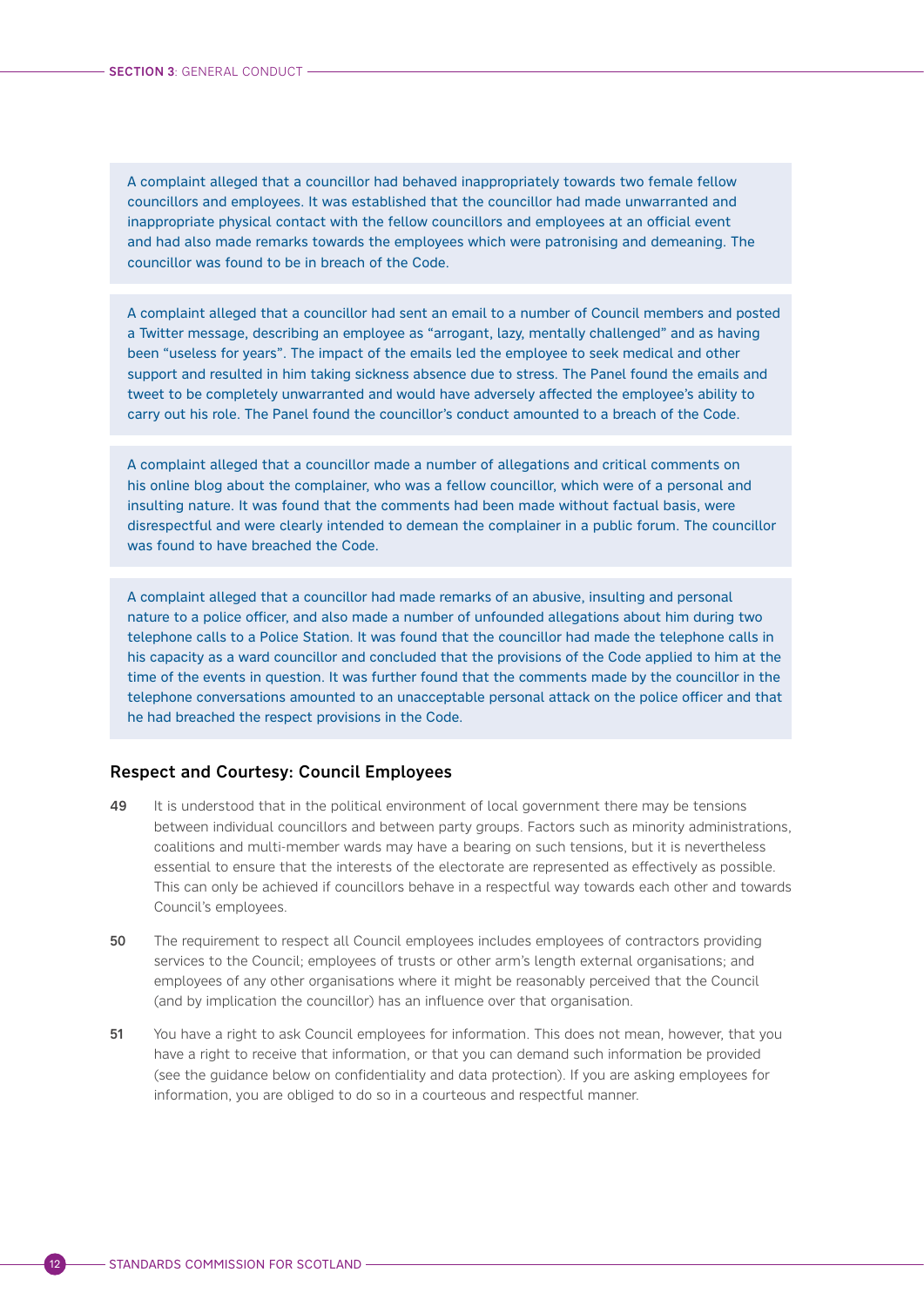A complaint alleged that a councillor had behaved inappropriately towards two female fellow councillors and employees. It was established that the councillor had made unwarranted and inappropriate physical contact with the fellow councillors and employees at an official event and had also made remarks towards the employees which were patronising and demeaning. The councillor was found to be in breach of the Code.

A complaint alleged that a councillor had sent an email to a number of Council members and posted a Twitter message, describing an employee as “arrogant, lazy, mentally challenged” and as having been “useless for years”. The impact of the emails led the employee to seek medical and other support and resulted in him taking sickness absence due to stress. The Panel found the emails and tweet to be completely unwarranted and would have adversely affected the employee’s ability to carry out his role. The Panel found the councillor’s conduct amounted to a breach of the Code.

A complaint alleged that a councillor made a number of allegations and critical comments on his online blog about the complainer, who was a fellow councillor, which were of a personal and insulting nature. It was found that the comments had been made without factual basis, were disrespectful and were clearly intended to demean the complainer in a public forum. The councillor was found to have breached the Code.

A complaint alleged that a councillor had made remarks of an abusive, insulting and personal nature to a police officer, and also made a number of unfounded allegations about him during two telephone calls to a Police Station. It was found that the councillor had made the telephone calls in his capacity as a ward councillor and concluded that the provisions of the Code applied to him at the time of the events in question. It was further found that the comments made by the councillor in the telephone conversations amounted to an unacceptable personal attack on the police officer and that he had breached the respect provisions in the Code.

### Respect and Courtesy: Council Employees

**49** It is understood that in the political environment of local government there may be tensions between individual councillors and between party groups. Factors such as minority administrations, coalitions and multi-member wards may have a bearing on such tensions, but it is nevertheless essential to ensure that the interests of the electorate are represented as effectively as possible. This can only be achieved if councillors behave in a respectful way towards each other and towards Council’s employees.

**50** The requirement to respect all Council employees includes employees of contractors providing services to the Council; employees of trusts or other arm’s length external organisations; and employees of any other organisations where it might be reasonably perceived that the Council (and by implication the councillor) has an influence over that organisation.

**51** You have a right to ask Council employees for information. This does not mean, however, that you have a right to receive that information, or that you can demand such information be provided (see the guidance below on confidentiality and data protection). If you are asking employees for information, you are obliged to do so in a courteous and respectful manner.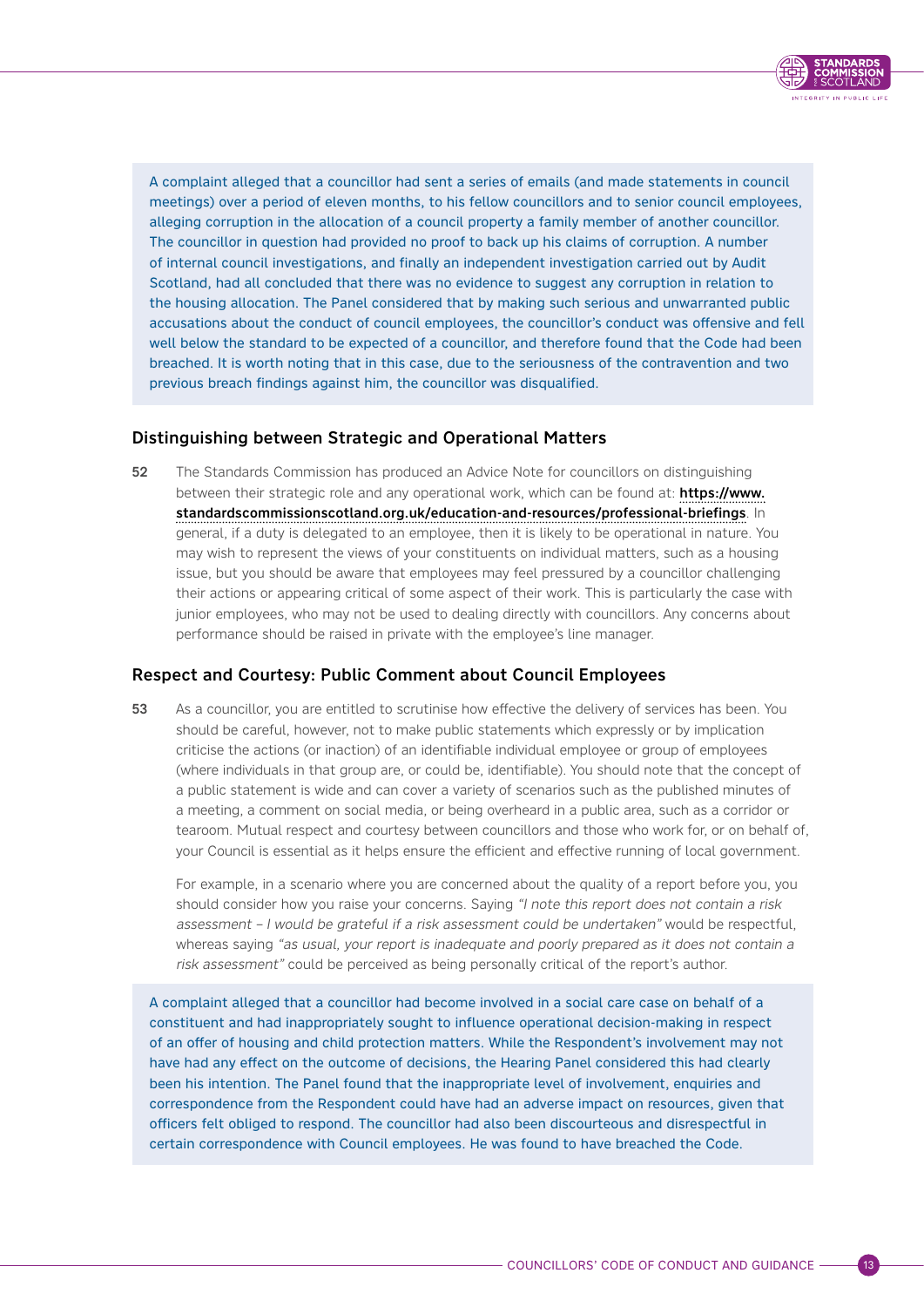A complaint alleged that a councillor had sent a series of emails (and made statements in council meetings) over a period of eleven months, to his fellow councillors and to senior council employees, alleging corruption in the allocation of a council property a family member of another councillor. The councillor in question had provided no proof to back up his claims of corruption. A number of internal council investigations, and finally an independent investigation carried out by Audit Scotland, had all concluded that there was no evidence to suggest any corruption in relation to the housing allocation. The Panel considered that by making such serious and unwarranted public accusations about the conduct of council employees, the councillor's conduct was offensive and fell well below the standard to be expected of a councillor, and therefore found that the Code had been breached. It is worth noting that in this case, due to the seriousness of the contravention and two previous breach findings against him, the councillor was disqualified.

### Distinguishing between Strategic and Operational Matters

**52** The Standards Commission has produced an Advice Note for councillors on distinguishing between their strategic role and any operational work, which can be found at: **https://www.standardscommissionscotland.org.uk/education-and-resources/professional-briefings**. In general, if a duty is delegated to an employee, then it is likely to be operational in nature. You may wish to represent the views of your constituents on individual matters, such as a housing issue, but you should be aware that employees may feel pressured by a councillor challenging their actions or appearing critical of some aspect of their work. This is particularly the case with junior employees, who may not be used to dealing directly with councillors. Any concerns about performance should be raised in private with the employee's line manager.

### Respect and Courtesy: Public Comment about Council Employees

**53** As a councillor, you are entitled to scrutinise how effective the delivery of services has been. You should be careful, however, not to make public statements which expressly or by implication criticise the actions (or inaction) of an identifiable individual employee or group of employees (where individuals in that group are, or could be, identifiable). You should note that the concept of a public statement is wide and can cover a variety of scenarios such as the published minutes of a meeting, a comment on social media, or being overheard in a public area, such as a corridor or tearoom. Mutual respect and courtesy between councillors and those who work for, or on behalf of, your Council is essential as it helps ensure the efficient and effective running of local government.

For example, in a scenario where you are concerned about the quality of a report before you, you should consider how you raise your concerns. Saying *"I note this report does not contain a risk assessment – I would be grateful if a risk assessment could be undertaken"* would be respectful, whereas saying *"as usual, your report is inadequate and poorly prepared as it does not contain a risk assessment"* could be perceived as being personally critical of the report's author.

A complaint alleged that a councillor had become involved in a social care case on behalf of a constituent and had inappropriately sought to influence operational decision-making in respect of an offer of housing and child protection matters. While the Respondent's involvement may not have had any effect on the outcome of decisions, the Hearing Panel considered this had clearly been his intention. The Panel found that the inappropriate level of involvement, enquiries and correspondence from the Respondent could have had an adverse impact on resources, given that officers felt obliged to respond. The councillor had also been discourteous and disrespectful in certain correspondence with Council employees. He was found to have breached the Code.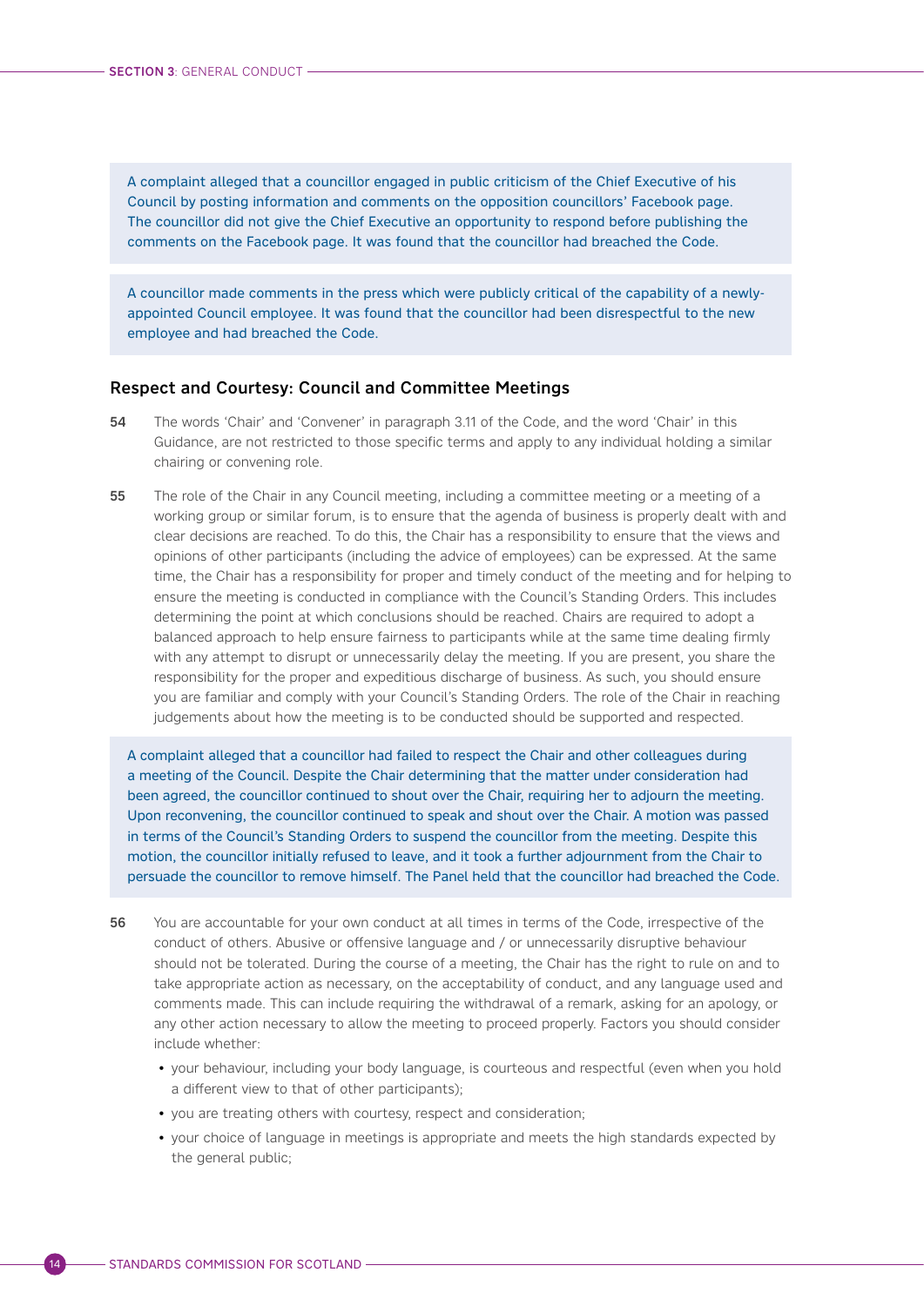> A complaint alleged that a councillor engaged in public criticism of the Chief Executive of his Council by posting information and comments on the opposition councillors' Facebook page. The councillor did not give the Chief Executive an opportunity to respond before publishing the comments on the Facebook page. It was found that the councillor had breached the Code.

> A councillor made comments in the press which were publicly critical of the capability of a newly-appointed Council employee. It was found that the councillor had been disrespectful to the new employee and had breached the Code.

### Respect and Courtesy: Council and Committee Meetings

**54** The words 'Chair' and 'Convener' in paragraph 3.11 of the Code, and the word 'Chair' in this Guidance, are not restricted to those specific terms and apply to any individual holding a similar chairing or convening role.

**55** The role of the Chair in any Council meeting, including a committee meeting or a meeting of a working group or similar forum, is to ensure that the agenda of business is properly dealt with and clear decisions are reached. To do this, the Chair has a responsibility to ensure that the views and opinions of other participants (including the advice of employees) can be expressed. At the same time, the Chair has a responsibility for proper and timely conduct of the meeting and for helping to ensure the meeting is conducted in compliance with the Council's Standing Orders. This includes determining the point at which conclusions should be reached. Chairs are required to adopt a balanced approach to help ensure fairness to participants while at the same time dealing firmly with any attempt to disrupt or unnecessarily delay the meeting. If you are present, you share the responsibility for the proper and expeditious discharge of business. As such, you should ensure you are familiar and comply with your Council's Standing Orders. The role of the Chair in reaching judgements about how the meeting is to be conducted should be supported and respected.

> A complaint alleged that a councillor had failed to respect the Chair and other colleagues during a meeting of the Council. Despite the Chair determining that the matter under consideration had been agreed, the councillor continued to shout over the Chair, requiring her to adjourn the meeting. Upon reconvening, the councillor continued to speak and shout over the Chair. A motion was passed in terms of the Council's Standing Orders to suspend the councillor from the meeting. Despite this motion, the councillor initially refused to leave, and it took a further adjournment from the Chair to persuade the councillor to remove himself. The Panel held that the councillor had breached the Code.

**56** You are accountable for your own conduct at all times in terms of the Code, irrespective of the conduct of others. Abusive or offensive language and / or unnecessarily disruptive behaviour should not be tolerated. During the course of a meeting, the Chair has the right to rule on and to take appropriate action as necessary, on the acceptability of conduct, and any language used and comments made. This can include requiring the withdrawal of a remark, asking for an apology, or any other action necessary to allow the meeting to proceed properly. Factors you should consider include whether:

- your behaviour, including your body language, is courteous and respectful (even when you hold a different view to that of other participants);
- you are treating others with courtesy, respect and consideration;
- your choice of language in meetings is appropriate and meets the high standards expected by the general public;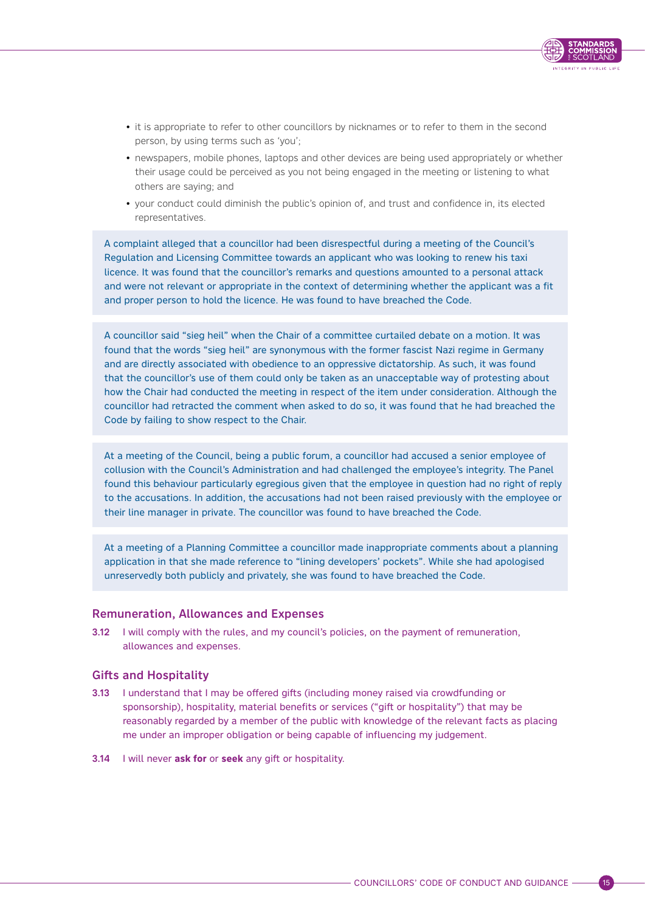- it is appropriate to refer to other councillors by nicknames or to refer to them in the second person, by using terms such as 'you';
- newspapers, mobile phones, laptops and other devices are being used appropriately or whether their usage could be perceived as you not being engaged in the meeting or listening to what others are saying; and
- your conduct could diminish the public's opinion of, and trust and confidence in, its elected representatives.

> A complaint alleged that a councillor had been disrespectful during a meeting of the Council's Regulation and Licensing Committee towards an applicant who was looking to renew his taxi licence. It was found that the councillor's remarks and questions amounted to a personal attack and were not relevant or appropriate in the context of determining whether the applicant was a fit and proper person to hold the licence. He was found to have breached the Code.

> A councillor said "sieg heil" when the Chair of a committee curtailed debate on a motion. It was found that the words "sieg heil" are synonymous with the former fascist Nazi regime in Germany and are directly associated with obedience to an oppressive dictatorship. As such, it was found that the councillor's use of them could only be taken as an unacceptable way of protesting about how the Chair had conducted the meeting in respect of the item under consideration. Although the councillor had retracted the comment when asked to do so, it was found that he had breached the Code by failing to show respect to the Chair.

> At a meeting of the Council, being a public forum, a councillor had accused a senior employee of collusion with the Council's Administration and had challenged the employee's integrity. The Panel found this behaviour particularly egregious given that the employee in question had no right of reply to the accusations. In addition, the accusations had not been raised previously with the employee or their line manager in private. The councillor was found to have breached the Code.

> At a meeting of a Planning Committee a councillor made inappropriate comments about a planning application in that she made reference to "lining developers' pockets". While she had apologised unreservedly both publicly and privately, she was found to have breached the Code.

### Remuneration, Allowances and Expenses

**3.12** I will comply with the rules, and my council's policies, on the payment of remuneration, allowances and expenses.

### Gifts and Hospitality

**3.13** I understand that I may be offered gifts (including money raised via crowdfunding or sponsorship), hospitality, material benefits or services ("gift or hospitality") that may be reasonably regarded by a member of the public with knowledge of the relevant facts as placing me under an improper obligation or being capable of influencing my judgement.

**3.14** I will never **ask for** or **seek** any gift or hospitality.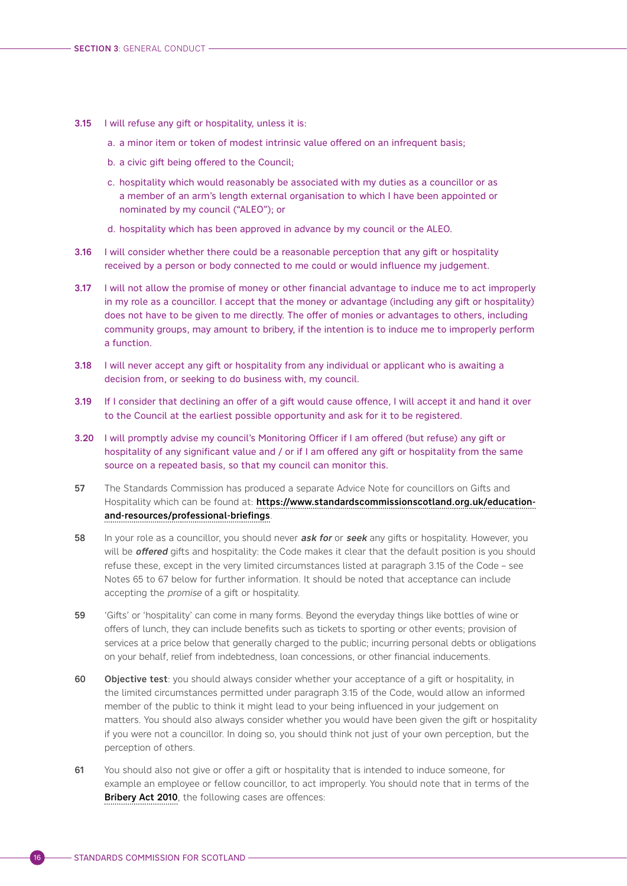**3.15** I will refuse any gift or hospitality, unless it is:

a. a minor item or token of modest intrinsic value offered on an infrequent basis;

b. a civic gift being offered to the Council;

c. hospitality which would reasonably be associated with my duties as a councillor or as a member of an arm's length external organisation to which I have been appointed or nominated by my council ("ALEO"); or

d. hospitality which has been approved in advance by my council or the ALEO.

**3.16** I will consider whether there could be a reasonable perception that any gift or hospitality received by a person or body connected to me could or would influence my judgement.

**3.17** I will not allow the promise of money or other financial advantage to induce me to act improperly in my role as a councillor. I accept that the money or advantage (including any gift or hospitality) does not have to be given to me directly. The offer of monies or advantages to others, including community groups, may amount to bribery, if the intention is to induce me to improperly perform a function.

**3.18** I will never accept any gift or hospitality from any individual or applicant who is awaiting a decision from, or seeking to do business with, my council.

**3.19** If I consider that declining an offer of a gift would cause offence, I will accept it and hand it over to the Council at the earliest possible opportunity and ask for it to be registered.

**3.20** I will promptly advise my council's Monitoring Officer if I am offered (but refuse) any gift or hospitality of any significant value and / or if I am offered any gift or hospitality from the same source on a repeated basis, so that my council can monitor this.

**57** The Standards Commission has produced a separate Advice Note for councillors on Gifts and Hospitality which can be found at: **https://www.standardscommissionscotland.org.uk/education-and-resources/professional-briefings**.

**58** In your role as a councillor, you should never ***ask for*** or ***seek*** any gifts or hospitality. However, you will be ***offered*** gifts and hospitality: the Code makes it clear that the default position is you should refuse these, except in the very limited circumstances listed at paragraph 3.15 of the Code – see Notes 65 to 67 below for further information. It should be noted that acceptance can include accepting the *promise* of a gift or hospitality.

**59** 'Gifts' or 'hospitality' can come in many forms. Beyond the everyday things like bottles of wine or offers of lunch, they can include benefits such as tickets to sporting or other events; provision of services at a price below that generally charged to the public; incurring personal debts or obligations on your behalf, relief from indebtedness, loan concessions, or other financial inducements.

**60** **Objective test**: you should always consider whether your acceptance of a gift or hospitality, in the limited circumstances permitted under paragraph 3.15 of the Code, would allow an informed member of the public to think it might lead to your being influenced in your judgement on matters. You should also always consider whether you would have been given the gift or hospitality if you were not a councillor. In doing so, you should think not just of your own perception, but the perception of others.

**61** You should also not give or offer a gift or hospitality that is intended to induce someone, for example an employee or fellow councillor, to act improperly. You should note that in terms of the **Bribery Act 2010**, the following cases are offences: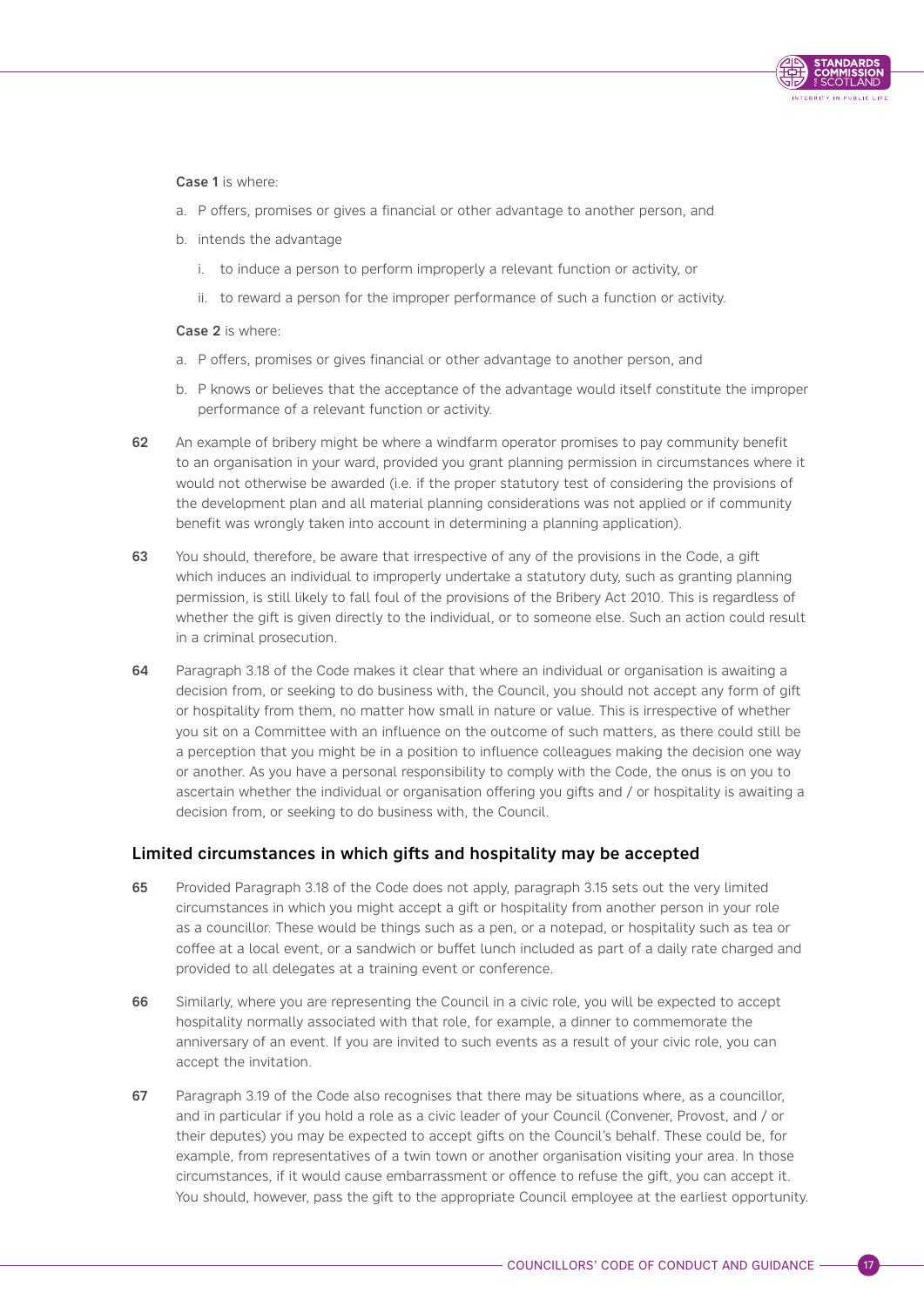**Case 1** is where:

a. P offers, promises or gives a financial or other advantage to another person, and
b. intends the advantage
   i. to induce a person to perform improperly a relevant function or activity, or
   ii. to reward a person for the improper performance of such a function or activity.

**Case 2** is where:

a. P offers, promises or gives financial or other advantage to another person, and
b. P knows or believes that the acceptance of the advantage would itself constitute the improper performance of a relevant function or activity.

**62** An example of bribery might be where a windfarm operator promises to pay community benefit to an organisation in your ward, provided you grant planning permission in circumstances where it would not otherwise be awarded (i.e. if the proper statutory test of considering the provisions of the development plan and all material planning considerations was not applied or if community benefit was wrongly taken into account in determining a planning application).

**63** You should, therefore, be aware that irrespective of any of the provisions in the Code, a gift which induces an individual to improperly undertake a statutory duty, such as granting planning permission, is still likely to fall foul of the provisions of the Bribery Act 2010. This is regardless of whether the gift is given directly to the individual, or to someone else. Such an action could result in a criminal prosecution.

**64** Paragraph 3.18 of the Code makes it clear that where an individual or organisation is awaiting a decision from, or seeking to do business with, the Council, you should not accept any form of gift or hospitality from them, no matter how small in nature or value. This is irrespective of whether you sit on a Committee with an influence on the outcome of such matters, as there could still be a perception that you might be in a position to influence colleagues making the decision one way or another. As you have a personal responsibility to comply with the Code, the onus is on you to ascertain whether the individual or organisation offering you gifts and / or hospitality is awaiting a decision from, or seeking to do business with, the Council.

## Limited circumstances in which gifts and hospitality may be accepted

**65** Provided Paragraph 3.18 of the Code does not apply, paragraph 3.15 sets out the very limited circumstances in which you might accept a gift or hospitality from another person in your role as a councillor. These would be things such as a pen, or a notepad, or hospitality such as tea or coffee at a local event, or a sandwich or buffet lunch included as part of a daily rate charged and provided to all delegates at a training event or conference.

**66** Similarly, where you are representing the Council in a civic role, you will be expected to accept hospitality normally associated with that role, for example, a dinner to commemorate the anniversary of an event. If you are invited to such events as a result of your civic role, you can accept the invitation.

**67** Paragraph 3.19 of the Code also recognises that there may be situations where, as a councillor, and in particular if you hold a role as a civic leader of your Council (Convener, Provost, and / or their deputes) you may be expected to accept gifts on the Council's behalf. These could be, for example, from representatives of a twin town or another organisation visiting your area. In those circumstances, if it would cause embarrassment or offence to refuse the gift, you can accept it. You should, however, pass the gift to the appropriate Council employee at the earliest opportunity.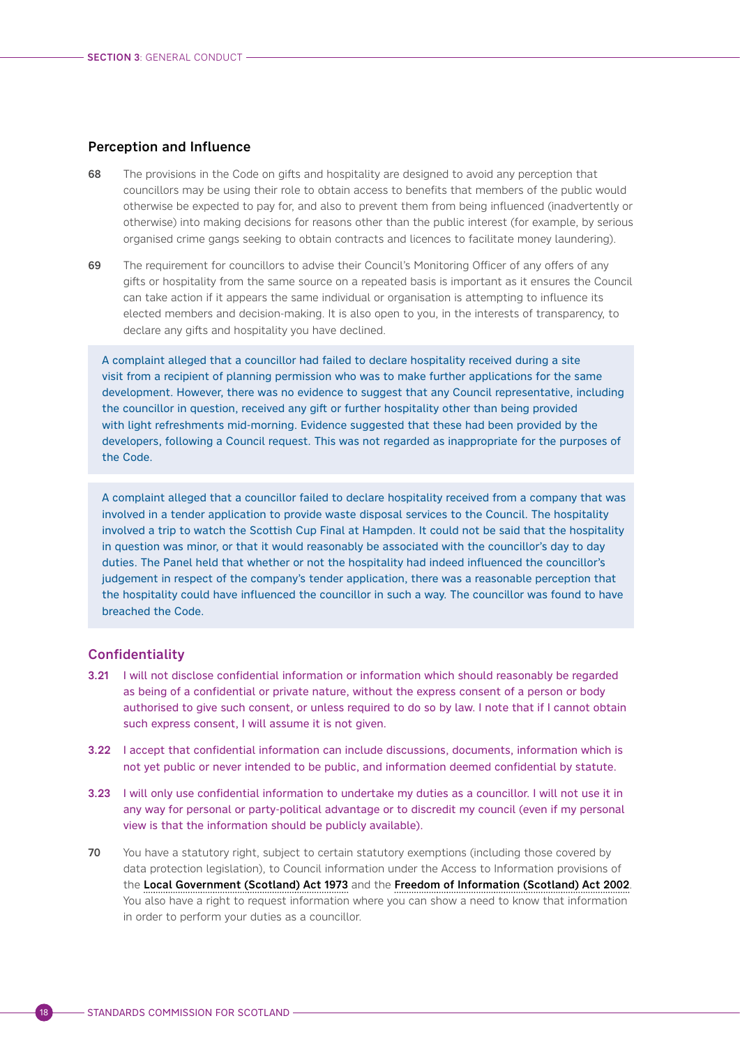### Perception and Influence

**68** The provisions in the Code on gifts and hospitality are designed to avoid any perception that councillors may be using their role to obtain access to benefits that members of the public would otherwise be expected to pay for, and also to prevent them from being influenced (inadvertently or otherwise) into making decisions for reasons other than the public interest (for example, by serious organised crime gangs seeking to obtain contracts and licences to facilitate money laundering).

**69** The requirement for councillors to advise their Council's Monitoring Officer of any offers of any gifts or hospitality from the same source on a repeated basis is important as it ensures the Council can take action if it appears the same individual or organisation is attempting to influence its elected members and decision-making. It is also open to you, in the interests of transparency, to declare any gifts and hospitality you have declined.

> A complaint alleged that a councillor had failed to declare hospitality received during a site visit from a recipient of planning permission who was to make further applications for the same development. However, there was no evidence to suggest that any Council representative, including the councillor in question, received any gift or further hospitality other than being provided with light refreshments mid-morning. Evidence suggested that these had been provided by the developers, following a Council request. This was not regarded as inappropriate for the purposes of the Code.

> A complaint alleged that a councillor failed to declare hospitality received from a company that was involved in a tender application to provide waste disposal services to the Council. The hospitality involved a trip to watch the Scottish Cup Final at Hampden. It could not be said that the hospitality in question was minor, or that it would reasonably be associated with the councillor's day to day duties. The Panel held that whether or not the hospitality had indeed influenced the councillor's judgement in respect of the company's tender application, there was a reasonable perception that the hospitality could have influenced the councillor in such a way. The councillor was found to have breached the Code.

## Confidentiality

**3.21** I will not disclose confidential information or information which should reasonably be regarded as being of a confidential or private nature, without the express consent of a person or body authorised to give such consent, or unless required to do so by law. I note that if I cannot obtain such express consent, I will assume it is not given.

**3.22** I accept that confidential information can include discussions, documents, information which is not yet public or never intended to be public, and information deemed confidential by statute.

**3.23** I will only use confidential information to undertake my duties as a councillor. I will not use it in any way for personal or party-political advantage or to discredit my council (even if my personal view is that the information should be publicly available).

**70** You have a statutory right, subject to certain statutory exemptions (including those covered by data protection legislation), to Council information under the Access to Information provisions of the **Local Government (Scotland) Act 1973** and the **Freedom of Information (Scotland) Act 2002**. You also have a right to request information where you can show a need to know that information in order to perform your duties as a councillor.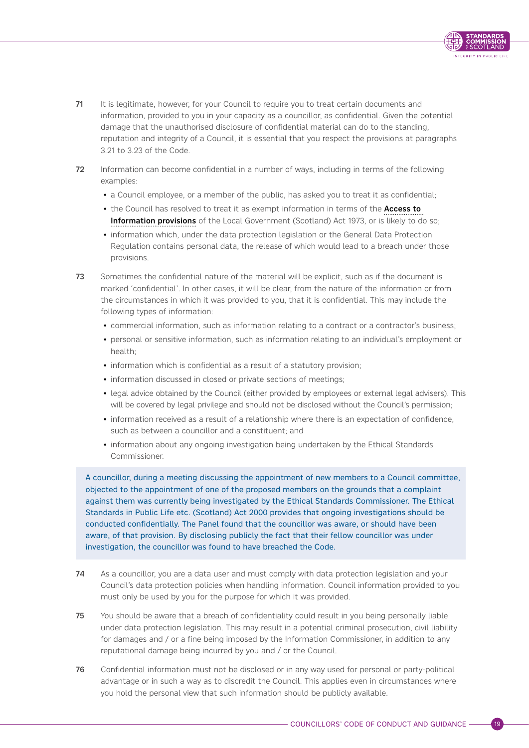**71** It is legitimate, however, for your Council to require you to treat certain documents and information, provided to you in your capacity as a councillor, as confidential. Given the potential damage that the unauthorised disclosure of confidential material can do to the standing, reputation and integrity of a Council, it is essential that you respect the provisions at paragraphs 3.21 to 3.23 of the Code.

**72** Information can become confidential in a number of ways, including in terms of the following examples:

- a Council employee, or a member of the public, has asked you to treat it as confidential;
- the Council has resolved to treat it as exempt information in terms of the **Access to Information provisions** of the Local Government (Scotland) Act 1973, or is likely to do so;
- information which, under the data protection legislation or the General Data Protection Regulation contains personal data, the release of which would lead to a breach under those provisions.

**73** Sometimes the confidential nature of the material will be explicit, such as if the document is marked 'confidential'. In other cases, it will be clear, from the nature of the information or from the circumstances in which it was provided to you, that it is confidential. This may include the following types of information:

- commercial information, such as information relating to a contract or a contractor's business;
- personal or sensitive information, such as information relating to an individual's employment or health;
- information which is confidential as a result of a statutory provision;
- information discussed in closed or private sections of meetings;
- legal advice obtained by the Council (either provided by employees or external legal advisers). This will be covered by legal privilege and should not be disclosed without the Council's permission;
- information received as a result of a relationship where there is an expectation of confidence, such as between a councillor and a constituent; and
- information about any ongoing investigation being undertaken by the Ethical Standards Commissioner.

> A councillor, during a meeting discussing the appointment of new members to a Council committee, objected to the appointment of one of the proposed members on the grounds that a complaint against them was currently being investigated by the Ethical Standards Commissioner. The Ethical Standards in Public Life etc. (Scotland) Act 2000 provides that ongoing investigations should be conducted confidentially. The Panel found that the councillor was aware, or should have been aware, of that provision. By disclosing publicly the fact that their fellow councillor was under investigation, the councillor was found to have breached the Code.

**74** As a councillor, you are a data user and must comply with data protection legislation and your Council's data protection policies when handling information. Council information provided to you must only be used by you for the purpose for which it was provided.

**75** You should be aware that a breach of confidentiality could result in you being personally liable under data protection legislation. This may result in a potential criminal prosecution, civil liability for damages and / or a fine being imposed by the Information Commissioner, in addition to any reputational damage being incurred by you and / or the Council.

**76** Confidential information must not be disclosed or in any way used for personal or party-political advantage or in such a way as to discredit the Council. This applies even in circumstances where you hold the personal view that such information should be publicly available.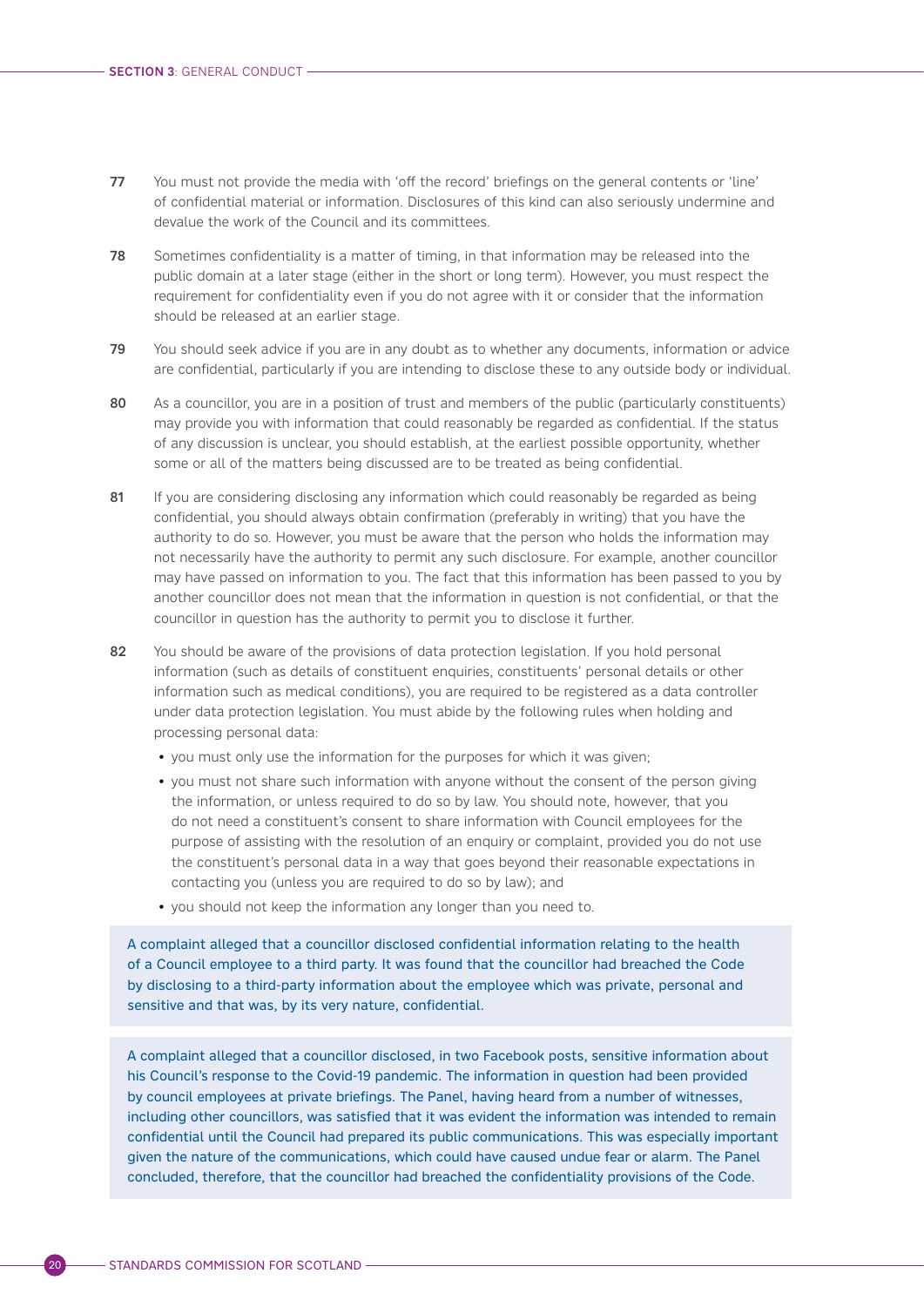77 You must not provide the media with 'off the record' briefings on the general contents or 'line' of confidential material or information. Disclosures of this kind can also seriously undermine and devalue the work of the Council and its committees.

78 Sometimes confidentiality is a matter of timing, in that information may be released into the public domain at a later stage (either in the short or long term). However, you must respect the requirement for confidentiality even if you do not agree with it or consider that the information should be released at an earlier stage.

79 You should seek advice if you are in any doubt as to whether any documents, information or advice are confidential, particularly if you are intending to disclose these to any outside body or individual.

80 As a councillor, you are in a position of trust and members of the public (particularly constituents) may provide you with information that could reasonably be regarded as confidential. If the status of any discussion is unclear, you should establish, at the earliest possible opportunity, whether some or all of the matters being discussed are to be treated as being confidential.

81 If you are considering disclosing any information which could reasonably be regarded as being confidential, you should always obtain confirmation (preferably in writing) that you have the authority to do so. However, you must be aware that the person who holds the information may not necessarily have the authority to permit any such disclosure. For example, another councillor may have passed on information to you. The fact that this information has been passed to you by another councillor does not mean that the information in question is not confidential, or that the councillor in question has the authority to permit you to disclose it further.

82 You should be aware of the provisions of data protection legislation. If you hold personal information (such as details of constituent enquiries, constituents' personal details or other information such as medical conditions), you are required to be registered as a data controller under data protection legislation. You must abide by the following rules when holding and processing personal data:

- you must only use the information for the purposes for which it was given;
- you must not share such information with anyone without the consent of the person giving the information, or unless required to do so by law. You should note, however, that you do not need a constituent's consent to share information with Council employees for the purpose of assisting with the resolution of an enquiry or complaint, provided you do not use the constituent's personal data in a way that goes beyond their reasonable expectations in contacting you (unless you are required to do so by law); and
- you should not keep the information any longer than you need to.

A complaint alleged that a councillor disclosed confidential information relating to the health of a Council employee to a third party. It was found that the councillor had breached the Code by disclosing to a third-party information about the employee which was private, personal and sensitive and that was, by its very nature, confidential.

A complaint alleged that a councillor disclosed, in two Facebook posts, sensitive information about his Council's response to the Covid-19 pandemic. The information in question had been provided by council employees at private briefings. The Panel, having heard from a number of witnesses, including other councillors, was satisfied that it was evident the information was intended to remain confidential until the Council had prepared its public communications. This was especially important given the nature of the communications, which could have caused undue fear or alarm. The Panel concluded, therefore, that the councillor had breached the confidentiality provisions of the Code.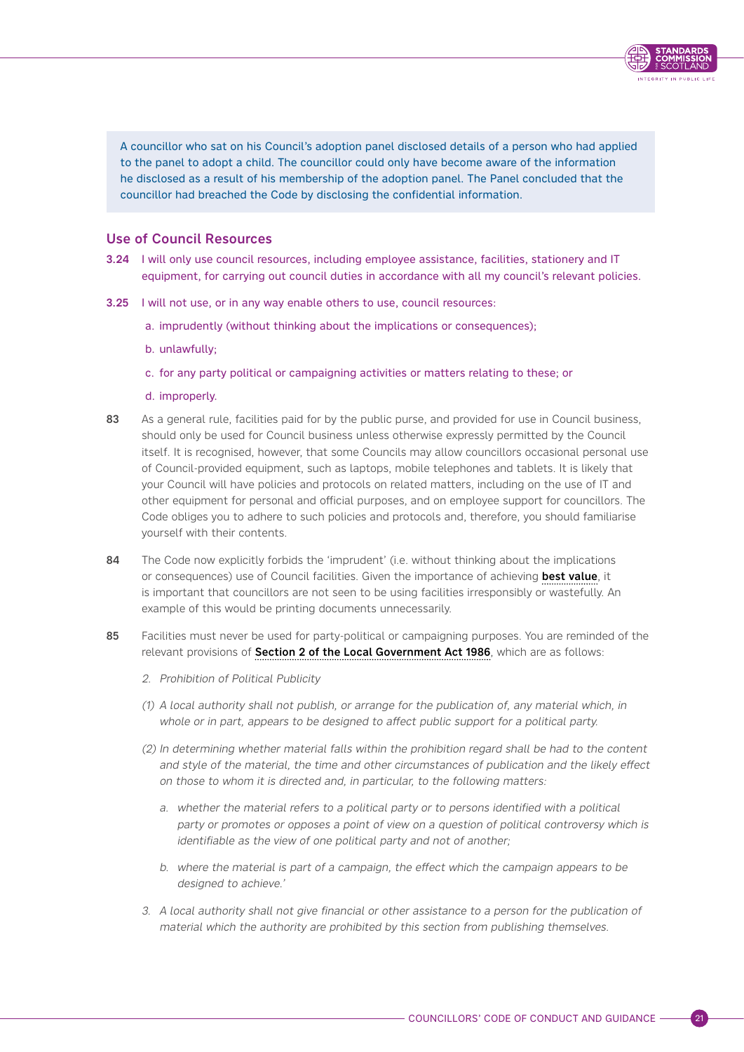A councillor who sat on his Council's adoption panel disclosed details of a person who had applied to the panel to adopt a child. The councillor could only have become aware of the information he disclosed as a result of his membership of the adoption panel. The Panel concluded that the councillor had breached the Code by disclosing the confidential information.

## Use of Council Resources

**3.24** I will only use council resources, including employee assistance, facilities, stationery and IT equipment, for carrying out council duties in accordance with all my council's relevant policies.

**3.25** I will not use, or in any way enable others to use, council resources:

a. imprudently (without thinking about the implications or consequences);

b. unlawfully;

c. for any party political or campaigning activities or matters relating to these; or

d. improperly.

**83** As a general rule, facilities paid for by the public purse, and provided for use in Council business, should only be used for Council business unless otherwise expressly permitted by the Council itself. It is recognised, however, that some Councils may allow councillors occasional personal use of Council-provided equipment, such as laptops, mobile telephones and tablets. It is likely that your Council will have policies and protocols on related matters, including on the use of IT and other equipment for personal and official purposes, and on employee support for councillors. The Code obliges you to adhere to such policies and protocols and, therefore, you should familiarise yourself with their contents.

**84** The Code now explicitly forbids the 'imprudent' (i.e. without thinking about the implications or consequences) use of Council facilities. Given the importance of achieving **best value**, it is important that councillors are not seen to be using facilities irresponsibly or wastefully. An example of this would be printing documents unnecessarily.

**85** Facilities must never be used for party-political or campaigning purposes. You are reminded of the relevant provisions of **Section 2 of the Local Government Act 1986**, which are as follows:

*2. Prohibition of Political Publicity*

*(1) A local authority shall not publish, or arrange for the publication of, any material which, in whole or in part, appears to be designed to affect public support for a political party.*

*(2) In determining whether material falls within the prohibition regard shall be had to the content and style of the material, the time and other circumstances of publication and the likely effect on those to whom it is directed and, in particular, to the following matters:*

*a. whether the material refers to a political party or to persons identified with a political party or promotes or opposes a point of view on a question of political controversy which is identifiable as the view of one political party and not of another;*

*b. where the material is part of a campaign, the effect which the campaign appears to be designed to achieve.'*

*3. A local authority shall not give financial or other assistance to a person for the publication of material which the authority are prohibited by this section from publishing themselves.*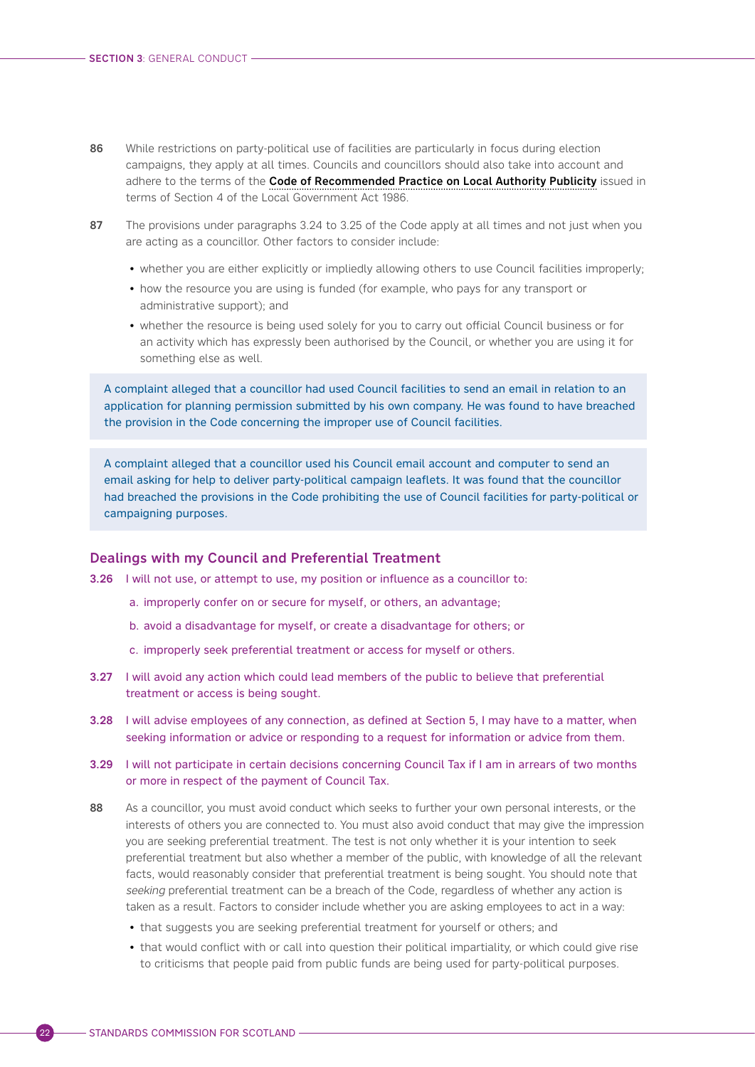86 While restrictions on party-political use of facilities are particularly in focus during election campaigns, they apply at all times. Councils and councillors should also take into account and adhere to the terms of the **Code of Recommended Practice on Local Authority Publicity** issued in terms of Section 4 of the Local Government Act 1986.

87 The provisions under paragraphs 3.24 to 3.25 of the Code apply at all times and not just when you are acting as a councillor. Other factors to consider include:

- whether you are either explicitly or impliedly allowing others to use Council facilities improperly;
- how the resource you are using is funded (for example, who pays for any transport or administrative support); and
- whether the resource is being used solely for you to carry out official Council business or for an activity which has expressly been authorised by the Council, or whether you are using it for something else as well.

> A complaint alleged that a councillor had used Council facilities to send an email in relation to an application for planning permission submitted by his own company. He was found to have breached the provision in the Code concerning the improper use of Council facilities.

> A complaint alleged that a councillor used his Council email account and computer to send an email asking for help to deliver party-political campaign leaflets. It was found that the councillor had breached the provisions in the Code prohibiting the use of Council facilities for party-political or campaigning purposes.

## Dealings with my Council and Preferential Treatment

**3.26** I will not use, or attempt to use, my position or influence as a councillor to:

a. improperly confer on or secure for myself, or others, an advantage;

b. avoid a disadvantage for myself, or create a disadvantage for others; or

c. improperly seek preferential treatment or access for myself or others.

**3.27** I will avoid any action which could lead members of the public to believe that preferential treatment or access is being sought.

**3.28** I will advise employees of any connection, as defined at Section 5, I may have to a matter, when seeking information or advice or responding to a request for information or advice from them.

**3.29** I will not participate in certain decisions concerning Council Tax if I am in arrears of two months or more in respect of the payment of Council Tax.

88 As a councillor, you must avoid conduct which seeks to further your own personal interests, or the interests of others you are connected to. You must also avoid conduct that may give the impression you are seeking preferential treatment. The test is not only whether it is your intention to seek preferential treatment but also whether a member of the public, with knowledge of all the relevant facts, would reasonably consider that preferential treatment is being sought. You should note that *seeking* preferential treatment can be a breach of the Code, regardless of whether any action is taken as a result. Factors to consider include whether you are asking employees to act in a way:

- that suggests you are seeking preferential treatment for yourself or others; and
- that would conflict with or call into question their political impartiality, or which could give rise to criticisms that people paid from public funds are being used for party-political purposes.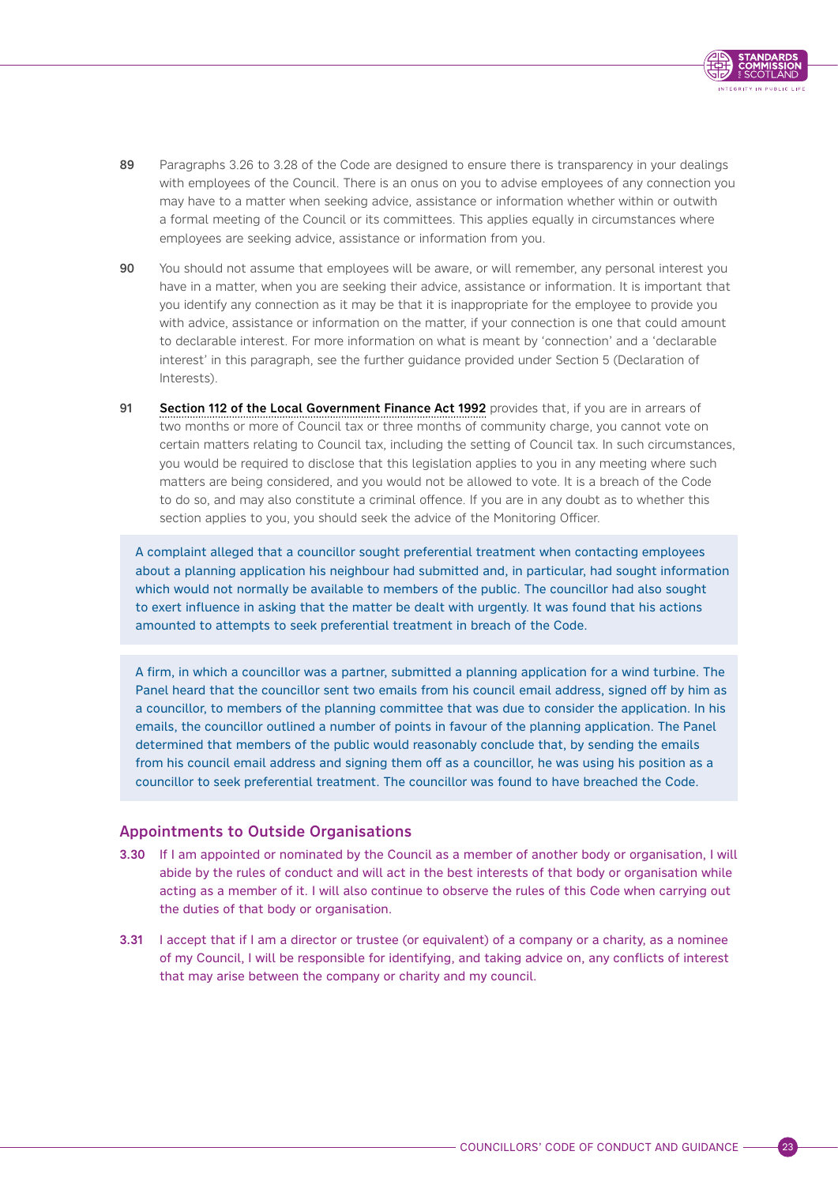89 Paragraphs 3.26 to 3.28 of the Code are designed to ensure there is transparency in your dealings with employees of the Council. There is an onus on you to advise employees of any connection you may have to a matter when seeking advice, assistance or information whether within or outwith a formal meeting of the Council or its committees. This applies equally in circumstances where employees are seeking advice, assistance or information from you.

90 You should not assume that employees will be aware, or will remember, any personal interest you have in a matter, when you are seeking their advice, assistance or information. It is important that you identify any connection as it may be that it is inappropriate for the employee to provide you with advice, assistance or information on the matter, if your connection is one that could amount to declarable interest. For more information on what is meant by 'connection' and a 'declarable interest' in this paragraph, see the further guidance provided under Section 5 (Declaration of Interests).

91 **Section 112 of the Local Government Finance Act 1992** provides that, if you are in arrears of two months or more of Council tax or three months of community charge, you cannot vote on certain matters relating to Council tax, including the setting of Council tax. In such circumstances, you would be required to disclose that this legislation applies to you in any meeting where such matters are being considered, and you would not be allowed to vote. It is a breach of the Code to do so, and may also constitute a criminal offence. If you are in any doubt as to whether this section applies to you, you should seek the advice of the Monitoring Officer.

> A complaint alleged that a councillor sought preferential treatment when contacting employees about a planning application his neighbour had submitted and, in particular, had sought information which would not normally be available to members of the public. The councillor had also sought to exert influence in asking that the matter be dealt with urgently. It was found that his actions amounted to attempts to seek preferential treatment in breach of the Code.

> A firm, in which a councillor was a partner, submitted a planning application for a wind turbine. The Panel heard that the councillor sent two emails from his council email address, signed off by him as a councillor, to members of the planning committee that was due to consider the application. In his emails, the councillor outlined a number of points in favour of the planning application. The Panel determined that members of the public would reasonably conclude that, by sending the emails from his council email address and signing them off as a councillor, he was using his position as a councillor to seek preferential treatment. The councillor was found to have breached the Code.

### Appointments to Outside Organisations

3.30 If I am appointed or nominated by the Council as a member of another body or organisation, I will abide by the rules of conduct and will act in the best interests of that body or organisation while acting as a member of it. I will also continue to observe the rules of this Code when carrying out the duties of that body or organisation.

3.31 I accept that if I am a director or trustee (or equivalent) of a company or a charity, as a nominee of my Council, I will be responsible for identifying, and taking advice on, any conflicts of interest that may arise between the company or charity and my council.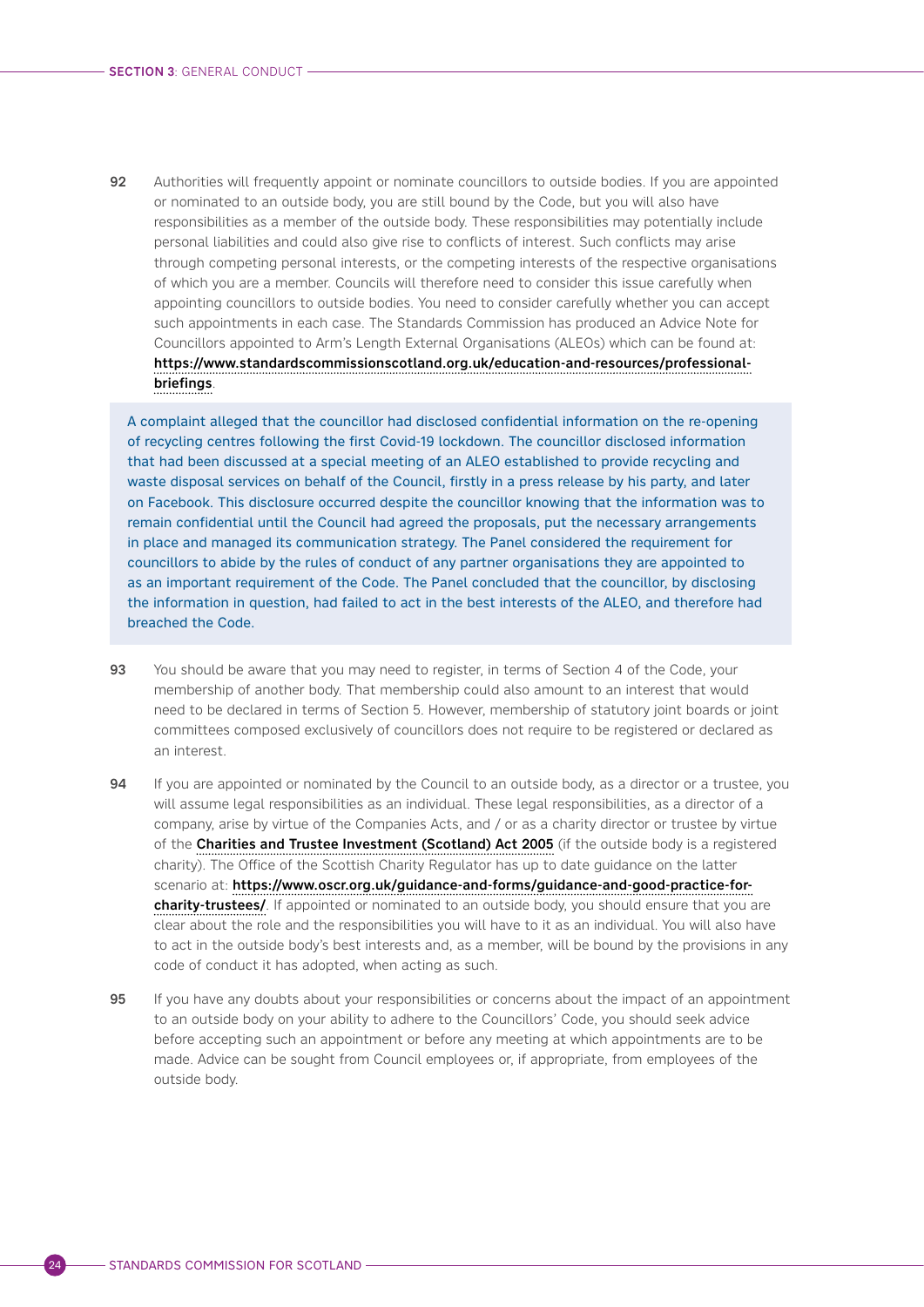92 Authorities will frequently appoint or nominate councillors to outside bodies. If you are appointed or nominated to an outside body, you are still bound by the Code, but you will also have responsibilities as a member of the outside body. These responsibilities may potentially include personal liabilities and could also give rise to conflicts of interest. Such conflicts may arise through competing personal interests, or the competing interests of the respective organisations of which you are a member. Councils will therefore need to consider this issue carefully when appointing councillors to outside bodies. You need to consider carefully whether you can accept such appointments in each case. The Standards Commission has produced an Advice Note for Councillors appointed to Arm's Length External Organisations (ALEOs) which can be found at: **https://www.standardscommissionscotland.org.uk/education-and-resources/professional-briefings**.

> A complaint alleged that the councillor had disclosed confidential information on the re-opening of recycling centres following the first Covid-19 lockdown. The councillor disclosed information that had been discussed at a special meeting of an ALEO established to provide recycling and waste disposal services on behalf of the Council, firstly in a press release by his party, and later on Facebook. This disclosure occurred despite the councillor knowing that the information was to remain confidential until the Council had agreed the proposals, put the necessary arrangements in place and managed its communication strategy. The Panel considered the requirement for councillors to abide by the rules of conduct of any partner organisations they are appointed to as an important requirement of the Code. The Panel concluded that the councillor, by disclosing the information in question, had failed to act in the best interests of the ALEO, and therefore had breached the Code.

93 You should be aware that you may need to register, in terms of Section 4 of the Code, your membership of another body. That membership could also amount to an interest that would need to be declared in terms of Section 5. However, membership of statutory joint boards or joint committees composed exclusively of councillors does not require to be registered or declared as an interest.

94 If you are appointed or nominated by the Council to an outside body, as a director or a trustee, you will assume legal responsibilities as an individual. These legal responsibilities, as a director of a company, arise by virtue of the Companies Acts, and / or as a charity director or trustee by virtue of the **Charities and Trustee Investment (Scotland) Act 2005** (if the outside body is a registered charity). The Office of the Scottish Charity Regulator has up to date guidance on the latter scenario at: **https://www.oscr.org.uk/guidance-and-forms/guidance-and-good-practice-for-charity-trustees/**. If appointed or nominated to an outside body, you should ensure that you are clear about the role and the responsibilities you will have to it as an individual. You will also have to act in the outside body's best interests and, as a member, will be bound by the provisions in any code of conduct it has adopted, when acting as such.

95 If you have any doubts about your responsibilities or concerns about the impact of an appointment to an outside body on your ability to adhere to the Councillors' Code, you should seek advice before accepting such an appointment or before any meeting at which appointments are to be made. Advice can be sought from Council employees or, if appropriate, from employees of the outside body.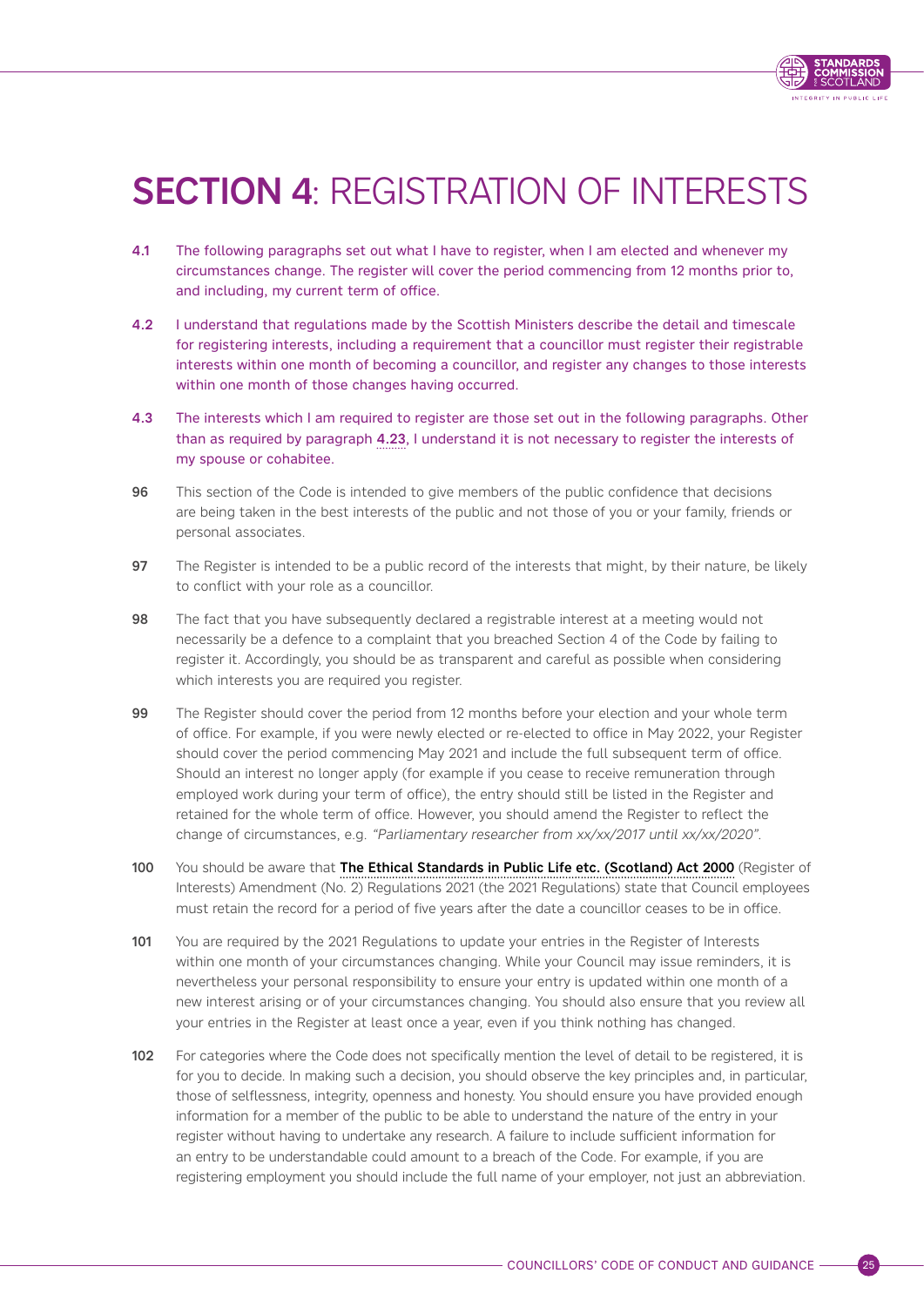# SECTION 4: REGISTRATION OF INTERESTS

**4.1** The following paragraphs set out what I have to register, when I am elected and whenever my circumstances change. The register will cover the period commencing from 12 months prior to, and including, my current term of office.

**4.2** I understand that regulations made by the Scottish Ministers describe the detail and timescale for registering interests, including a requirement that a councillor must register their registrable interests within one month of becoming a councillor, and register any changes to those interests within one month of those changes having occurred.

**4.3** The interests which I am required to register are those set out in the following paragraphs. Other than as required by paragraph 4.23, I understand it is not necessary to register the interests of my spouse or cohabitee.

**96** This section of the Code is intended to give members of the public confidence that decisions are being taken in the best interests of the public and not those of you or your family, friends or personal associates.

**97** The Register is intended to be a public record of the interests that might, by their nature, be likely to conflict with your role as a councillor.

**98** The fact that you have subsequently declared a registrable interest at a meeting would not necessarily be a defence to a complaint that you breached Section 4 of the Code by failing to register it. Accordingly, you should be as transparent and careful as possible when considering which interests you are required you register.

**99** The Register should cover the period from 12 months before your election and your whole term of office. For example, if you were newly elected or re-elected to office in May 2022, your Register should cover the period commencing May 2021 and include the full subsequent term of office. Should an interest no longer apply (for example if you cease to receive remuneration through employed work during your term of office), the entry should still be listed in the Register and retained for the whole term of office. However, you should amend the Register to reflect the change of circumstances, e.g. *"Parliamentary researcher from xx/xx/2017 until xx/xx/2020"*.

**100** You should be aware that **The Ethical Standards in Public Life etc. (Scotland) Act 2000** (Register of Interests) Amendment (No. 2) Regulations 2021 (the 2021 Regulations) state that Council employees must retain the record for a period of five years after the date a councillor ceases to be in office.

**101** You are required by the 2021 Regulations to update your entries in the Register of Interests within one month of your circumstances changing. While your Council may issue reminders, it is nevertheless your personal responsibility to ensure your entry is updated within one month of a new interest arising or of your circumstances changing. You should also ensure that you review all your entries in the Register at least once a year, even if you think nothing has changed.

**102** For categories where the Code does not specifically mention the level of detail to be registered, it is for you to decide. In making such a decision, you should observe the key principles and, in particular, those of selflessness, integrity, openness and honesty. You should ensure you have provided enough information for a member of the public to be able to understand the nature of the entry in your register without having to undertake any research. A failure to include sufficient information for an entry to be understandable could amount to a breach of the Code. For example, if you are registering employment you should include the full name of your employer, not just an abbreviation.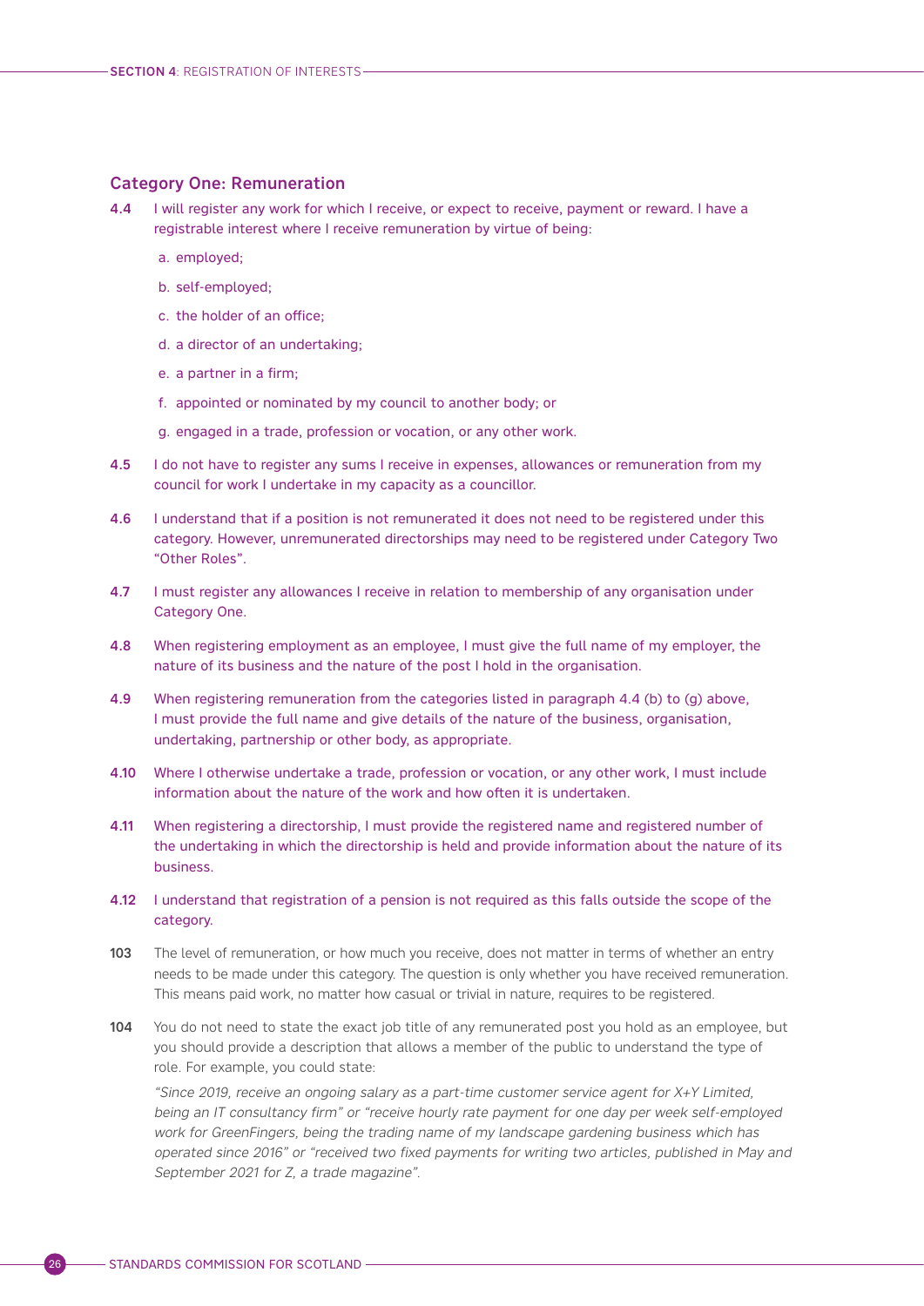### Category One: Remuneration

**4.4** I will register any work for which I receive, or expect to receive, payment or reward. I have a registrable interest where I receive remuneration by virtue of being:

a. employed;

b. self-employed;

c. the holder of an office;

d. a director of an undertaking;

e. a partner in a firm;

f. appointed or nominated by my council to another body; or

g. engaged in a trade, profession or vocation, or any other work.

**4.5** I do not have to register any sums I receive in expenses, allowances or remuneration from my council for work I undertake in my capacity as a councillor.

**4.6** I understand that if a position is not remunerated it does not need to be registered under this category. However, unremunerated directorships may need to be registered under Category Two "Other Roles".

**4.7** I must register any allowances I receive in relation to membership of any organisation under Category One.

**4.8** When registering employment as an employee, I must give the full name of my employer, the nature of its business and the nature of the post I hold in the organisation.

**4.9** When registering remuneration from the categories listed in paragraph 4.4 (b) to (g) above, I must provide the full name and give details of the nature of the business, organisation, undertaking, partnership or other body, as appropriate.

**4.10** Where I otherwise undertake a trade, profession or vocation, or any other work, I must include information about the nature of the work and how often it is undertaken.

**4.11** When registering a directorship, I must provide the registered name and registered number of the undertaking in which the directorship is held and provide information about the nature of its business.

**4.12** I understand that registration of a pension is not required as this falls outside the scope of the category.

**103** The level of remuneration, or how much you receive, does not matter in terms of whether an entry needs to be made under this category. The question is only whether you have received remuneration. This means paid work, no matter how casual or trivial in nature, requires to be registered.

**104** You do not need to state the exact job title of any remunerated post you hold as an employee, but you should provide a description that allows a member of the public to understand the type of role. For example, you could state:

*"Since 2019, receive an ongoing salary as a part-time customer service agent for X+Y Limited, being an IT consultancy firm" or "receive hourly rate payment for one day per week self-employed work for GreenFingers, being the trading name of my landscape gardening business which has operated since 2016" or "received two fixed payments for writing two articles, published in May and September 2021 for Z, a trade magazine".*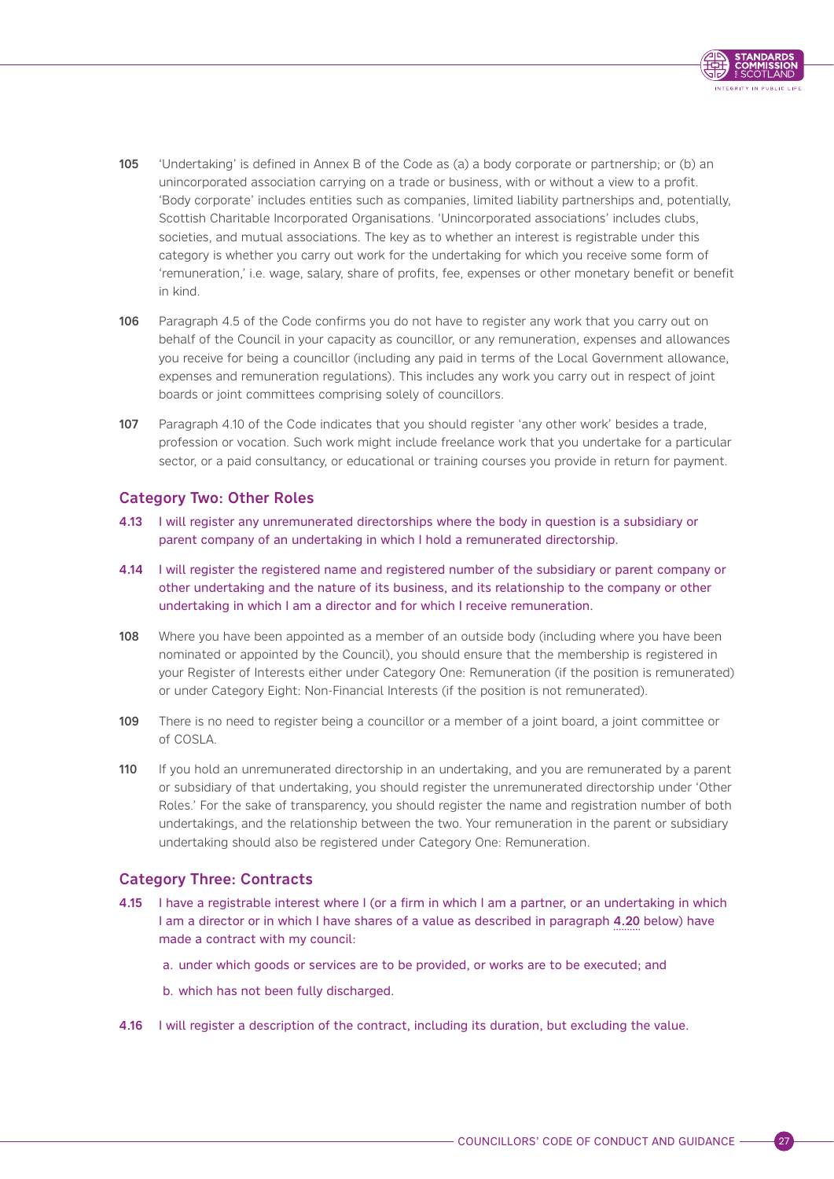105 'Undertaking' is defined in Annex B of the Code as (a) a body corporate or partnership; or (b) an unincorporated association carrying on a trade or business, with or without a view to a profit. 'Body corporate' includes entities such as companies, limited liability partnerships and, potentially, Scottish Charitable Incorporated Organisations. 'Unincorporated associations' includes clubs, societies, and mutual associations. The key as to whether an interest is registrable under this category is whether you carry out work for the undertaking for which you receive some form of 'remuneration,' i.e. wage, salary, share of profits, fee, expenses or other monetary benefit or benefit in kind.

106 Paragraph 4.5 of the Code confirms you do not have to register any work that you carry out on behalf of the Council in your capacity as councillor, or any remuneration, expenses and allowances you receive for being a councillor (including any paid in terms of the Local Government allowance, expenses and remuneration regulations). This includes any work you carry out in respect of joint boards or joint committees comprising solely of councillors.

107 Paragraph 4.10 of the Code indicates that you should register 'any other work' besides a trade, profession or vocation. Such work might include freelance work that you undertake for a particular sector, or a paid consultancy, or educational or training courses you provide in return for payment.

### Category Two: Other Roles

4.13 I will register any unremunerated directorships where the body in question is a subsidiary or parent company of an undertaking in which I hold a remunerated directorship.

4.14 I will register the registered name and registered number of the subsidiary or parent company or other undertaking and the nature of its business, and its relationship to the company or other undertaking in which I am a director and for which I receive remuneration.

108 Where you have been appointed as a member of an outside body (including where you have been nominated or appointed by the Council), you should ensure that the membership is registered in your Register of Interests either under Category One: Remuneration (if the position is remunerated) or under Category Eight: Non-Financial Interests (if the position is not remunerated).

109 There is no need to register being a councillor or a member of a joint board, a joint committee or of COSLA.

110 If you hold an unremunerated directorship in an undertaking, and you are remunerated by a parent or subsidiary of that undertaking, you should register the unremunerated directorship under 'Other Roles.' For the sake of transparency, you should register the name and registration number of both undertakings, and the relationship between the two. Your remuneration in the parent or subsidiary undertaking should also be registered under Category One: Remuneration.

### Category Three: Contracts

4.15 I have a registrable interest where I (or a firm in which I am a partner, or an undertaking in which I am a director or in which I have shares of a value as described in paragraph 4.20 below) have made a contract with my council:

a. under which goods or services are to be provided, or works are to be executed; and

b. which has not been fully discharged.

4.16 I will register a description of the contract, including its duration, but excluding the value.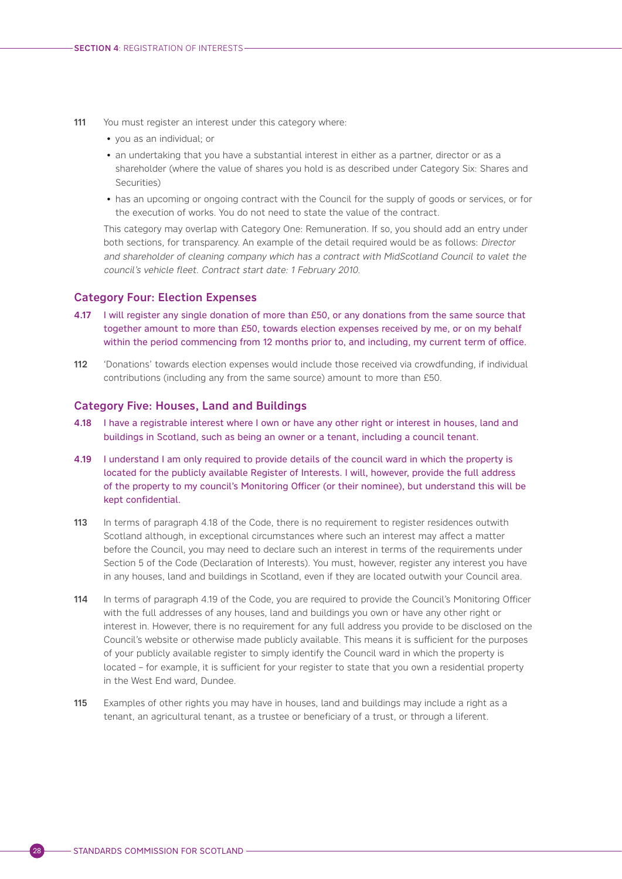111 You must register an interest under this category where:

- you as an individual; or
- an undertaking that you have a substantial interest in either as a partner, director or as a shareholder (where the value of shares you hold is as described under Category Six: Shares and Securities)
- has an upcoming or ongoing contract with the Council for the supply of goods or services, or for the execution of works. You do not need to state the value of the contract.

This category may overlap with Category One: Remuneration. If so, you should add an entry under both sections, for transparency. An example of the detail required would be as follows: *Director and shareholder of cleaning company which has a contract with MidScotland Council to valet the council's vehicle fleet. Contract start date: 1 February 2010.*

## Category Four: Election Expenses

4.17 I will register any single donation of more than £50, or any donations from the same source that together amount to more than £50, towards election expenses received by me, or on my behalf within the period commencing from 12 months prior to, and including, my current term of office.

112 'Donations' towards election expenses would include those received via crowdfunding, if individual contributions (including any from the same source) amount to more than £50.

## Category Five: Houses, Land and Buildings

4.18 I have a registrable interest where I own or have any other right or interest in houses, land and buildings in Scotland, such as being an owner or a tenant, including a council tenant.

4.19 I understand I am only required to provide details of the council ward in which the property is located for the publicly available Register of Interests. I will, however, provide the full address of the property to my council's Monitoring Officer (or their nominee), but understand this will be kept confidential.

113 In terms of paragraph 4.18 of the Code, there is no requirement to register residences outwith Scotland although, in exceptional circumstances where such an interest may affect a matter before the Council, you may need to declare such an interest in terms of the requirements under Section 5 of the Code (Declaration of Interests). You must, however, register any interest you have in any houses, land and buildings in Scotland, even if they are located outwith your Council area.

114 In terms of paragraph 4.19 of the Code, you are required to provide the Council's Monitoring Officer with the full addresses of any houses, land and buildings you own or have any other right or interest in. However, there is no requirement for any full address you provide to be disclosed on the Council's website or otherwise made publicly available. This means it is sufficient for the purposes of your publicly available register to simply identify the Council ward in which the property is located – for example, it is sufficient for your register to state that you own a residential property in the West End ward, Dundee.

115 Examples of other rights you may have in houses, land and buildings may include a right as a tenant, an agricultural tenant, as a trustee or beneficiary of a trust, or through a liferent.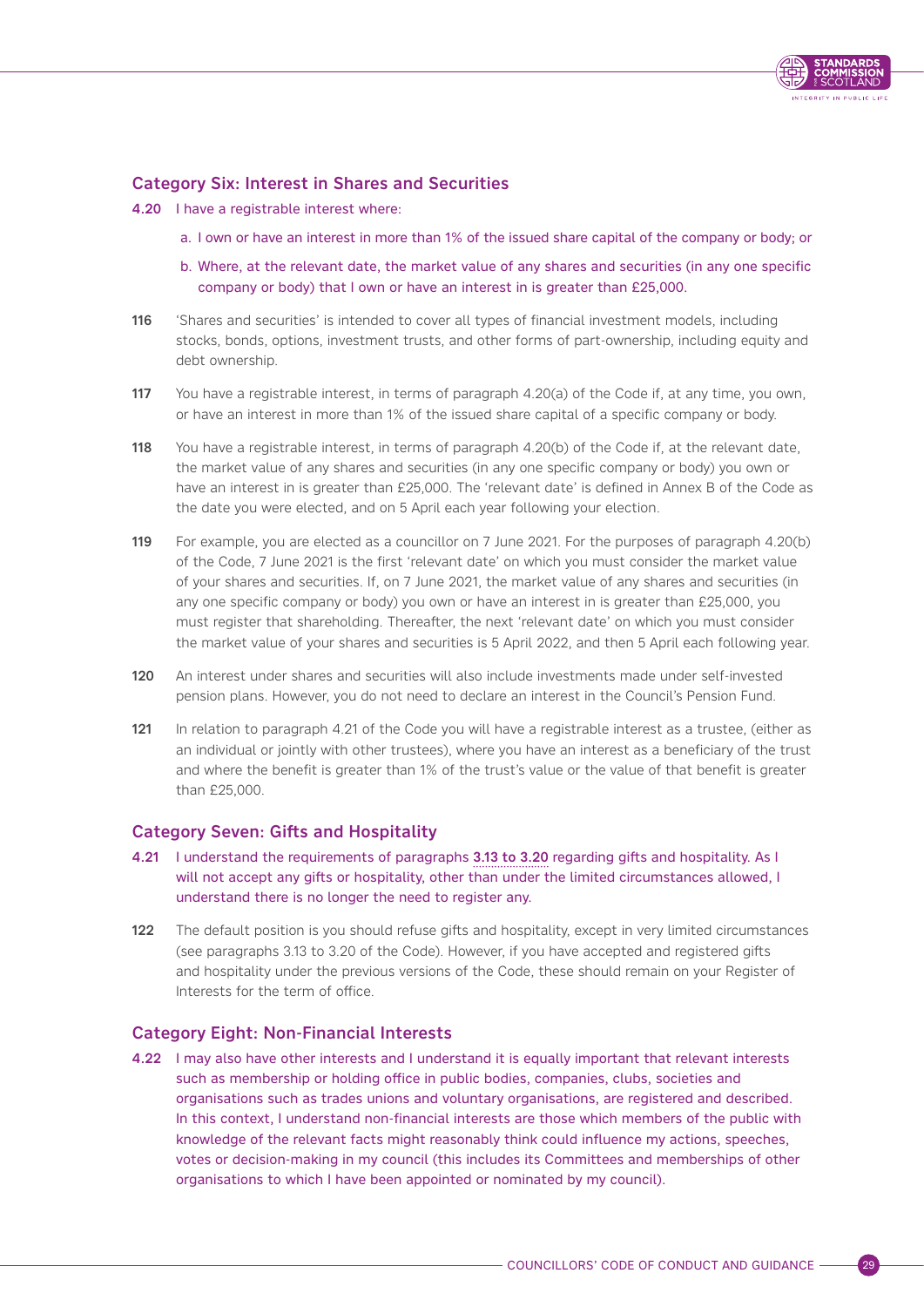### Category Six: Interest in Shares and Securities

**4.20** I have a registrable interest where:

a. I own or have an interest in more than 1% of the issued share capital of the company or body; or

b. Where, at the relevant date, the market value of any shares and securities (in any one specific company or body) that I own or have an interest in is greater than £25,000.

**116** 'Shares and securities' is intended to cover all types of financial investment models, including stocks, bonds, options, investment trusts, and other forms of part-ownership, including equity and debt ownership.

**117** You have a registrable interest, in terms of paragraph 4.20(a) of the Code if, at any time, you own, or have an interest in more than 1% of the issued share capital of a specific company or body.

**118** You have a registrable interest, in terms of paragraph 4.20(b) of the Code if, at the relevant date, the market value of any shares and securities (in any one specific company or body) you own or have an interest in is greater than £25,000. The 'relevant date' is defined in Annex B of the Code as the date you were elected, and on 5 April each year following your election.

**119** For example, you are elected as a councillor on 7 June 2021. For the purposes of paragraph 4.20(b) of the Code, 7 June 2021 is the first 'relevant date' on which you must consider the market value of your shares and securities. If, on 7 June 2021, the market value of any shares and securities (in any one specific company or body) you own or have an interest in is greater than £25,000, you must register that shareholding. Thereafter, the next 'relevant date' on which you must consider the market value of your shares and securities is 5 April 2022, and then 5 April each following year.

**120** An interest under shares and securities will also include investments made under self-invested pension plans. However, you do not need to declare an interest in the Council's Pension Fund.

**121** In relation to paragraph 4.21 of the Code you will have a registrable interest as a trustee, (either as an individual or jointly with other trustees), where you have an interest as a beneficiary of the trust and where the benefit is greater than 1% of the trust's value or the value of that benefit is greater than £25,000.

### Category Seven: Gifts and Hospitality

**4.21** I understand the requirements of paragraphs 3.13 to 3.20 regarding gifts and hospitality. As I will not accept any gifts or hospitality, other than under the limited circumstances allowed, I understand there is no longer the need to register any.

**122** The default position is you should refuse gifts and hospitality, except in very limited circumstances (see paragraphs 3.13 to 3.20 of the Code). However, if you have accepted and registered gifts and hospitality under the previous versions of the Code, these should remain on your Register of Interests for the term of office.

### Category Eight: Non-Financial Interests

**4.22** I may also have other interests and I understand it is equally important that relevant interests such as membership or holding office in public bodies, companies, clubs, societies and organisations such as trades unions and voluntary organisations, are registered and described. In this context, I understand non-financial interests are those which members of the public with knowledge of the relevant facts might reasonably think could influence my actions, speeches, votes or decision-making in my council (this includes its Committees and memberships of other organisations to which I have been appointed or nominated by my council).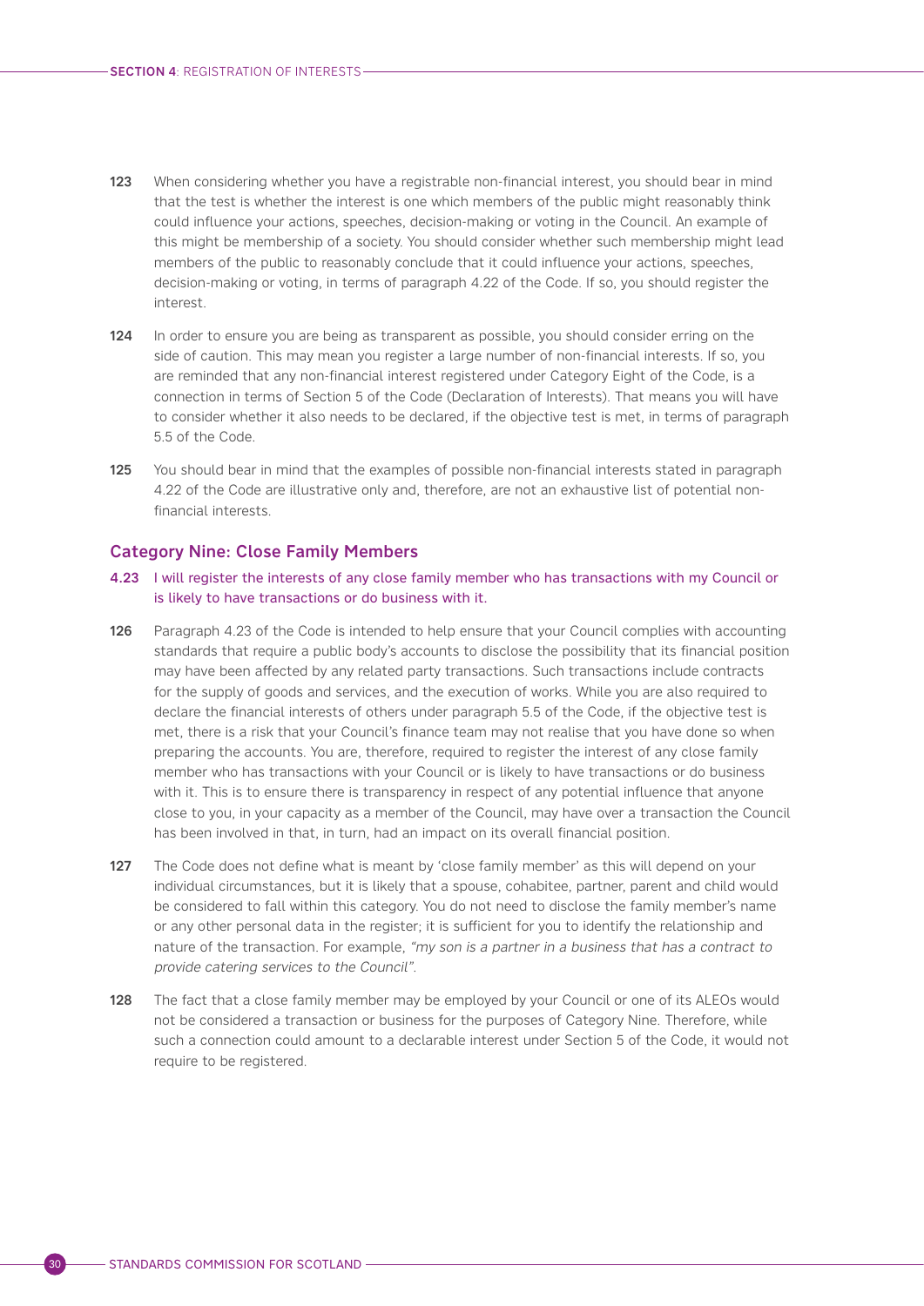**123** When considering whether you have a registrable non-financial interest, you should bear in mind that the test is whether the interest is one which members of the public might reasonably think could influence your actions, speeches, decision-making or voting in the Council. An example of this might be membership of a society. You should consider whether such membership might lead members of the public to reasonably conclude that it could influence your actions, speeches, decision-making or voting, in terms of paragraph 4.22 of the Code. If so, you should register the interest.

**124** In order to ensure you are being as transparent as possible, you should consider erring on the side of caution. This may mean you register a large number of non-financial interests. If so, you are reminded that any non-financial interest registered under Category Eight of the Code, is a connection in terms of Section 5 of the Code (Declaration of Interests). That means you will have to consider whether it also needs to be declared, if the objective test is met, in terms of paragraph 5.5 of the Code.

**125** You should bear in mind that the examples of possible non-financial interests stated in paragraph 4.22 of the Code are illustrative only and, therefore, are not an exhaustive list of potential non-financial interests.

### Category Nine: Close Family Members

**4.23** I will register the interests of any close family member who has transactions with my Council or is likely to have transactions or do business with it.

**126** Paragraph 4.23 of the Code is intended to help ensure that your Council complies with accounting standards that require a public body's accounts to disclose the possibility that its financial position may have been affected by any related party transactions. Such transactions include contracts for the supply of goods and services, and the execution of works. While you are also required to declare the financial interests of others under paragraph 5.5 of the Code, if the objective test is met, there is a risk that your Council's finance team may not realise that you have done so when preparing the accounts. You are, therefore, required to register the interest of any close family member who has transactions with your Council or is likely to have transactions or do business with it. This is to ensure there is transparency in respect of any potential influence that anyone close to you, in your capacity as a member of the Council, may have over a transaction the Council has been involved in that, in turn, had an impact on its overall financial position.

**127** The Code does not define what is meant by 'close family member' as this will depend on your individual circumstances, but it is likely that a spouse, cohabitee, partner, parent and child would be considered to fall within this category. You do not need to disclose the family member's name or any other personal data in the register; it is sufficient for you to identify the relationship and nature of the transaction. For example, *"my son is a partner in a business that has a contract to provide catering services to the Council"*.

**128** The fact that a close family member may be employed by your Council or one of its ALEOs would not be considered a transaction or business for the purposes of Category Nine. Therefore, while such a connection could amount to a declarable interest under Section 5 of the Code, it would not require to be registered.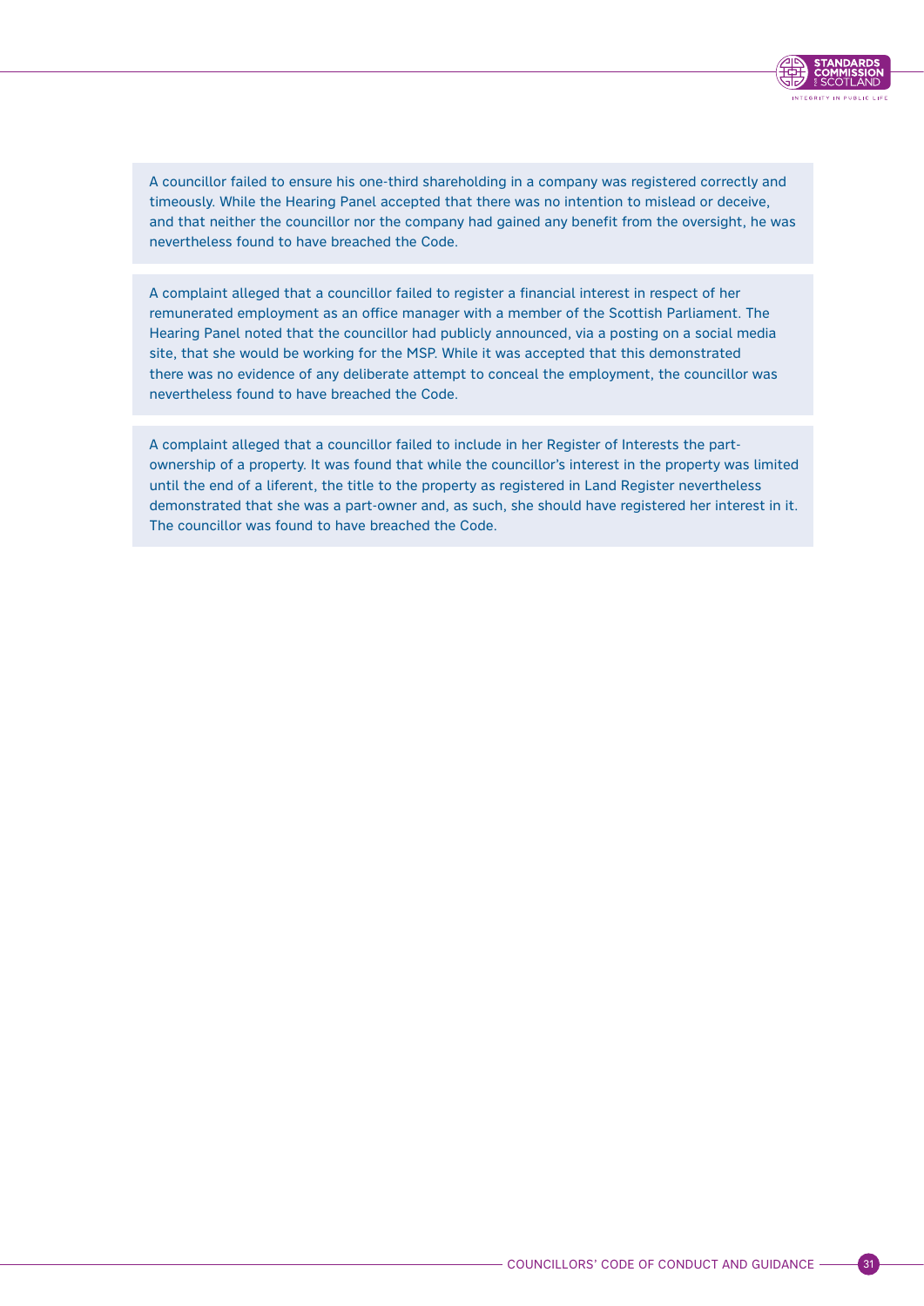A councillor failed to ensure his one-third shareholding in a company was registered correctly and timeously. While the Hearing Panel accepted that there was no intention to mislead or deceive, and that neither the councillor nor the company had gained any benefit from the oversight, he was nevertheless found to have breached the Code.

A complaint alleged that a councillor failed to register a financial interest in respect of her remunerated employment as an office manager with a member of the Scottish Parliament. The Hearing Panel noted that the councillor had publicly announced, via a posting on a social media site, that she would be working for the MSP. While it was accepted that this demonstrated there was no evidence of any deliberate attempt to conceal the employment, the councillor was nevertheless found to have breached the Code.

A complaint alleged that a councillor failed to include in her Register of Interests the part-ownership of a property. It was found that while the councillor's interest in the property was limited until the end of a liferent, the title to the property as registered in Land Register nevertheless demonstrated that she was a part-owner and, as such, she should have registered her interest in it. The councillor was found to have breached the Code.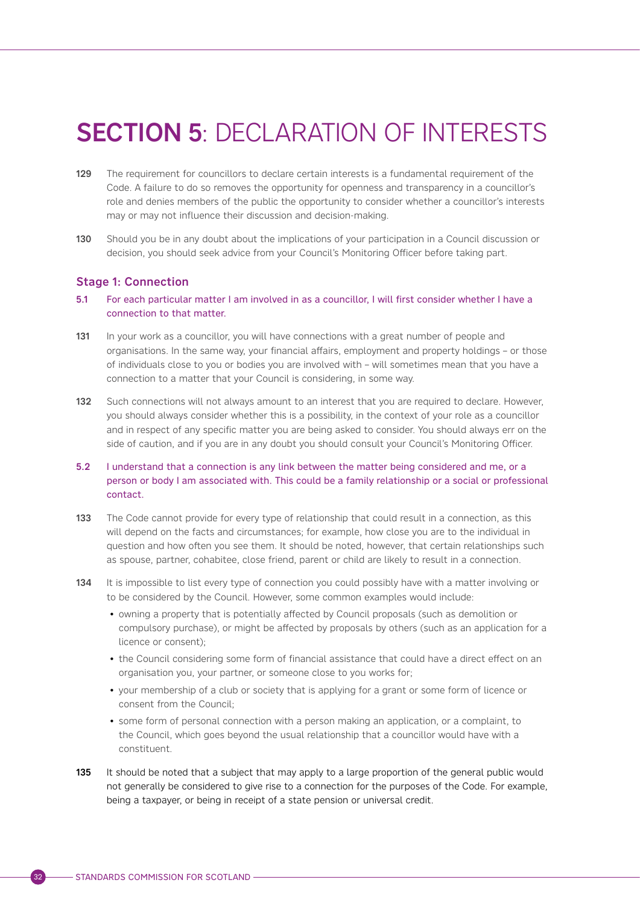# SECTION 5: DECLARATION OF INTERESTS

**129** The requirement for councillors to declare certain interests is a fundamental requirement of the Code. A failure to do so removes the opportunity for openness and transparency in a councillor's role and denies members of the public the opportunity to consider whether a councillor's interests may or may not influence their discussion and decision-making.

**130** Should you be in any doubt about the implications of your participation in a Council discussion or decision, you should seek advice from your Council's Monitoring Officer before taking part.

### Stage 1: Connection

**5.1** For each particular matter I am involved in as a councillor, I will first consider whether I have a connection to that matter.

**131** In your work as a councillor, you will have connections with a great number of people and organisations. In the same way, your financial affairs, employment and property holdings – or those of individuals close to you or bodies you are involved with – will sometimes mean that you have a connection to a matter that your Council is considering, in some way.

**132** Such connections will not always amount to an interest that you are required to declare. However, you should always consider whether this is a possibility, in the context of your role as a councillor and in respect of any specific matter you are being asked to consider. You should always err on the side of caution, and if you are in any doubt you should consult your Council's Monitoring Officer.

**5.2** I understand that a connection is any link between the matter being considered and me, or a person or body I am associated with. This could be a family relationship or a social or professional contact.

**133** The Code cannot provide for every type of relationship that could result in a connection, as this will depend on the facts and circumstances; for example, how close you are to the individual in question and how often you see them. It should be noted, however, that certain relationships such as spouse, partner, cohabitee, close friend, parent or child are likely to result in a connection.

**134** It is impossible to list every type of connection you could possibly have with a matter involving or to be considered by the Council. However, some common examples would include:

- owning a property that is potentially affected by Council proposals (such as demolition or compulsory purchase), or might be affected by proposals by others (such as an application for a licence or consent);
- the Council considering some form of financial assistance that could have a direct effect on an organisation you, your partner, or someone close to you works for;
- your membership of a club or society that is applying for a grant or some form of licence or consent from the Council;
- some form of personal connection with a person making an application, or a complaint, to the Council, which goes beyond the usual relationship that a councillor would have with a constituent.

**135** It should be noted that a subject that may apply to a large proportion of the general public would not generally be considered to give rise to a connection for the purposes of the Code. For example, being a taxpayer, or being in receipt of a state pension or universal credit.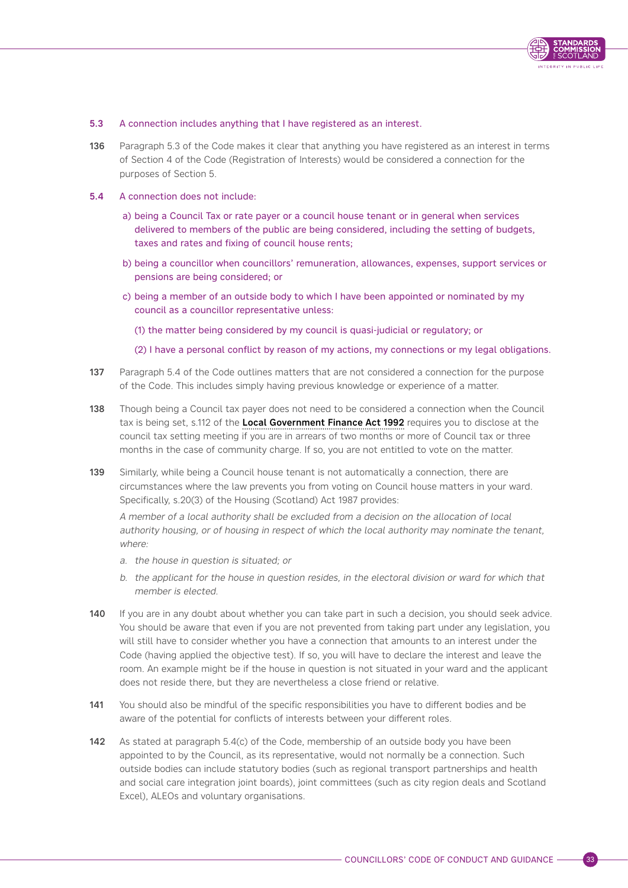**5.3** A connection includes anything that I have registered as an interest.

**136** Paragraph 5.3 of the Code makes it clear that anything you have registered as an interest in terms of Section 4 of the Code (Registration of Interests) would be considered a connection for the purposes of Section 5.

**5.4** A connection does not include:

a) being a Council Tax or rate payer or a council house tenant or in general when services delivered to members of the public are being considered, including the setting of budgets, taxes and rates and fixing of council house rents;

b) being a councillor when councillors' remuneration, allowances, expenses, support services or pensions are being considered; or

c) being a member of an outside body to which I have been appointed or nominated by my council as a councillor representative unless:

(1) the matter being considered by my council is quasi-judicial or regulatory; or

(2) I have a personal conflict by reason of my actions, my connections or my legal obligations.

**137** Paragraph 5.4 of the Code outlines matters that are not considered a connection for the purpose of the Code. This includes simply having previous knowledge or experience of a matter.

**138** Though being a Council tax payer does not need to be considered a connection when the Council tax is being set, s.112 of the **Local Government Finance Act 1992** requires you to disclose at the council tax setting meeting if you are in arrears of two months or more of Council tax or three months in the case of community charge. If so, you are not entitled to vote on the matter.

**139** Similarly, while being a Council house tenant is not automatically a connection, there are circumstances where the law prevents you from voting on Council house matters in your ward. Specifically, s.20(3) of the Housing (Scotland) Act 1987 provides:

*A member of a local authority shall be excluded from a decision on the allocation of local authority housing, or of housing in respect of which the local authority may nominate the tenant, where:*

*a. the house in question is situated; or*

*b. the applicant for the house in question resides, in the electoral division or ward for which that member is elected.*

**140** If you are in any doubt about whether you can take part in such a decision, you should seek advice. You should be aware that even if you are not prevented from taking part under any legislation, you will still have to consider whether you have a connection that amounts to an interest under the Code (having applied the objective test). If so, you will have to declare the interest and leave the room. An example might be if the house in question is not situated in your ward and the applicant does not reside there, but they are nevertheless a close friend or relative.

**141** You should also be mindful of the specific responsibilities you have to different bodies and be aware of the potential for conflicts of interests between your different roles.

**142** As stated at paragraph 5.4(c) of the Code, membership of an outside body you have been appointed to by the Council, as its representative, would not normally be a connection. Such outside bodies can include statutory bodies (such as regional transport partnerships and health and social care integration joint boards), joint committees (such as city region deals and Scotland Excel), ALEOs and voluntary organisations.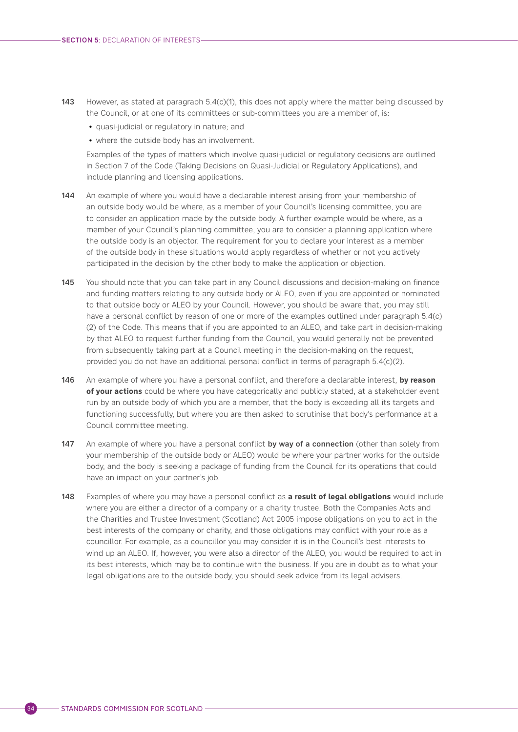143 However, as stated at paragraph 5.4(c)(1), this does not apply where the matter being discussed by the Council, or at one of its committees or sub-committees you are a member of, is:

- quasi-judicial or regulatory in nature; and
- where the outside body has an involvement.

Examples of the types of matters which involve quasi-judicial or regulatory decisions are outlined in Section 7 of the Code (Taking Decisions on Quasi-Judicial or Regulatory Applications), and include planning and licensing applications.

144 An example of where you would have a declarable interest arising from your membership of an outside body would be where, as a member of your Council's licensing committee, you are to consider an application made by the outside body. A further example would be where, as a member of your Council's planning committee, you are to consider a planning application where the outside body is an objector. The requirement for you to declare your interest as a member of the outside body in these situations would apply regardless of whether or not you actively participated in the decision by the other body to make the application or objection.

145 You should note that you can take part in any Council discussions and decision-making on finance and funding matters relating to any outside body or ALEO, even if you are appointed or nominated to that outside body or ALEO by your Council. However, you should be aware that, you may still have a personal conflict by reason of one or more of the examples outlined under paragraph 5.4(c)(2) of the Code. This means that if you are appointed to an ALEO, and take part in decision-making by that ALEO to request further funding from the Council, you would generally not be prevented from subsequently taking part at a Council meeting in the decision-making on the request, provided you do not have an additional personal conflict in terms of paragraph 5.4(c)(2).

146 An example of where you have a personal conflict, and therefore a declarable interest, **by reason of your actions** could be where you have categorically and publicly stated, at a stakeholder event run by an outside body of which you are a member, that the body is exceeding all its targets and functioning successfully, but where you are then asked to scrutinise that body's performance at a Council committee meeting.

147 An example of where you have a personal conflict **by way of a connection** (other than solely from your membership of the outside body or ALEO) would be where your partner works for the outside body, and the body is seeking a package of funding from the Council for its operations that could have an impact on your partner's job.

148 Examples of where you may have a personal conflict as **a result of legal obligations** would include where you are either a director of a company or a charity trustee. Both the Companies Acts and the Charities and Trustee Investment (Scotland) Act 2005 impose obligations on you to act in the best interests of the company or charity, and those obligations may conflict with your role as a councillor. For example, as a councillor you may consider it is in the Council's best interests to wind up an ALEO. If, however, you were also a director of the ALEO, you would be required to act in its best interests, which may be to continue with the business. If you are in doubt as to what your legal obligations are to the outside body, you should seek advice from its legal advisers.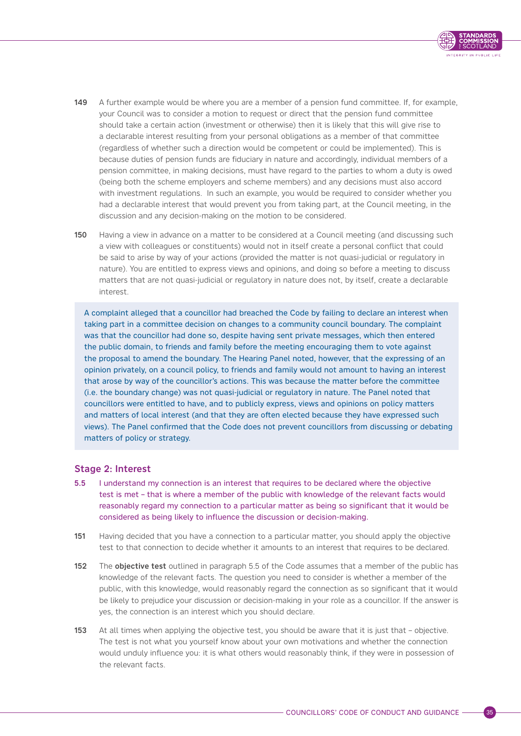**149** A further example would be where you are a member of a pension fund committee. If, for example, your Council was to consider a motion to request or direct that the pension fund committee should take a certain action (investment or otherwise) then it is likely that this will give rise to a declarable interest resulting from your personal obligations as a member of that committee (regardless of whether such a direction would be competent or could be implemented). This is because duties of pension funds are fiduciary in nature and accordingly, individual members of a pension committee, in making decisions, must have regard to the parties to whom a duty is owed (being both the scheme employers and scheme members) and any decisions must also accord with investment regulations. In such an example, you would be required to consider whether you had a declarable interest that would prevent you from taking part, at the Council meeting, in the discussion and any decision-making on the motion to be considered.

**150** Having a view in advance on a matter to be considered at a Council meeting (and discussing such a view with colleagues or constituents) would not in itself create a personal conflict that could be said to arise by way of your actions (provided the matter is not quasi-judicial or regulatory in nature). You are entitled to express views and opinions, and doing so before a meeting to discuss matters that are not quasi-judicial or regulatory in nature does not, by itself, create a declarable interest.

> A complaint alleged that a councillor had breached the Code by failing to declare an interest when taking part in a committee decision on changes to a community council boundary. The complaint was that the councillor had done so, despite having sent private messages, which then entered the public domain, to friends and family before the meeting encouraging them to vote against the proposal to amend the boundary. The Hearing Panel noted, however, that the expressing of an opinion privately, on a council policy, to friends and family would not amount to having an interest that arose by way of the councillor's actions. This was because the matter before the committee (i.e. the boundary change) was not quasi-judicial or regulatory in nature. The Panel noted that councillors were entitled to have, and to publicly express, views and opinions on policy matters and matters of local interest (and that they are often elected because they have expressed such views). The Panel confirmed that the Code does not prevent councillors from discussing or debating matters of policy or strategy.

## Stage 2: Interest

**5.5** I understand my connection is an interest that requires to be declared where the objective test is met – that is where a member of the public with knowledge of the relevant facts would reasonably regard my connection to a particular matter as being so significant that it would be considered as being likely to influence the discussion or decision-making.

**151** Having decided that you have a connection to a particular matter, you should apply the objective test to that connection to decide whether it amounts to an interest that requires to be declared.

**152** The **objective test** outlined in paragraph 5.5 of the Code assumes that a member of the public has knowledge of the relevant facts. The question you need to consider is whether a member of the public, with this knowledge, would reasonably regard the connection as so significant that it would be likely to prejudice your discussion or decision-making in your role as a councillor. If the answer is yes, the connection is an interest which you should declare.

**153** At all times when applying the objective test, you should be aware that it is just that – objective. The test is not what you yourself know about your own motivations and whether the connection would unduly influence you: it is what others would reasonably think, if they were in possession of the relevant facts.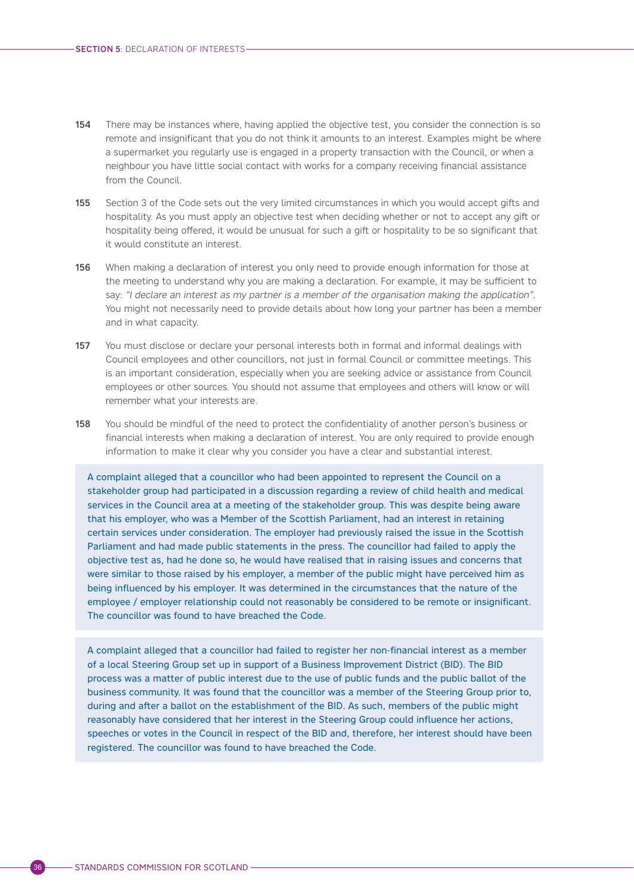**154** There may be instances where, having applied the objective test, you consider the connection is so remote and insignificant that you do not think it amounts to an interest. Examples might be where a supermarket you regularly use is engaged in a property transaction with the Council, or when a neighbour you have little social contact with works for a company receiving financial assistance from the Council.

**155** Section 3 of the Code sets out the very limited circumstances in which you would accept gifts and hospitality. As you must apply an objective test when deciding whether or not to accept any gift or hospitality being offered, it would be unusual for such a gift or hospitality to be so significant that it would constitute an interest.

**156** When making a declaration of interest you only need to provide enough information for those at the meeting to understand why you are making a declaration. For example, it may be sufficient to say: *"I declare an interest as my partner is a member of the organisation making the application"*. You might not necessarily need to provide details about how long your partner has been a member and in what capacity.

**157** You must disclose or declare your personal interests both in formal and informal dealings with Council employees and other councillors, not just in formal Council or committee meetings. This is an important consideration, especially when you are seeking advice or assistance from Council employees or other sources. You should not assume that employees and others will know or will remember what your interests are.

**158** You should be mindful of the need to protect the confidentiality of another person's business or financial interests when making a declaration of interest. You are only required to provide enough information to make it clear why you consider you have a clear and substantial interest.

> A complaint alleged that a councillor who had been appointed to represent the Council on a stakeholder group had participated in a discussion regarding a review of child health and medical services in the Council area at a meeting of the stakeholder group. This was despite being aware that his employer, who was a Member of the Scottish Parliament, had an interest in retaining certain services under consideration. The employer had previously raised the issue in the Scottish Parliament and had made public statements in the press. The councillor had failed to apply the objective test as, had he done so, he would have realised that in raising issues and concerns that were similar to those raised by his employer, a member of the public might have perceived him as being influenced by his employer. It was determined in the circumstances that the nature of the employee / employer relationship could not reasonably be considered to be remote or insignificant. The councillor was found to have breached the Code.

> A complaint alleged that a councillor had failed to register her non-financial interest as a member of a local Steering Group set up in support of a Business Improvement District (BID). The BID process was a matter of public interest due to the use of public funds and the public ballot of the business community. It was found that the councillor was a member of the Steering Group prior to, during and after a ballot on the establishment of the BID. As such, members of the public might reasonably have considered that her interest in the Steering Group could influence her actions, speeches or votes in the Council in respect of the BID and, therefore, her interest should have been registered. The councillor was found to have breached the Code.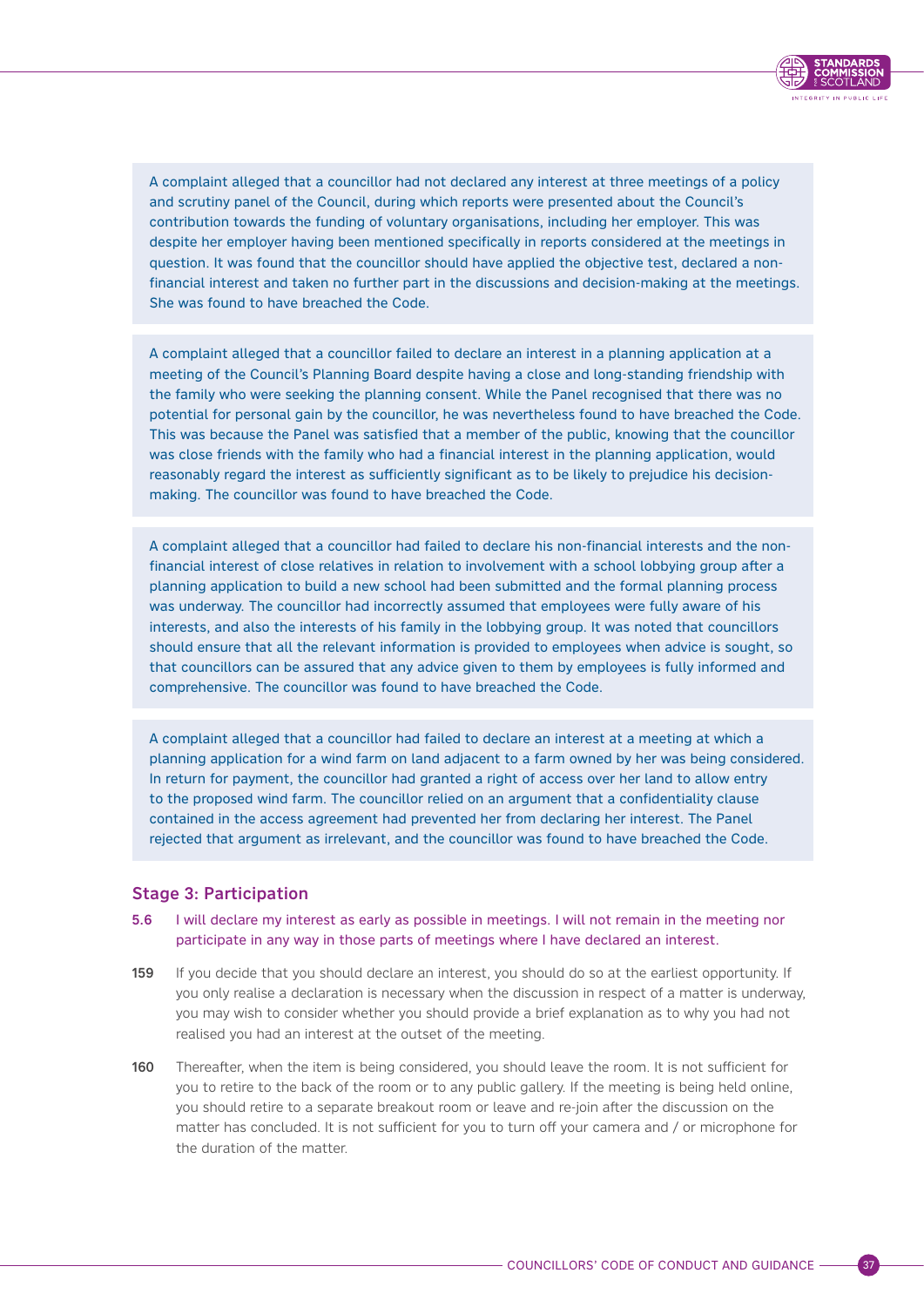A complaint alleged that a councillor had not declared any interest at three meetings of a policy and scrutiny panel of the Council, during which reports were presented about the Council's contribution towards the funding of voluntary organisations, including her employer. This was despite her employer having been mentioned specifically in reports considered at the meetings in question. It was found that the councillor should have applied the objective test, declared a non-financial interest and taken no further part in the discussions and decision-making at the meetings. She was found to have breached the Code.

A complaint alleged that a councillor failed to declare an interest in a planning application at a meeting of the Council's Planning Board despite having a close and long-standing friendship with the family who were seeking the planning consent. While the Panel recognised that there was no potential for personal gain by the councillor, he was nevertheless found to have breached the Code. This was because the Panel was satisfied that a member of the public, knowing that the councillor was close friends with the family who had a financial interest in the planning application, would reasonably regard the interest as sufficiently significant as to be likely to prejudice his decision-making. The councillor was found to have breached the Code.

A complaint alleged that a councillor had failed to declare his non-financial interests and the non-financial interest of close relatives in relation to involvement with a school lobbying group after a planning application to build a new school had been submitted and the formal planning process was underway. The councillor had incorrectly assumed that employees were fully aware of his interests, and also the interests of his family in the lobbying group. It was noted that councillors should ensure that all the relevant information is provided to employees when advice is sought, so that councillors can be assured that any advice given to them by employees is fully informed and comprehensive. The councillor was found to have breached the Code.

A complaint alleged that a councillor had failed to declare an interest at a meeting at which a planning application for a wind farm on land adjacent to a farm owned by her was being considered. In return for payment, the councillor had granted a right of access over her land to allow entry to the proposed wind farm. The councillor relied on an argument that a confidentiality clause contained in the access agreement had prevented her from declaring her interest. The Panel rejected that argument as irrelevant, and the councillor was found to have breached the Code.

### Stage 3: Participation

**5.6** I will declare my interest as early as possible in meetings. I will not remain in the meeting nor participate in any way in those parts of meetings where I have declared an interest.

**159** If you decide that you should declare an interest, you should do so at the earliest opportunity. If you only realise a declaration is necessary when the discussion in respect of a matter is underway, you may wish to consider whether you should provide a brief explanation as to why you had not realised you had an interest at the outset of the meeting.

**160** Thereafter, when the item is being considered, you should leave the room. It is not sufficient for you to retire to the back of the room or to any public gallery. If the meeting is being held online, you should retire to a separate breakout room or leave and re-join after the discussion on the matter has concluded. It is not sufficient for you to turn off your camera and / or microphone for the duration of the matter.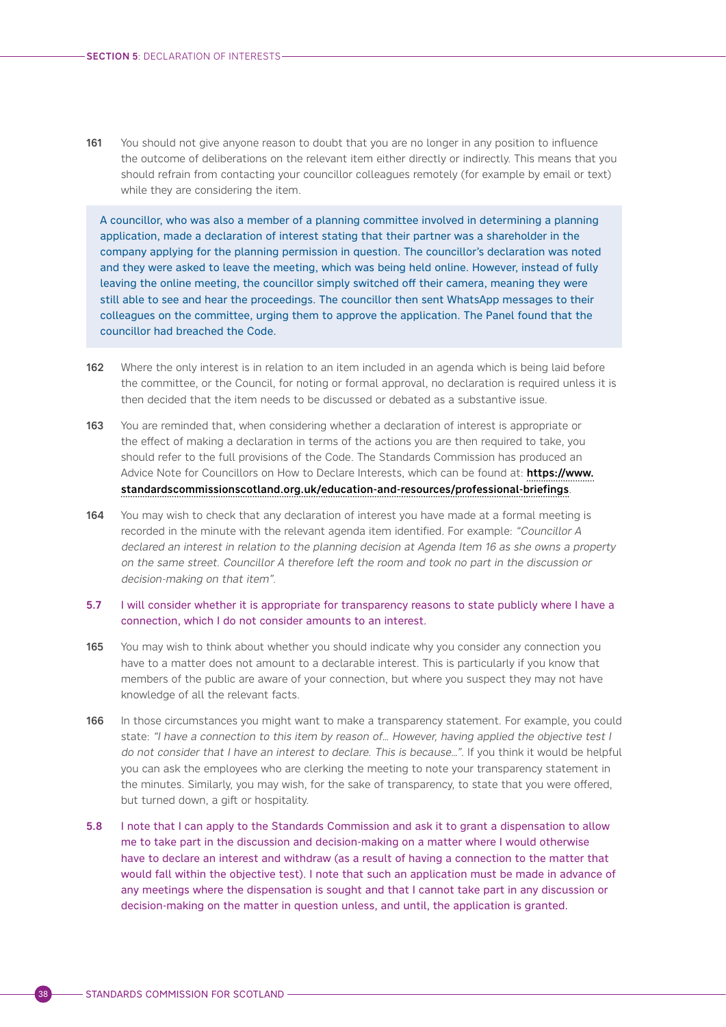161 You should not give anyone reason to doubt that you are no longer in any position to influence the outcome of deliberations on the relevant item either directly or indirectly. This means that you should refrain from contacting your councillor colleagues remotely (for example by email or text) while they are considering the item.

> A councillor, who was also a member of a planning committee involved in determining a planning application, made a declaration of interest stating that their partner was a shareholder in the company applying for the planning permission in question. The councillor's declaration was noted and they were asked to leave the meeting, which was being held online. However, instead of fully leaving the online meeting, the councillor simply switched off their camera, meaning they were still able to see and hear the proceedings. The councillor then sent WhatsApp messages to their colleagues on the committee, urging them to approve the application. The Panel found that the councillor had breached the Code.

162 Where the only interest is in relation to an item included in an agenda which is being laid before the committee, or the Council, for noting or formal approval, no declaration is required unless it is then decided that the item needs to be discussed or debated as a substantive issue.

163 You are reminded that, when considering whether a declaration of interest is appropriate or the effect of making a declaration in terms of the actions you are then required to take, you should refer to the full provisions of the Code. The Standards Commission has produced an Advice Note for Councillors on How to Declare Interests, which can be found at: **https://www.standardscommissionscotland.org.uk/education-and-resources/professional-briefings**.

164 You may wish to check that any declaration of interest you have made at a formal meeting is recorded in the minute with the relevant agenda item identified. For example: *"Councillor A declared an interest in relation to the planning decision at Agenda Item 16 as she owns a property on the same street. Councillor A therefore left the room and took no part in the discussion or decision-making on that item".*

**5.7** I will consider whether it is appropriate for transparency reasons to state publicly where I have a connection, which I do not consider amounts to an interest.

165 You may wish to think about whether you should indicate why you consider any connection you have to a matter does not amount to a declarable interest. This is particularly if you know that members of the public are aware of your connection, but where you suspect they may not have knowledge of all the relevant facts.

166 In those circumstances you might want to make a transparency statement. For example, you could state: *"I have a connection to this item by reason of… However, having applied the objective test I do not consider that I have an interest to declare. This is because…".* If you think it would be helpful you can ask the employees who are clerking the meeting to note your transparency statement in the minutes. Similarly, you may wish, for the sake of transparency, to state that you were offered, but turned down, a gift or hospitality.

**5.8** I note that I can apply to the Standards Commission and ask it to grant a dispensation to allow me to take part in the discussion and decision-making on a matter where I would otherwise have to declare an interest and withdraw (as a result of having a connection to the matter that would fall within the objective test). I note that such an application must be made in advance of any meetings where the dispensation is sought and that I cannot take part in any discussion or decision-making on the matter in question unless, and until, the application is granted.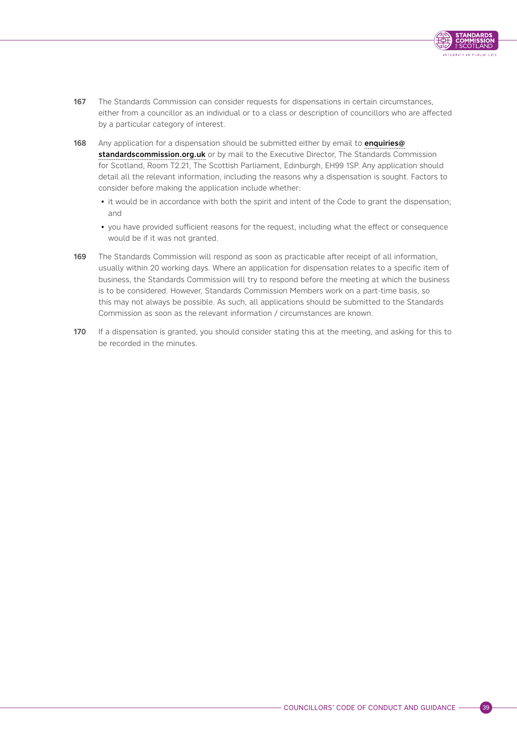167 The Standards Commission can consider requests for dispensations in certain circumstances, either from a councillor as an individual or to a class or description of councillors who are affected by a particular category of interest.

168 Any application for a dispensation should be submitted either by email to **enquiries@standardscommission.org.uk** or by mail to the Executive Director, The Standards Commission for Scotland, Room T2.21, The Scottish Parliament, Edinburgh, EH99 1SP. Any application should detail all the relevant information, including the reasons why a dispensation is sought. Factors to consider before making the application include whether:

- it would be in accordance with both the spirit and intent of the Code to grant the dispensation; and
- you have provided sufficient reasons for the request, including what the effect or consequence would be if it was not granted.

169 The Standards Commission will respond as soon as practicable after receipt of all information, usually within 20 working days. Where an application for dispensation relates to a specific item of business, the Standards Commission will try to respond before the meeting at which the business is to be considered. However, Standards Commission Members work on a part-time basis, so this may not always be possible. As such, all applications should be submitted to the Standards Commission as soon as the relevant information / circumstances are known.

170 If a dispensation is granted, you should consider stating this at the meeting, and asking for this to be recorded in the minutes.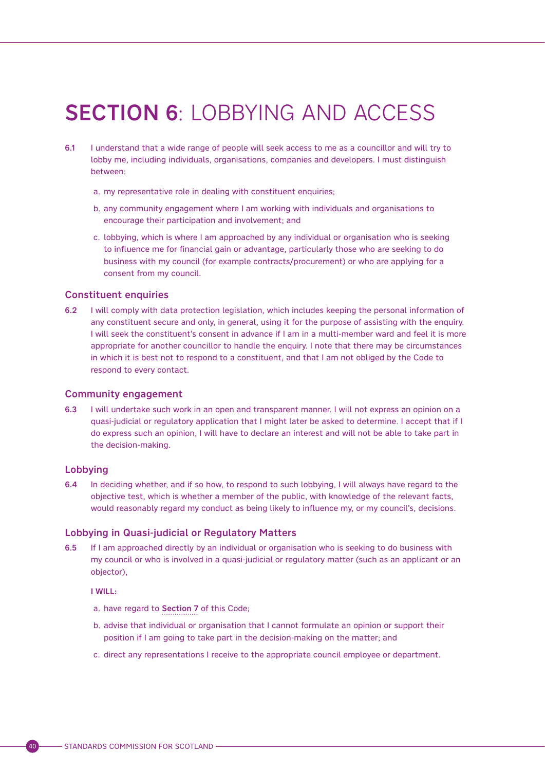# SECTION 6: LOBBYING AND ACCESS

**6.1** I understand that a wide range of people will seek access to me as a councillor and will try to lobby me, including individuals, organisations, companies and developers. I must distinguish between:

a. my representative role in dealing with constituent enquiries;

b. any community engagement where I am working with individuals and organisations to encourage their participation and involvement; and

c. lobbying, which is where I am approached by any individual or organisation who is seeking to influence me for financial gain or advantage, particularly those who are seeking to do business with my council (for example contracts/procurement) or who are applying for a consent from my council.

### Constituent enquiries

**6.2** I will comply with data protection legislation, which includes keeping the personal information of any constituent secure and only, in general, using it for the purpose of assisting with the enquiry. I will seek the constituent's consent in advance if I am in a multi-member ward and feel it is more appropriate for another councillor to handle the enquiry. I note that there may be circumstances in which it is best not to respond to a constituent, and that I am not obliged by the Code to respond to every contact.

### Community engagement

**6.3** I will undertake such work in an open and transparent manner. I will not express an opinion on a quasi-judicial or regulatory application that I might later be asked to determine. I accept that if I do express such an opinion, I will have to declare an interest and will not be able to take part in the decision-making.

### Lobbying

**6.4** In deciding whether, and if so how, to respond to such lobbying, I will always have regard to the objective test, which is whether a member of the public, with knowledge of the relevant facts, would reasonably regard my conduct as being likely to influence my, or my council's, decisions.

### Lobbying in Quasi-judicial or Regulatory Matters

**6.5** If I am approached directly by an individual or organisation who is seeking to do business with my council or who is involved in a quasi-judicial or regulatory matter (such as an applicant or an objector),

**I WILL:**

a. have regard to **Section 7** of this Code;

b. advise that individual or organisation that I cannot formulate an opinion or support their position if I am going to take part in the decision-making on the matter; and

c. direct any representations I receive to the appropriate council employee or department.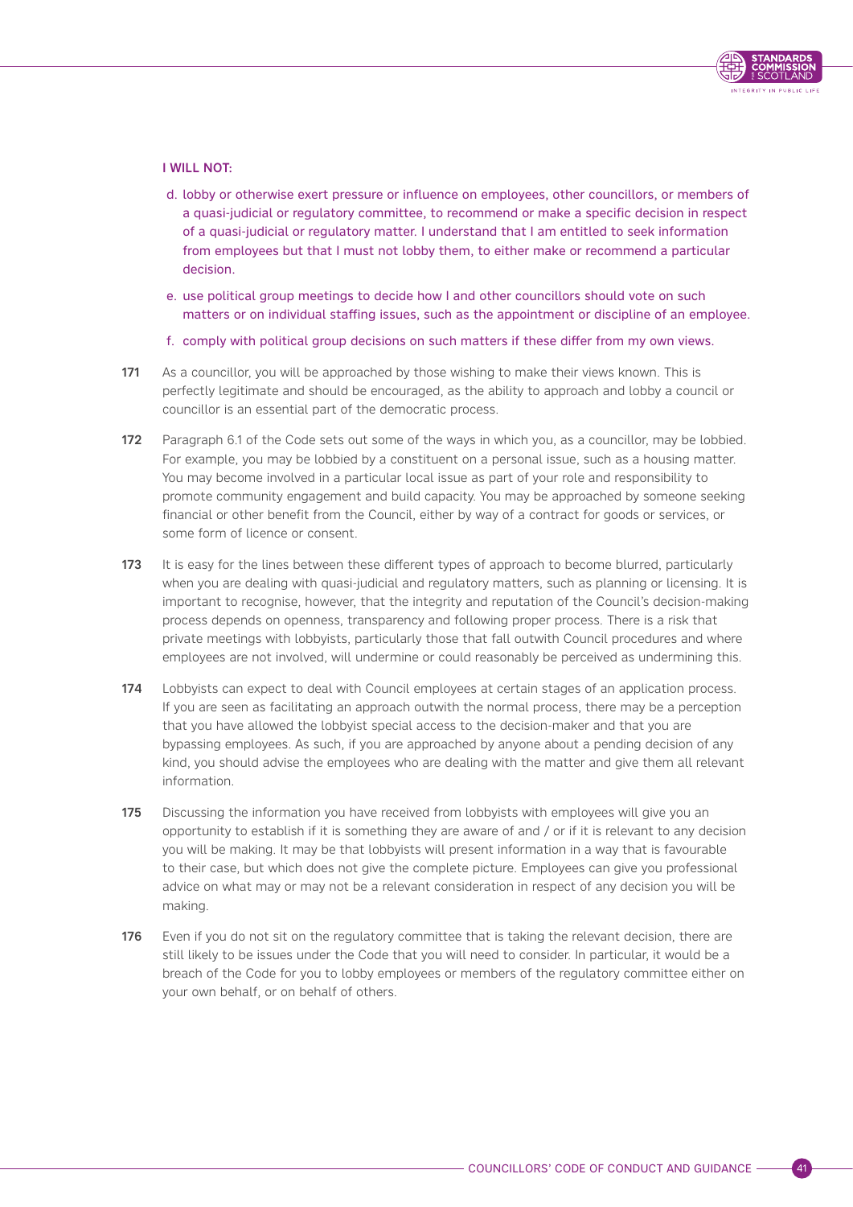**I WILL NOT:**

d. lobby or otherwise exert pressure or influence on employees, other councillors, or members of a quasi-judicial or regulatory committee, to recommend or make a specific decision in respect of a quasi-judicial or regulatory matter. I understand that I am entitled to seek information from employees but that I must not lobby them, to either make or recommend a particular decision.

e. use political group meetings to decide how I and other councillors should vote on such matters or on individual staffing issues, such as the appointment or discipline of an employee.

f. comply with political group decisions on such matters if these differ from my own views.

**171** As a councillor, you will be approached by those wishing to make their views known. This is perfectly legitimate and should be encouraged, as the ability to approach and lobby a council or councillor is an essential part of the democratic process.

**172** Paragraph 6.1 of the Code sets out some of the ways in which you, as a councillor, may be lobbied. For example, you may be lobbied by a constituent on a personal issue, such as a housing matter. You may become involved in a particular local issue as part of your role and responsibility to promote community engagement and build capacity. You may be approached by someone seeking financial or other benefit from the Council, either by way of a contract for goods or services, or some form of licence or consent.

**173** It is easy for the lines between these different types of approach to become blurred, particularly when you are dealing with quasi-judicial and regulatory matters, such as planning or licensing. It is important to recognise, however, that the integrity and reputation of the Council's decision-making process depends on openness, transparency and following proper process. There is a risk that private meetings with lobbyists, particularly those that fall outwith Council procedures and where employees are not involved, will undermine or could reasonably be perceived as undermining this.

**174** Lobbyists can expect to deal with Council employees at certain stages of an application process. If you are seen as facilitating an approach outwith the normal process, there may be a perception that you have allowed the lobbyist special access to the decision-maker and that you are bypassing employees. As such, if you are approached by anyone about a pending decision of any kind, you should advise the employees who are dealing with the matter and give them all relevant information.

**175** Discussing the information you have received from lobbyists with employees will give you an opportunity to establish if it is something they are aware of and / or if it is relevant to any decision you will be making. It may be that lobbyists will present information in a way that is favourable to their case, but which does not give the complete picture. Employees can give you professional advice on what may or may not be a relevant consideration in respect of any decision you will be making.

**176** Even if you do not sit on the regulatory committee that is taking the relevant decision, there are still likely to be issues under the Code that you will need to consider. In particular, it would be a breach of the Code for you to lobby employees or members of the regulatory committee either on your own behalf, or on behalf of others.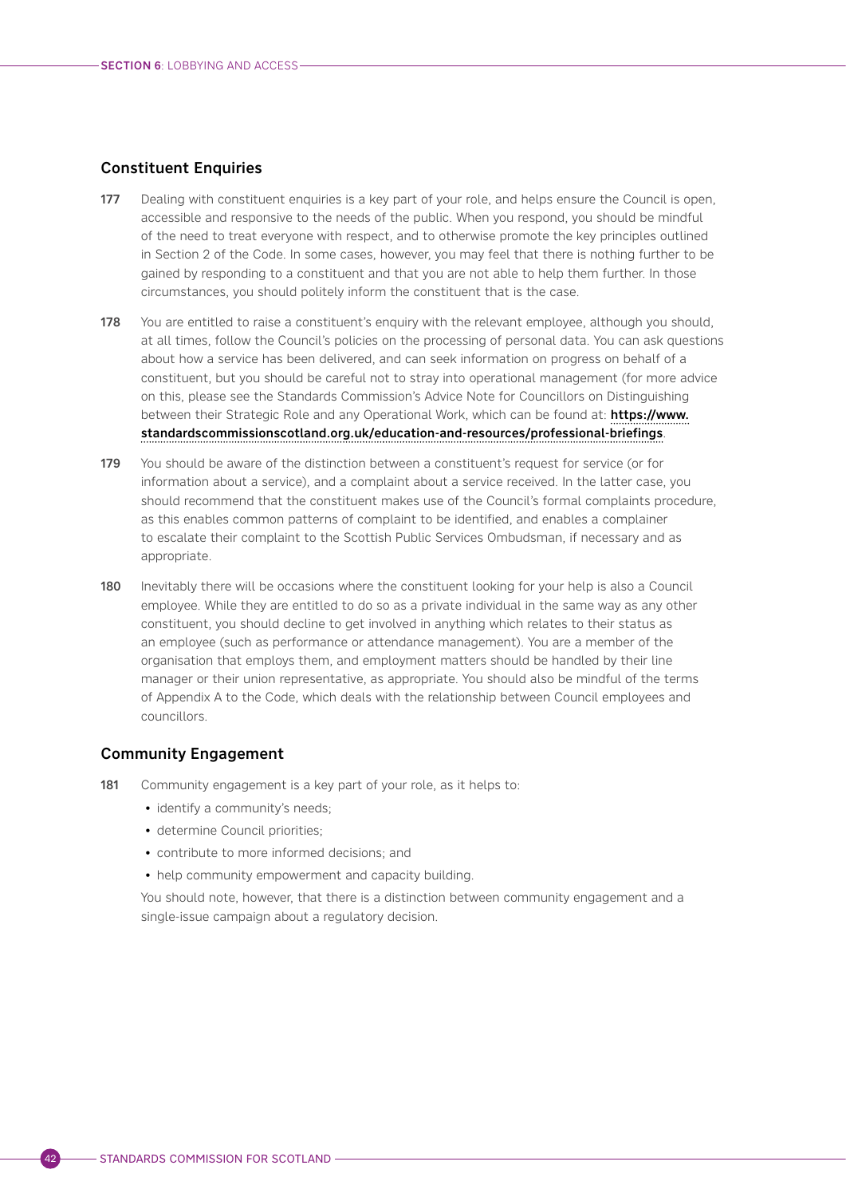## Constituent Enquiries

**177** Dealing with constituent enquiries is a key part of your role, and helps ensure the Council is open, accessible and responsive to the needs of the public. When you respond, you should be mindful of the need to treat everyone with respect, and to otherwise promote the key principles outlined in Section 2 of the Code. In some cases, however, you may feel that there is nothing further to be gained by responding to a constituent and that you are not able to help them further. In those circumstances, you should politely inform the constituent that is the case.

**178** You are entitled to raise a constituent's enquiry with the relevant employee, although you should, at all times, follow the Council's policies on the processing of personal data. You can ask questions about how a service has been delivered, and can seek information on progress on behalf of a constituent, but you should be careful not to stray into operational management (for more advice on this, please see the Standards Commission's Advice Note for Councillors on Distinguishing between their Strategic Role and any Operational Work, which can be found at: **https://www.standardscommissionscotland.org.uk/education-and-resources/professional-briefings**.

**179** You should be aware of the distinction between a constituent's request for service (or for information about a service), and a complaint about a service received. In the latter case, you should recommend that the constituent makes use of the Council's formal complaints procedure, as this enables common patterns of complaint to be identified, and enables a complainer to escalate their complaint to the Scottish Public Services Ombudsman, if necessary and as appropriate.

**180** Inevitably there will be occasions where the constituent looking for your help is also a Council employee. While they are entitled to do so as a private individual in the same way as any other constituent, you should decline to get involved in anything which relates to their status as an employee (such as performance or attendance management). You are a member of the organisation that employs them, and employment matters should be handled by their line manager or their union representative, as appropriate. You should also be mindful of the terms of Appendix A to the Code, which deals with the relationship between Council employees and councillors.

## Community Engagement

**181** Community engagement is a key part of your role, as it helps to:

- identify a community's needs;
- determine Council priorities;
- contribute to more informed decisions; and
- help community empowerment and capacity building.

You should note, however, that there is a distinction between community engagement and a single-issue campaign about a regulatory decision.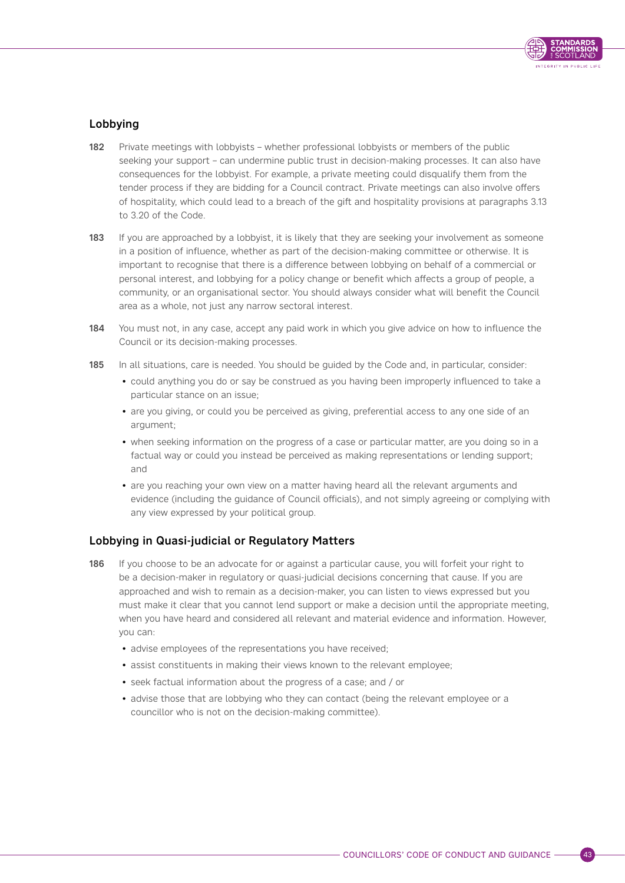## Lobbying

**182** Private meetings with lobbyists – whether professional lobbyists or members of the public seeking your support – can undermine public trust in decision-making processes. It can also have consequences for the lobbyist. For example, a private meeting could disqualify them from the tender process if they are bidding for a Council contract. Private meetings can also involve offers of hospitality, which could lead to a breach of the gift and hospitality provisions at paragraphs 3.13 to 3.20 of the Code.

**183** If you are approached by a lobbyist, it is likely that they are seeking your involvement as someone in a position of influence, whether as part of the decision-making committee or otherwise. It is important to recognise that there is a difference between lobbying on behalf of a commercial or personal interest, and lobbying for a policy change or benefit which affects a group of people, a community, or an organisational sector. You should always consider what will benefit the Council area as a whole, not just any narrow sectoral interest.

**184** You must not, in any case, accept any paid work in which you give advice on how to influence the Council or its decision-making processes.

**185** In all situations, care is needed. You should be guided by the Code and, in particular, consider:

- could anything you do or say be construed as you having been improperly influenced to take a particular stance on an issue;
- are you giving, or could you be perceived as giving, preferential access to any one side of an argument;
- when seeking information on the progress of a case or particular matter, are you doing so in a factual way or could you instead be perceived as making representations or lending support; and
- are you reaching your own view on a matter having heard all the relevant arguments and evidence (including the guidance of Council officials), and not simply agreeing or complying with any view expressed by your political group.

## Lobbying in Quasi-judicial or Regulatory Matters

**186** If you choose to be an advocate for or against a particular cause, you will forfeit your right to be a decision-maker in regulatory or quasi-judicial decisions concerning that cause. If you are approached and wish to remain as a decision-maker, you can listen to views expressed but you must make it clear that you cannot lend support or make a decision until the appropriate meeting, when you have heard and considered all relevant and material evidence and information. However, you can:

- advise employees of the representations you have received;
- assist constituents in making their views known to the relevant employee;
- seek factual information about the progress of a case; and / or
- advise those that are lobbying who they can contact (being the relevant employee or a councillor who is not on the decision-making committee).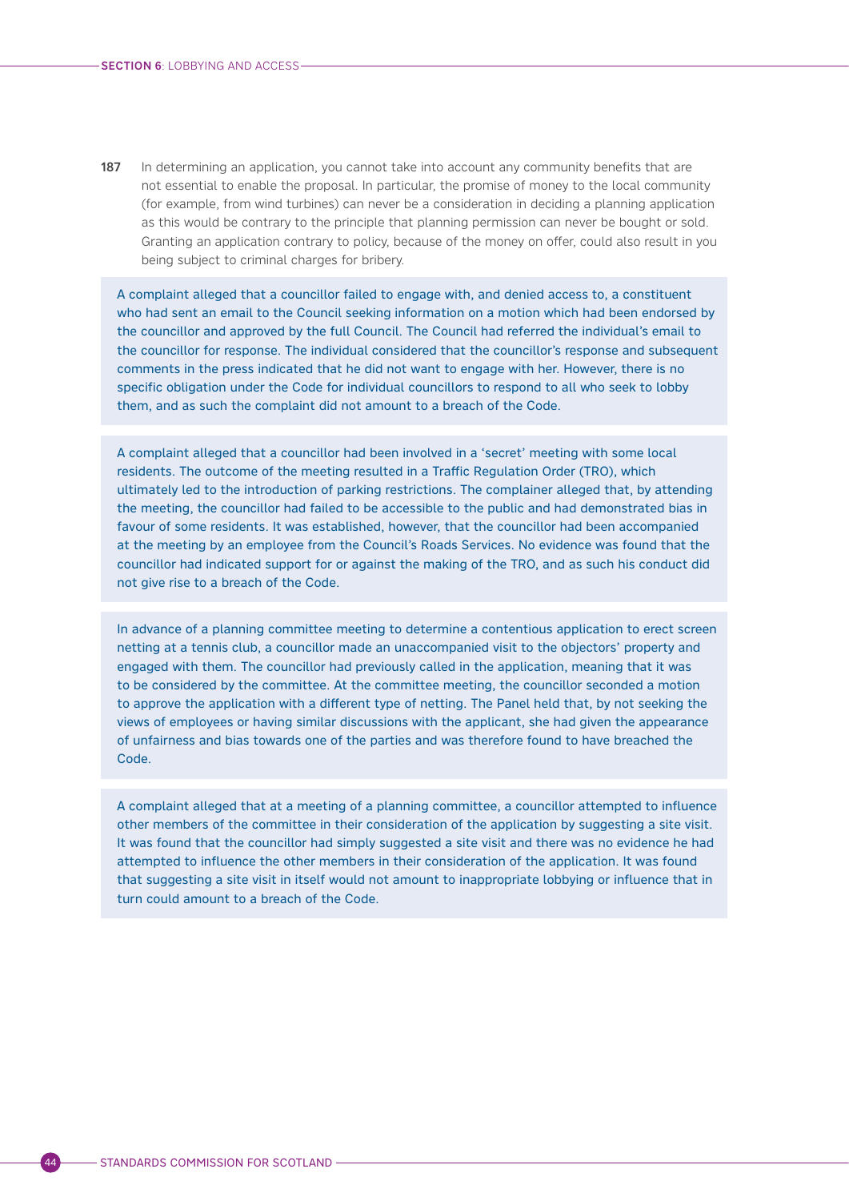**187** In determining an application, you cannot take into account any community benefits that are not essential to enable the proposal. In particular, the promise of money to the local community (for example, from wind turbines) can never be a consideration in deciding a planning application as this would be contrary to the principle that planning permission can never be bought or sold. Granting an application contrary to policy, because of the money on offer, could also result in you being subject to criminal charges for bribery.

> A complaint alleged that a councillor failed to engage with, and denied access to, a constituent who had sent an email to the Council seeking information on a motion which had been endorsed by the councillor and approved by the full Council. The Council had referred the individual's email to the councillor for response. The individual considered that the councillor's response and subsequent comments in the press indicated that he did not want to engage with her. However, there is no specific obligation under the Code for individual councillors to respond to all who seek to lobby them, and as such the complaint did not amount to a breach of the Code.

> A complaint alleged that a councillor had been involved in a 'secret' meeting with some local residents. The outcome of the meeting resulted in a Traffic Regulation Order (TRO), which ultimately led to the introduction of parking restrictions. The complainer alleged that, by attending the meeting, the councillor had failed to be accessible to the public and had demonstrated bias in favour of some residents. It was established, however, that the councillor had been accompanied at the meeting by an employee from the Council's Roads Services. No evidence was found that the councillor had indicated support for or against the making of the TRO, and as such his conduct did not give rise to a breach of the Code.

> In advance of a planning committee meeting to determine a contentious application to erect screen netting at a tennis club, a councillor made an unaccompanied visit to the objectors' property and engaged with them. The councillor had previously called in the application, meaning that it was to be considered by the committee. At the committee meeting, the councillor seconded a motion to approve the application with a different type of netting. The Panel held that, by not seeking the views of employees or having similar discussions with the applicant, she had given the appearance of unfairness and bias towards one of the parties and was therefore found to have breached the Code.

> A complaint alleged that at a meeting of a planning committee, a councillor attempted to influence other members of the committee in their consideration of the application by suggesting a site visit. It was found that the councillor had simply suggested a site visit and there was no evidence he had attempted to influence the other members in their consideration of the application. It was found that suggesting a site visit in itself would not amount to inappropriate lobbying or influence that in turn could amount to a breach of the Code.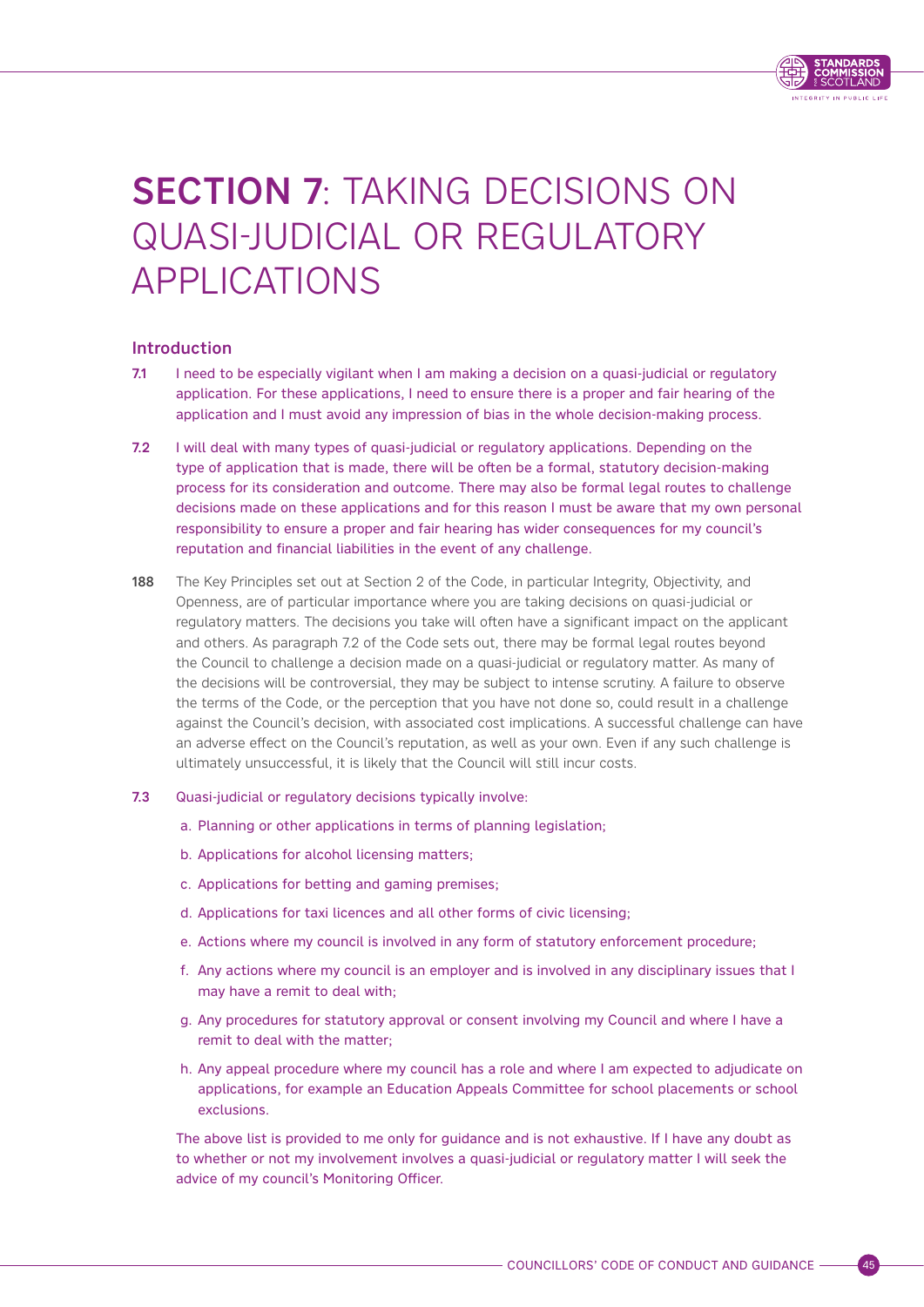# SECTION 7: TAKING DECISIONS ON QUASI-JUDICIAL OR REGULATORY APPLICATIONS

## Introduction

**7.1** I need to be especially vigilant when I am making a decision on a quasi-judicial or regulatory application. For these applications, I need to ensure there is a proper and fair hearing of the application and I must avoid any impression of bias in the whole decision-making process.

**7.2** I will deal with many types of quasi-judicial or regulatory applications. Depending on the type of application that is made, there will be often be a formal, statutory decision-making process for its consideration and outcome. There may also be formal legal routes to challenge decisions made on these applications and for this reason I must be aware that my own personal responsibility to ensure a proper and fair hearing has wider consequences for my council's reputation and financial liabilities in the event of any challenge.

**188** The Key Principles set out at Section 2 of the Code, in particular Integrity, Objectivity, and Openness, are of particular importance where you are taking decisions on quasi-judicial or regulatory matters. The decisions you take will often have a significant impact on the applicant and others. As paragraph 7.2 of the Code sets out, there may be formal legal routes beyond the Council to challenge a decision made on a quasi-judicial or regulatory matter. As many of the decisions will be controversial, they may be subject to intense scrutiny. A failure to observe the terms of the Code, or the perception that you have not done so, could result in a challenge against the Council's decision, with associated cost implications. A successful challenge can have an adverse effect on the Council's reputation, as well as your own. Even if any such challenge is ultimately unsuccessful, it is likely that the Council will still incur costs.

**7.3** Quasi-judicial or regulatory decisions typically involve:

a. Planning or other applications in terms of planning legislation;

b. Applications for alcohol licensing matters;

c. Applications for betting and gaming premises;

d. Applications for taxi licences and all other forms of civic licensing;

e. Actions where my council is involved in any form of statutory enforcement procedure;

f. Any actions where my council is an employer and is involved in any disciplinary issues that I may have a remit to deal with;

g. Any procedures for statutory approval or consent involving my Council and where I have a remit to deal with the matter;

h. Any appeal procedure where my council has a role and where I am expected to adjudicate on applications, for example an Education Appeals Committee for school placements or school exclusions.

The above list is provided to me only for guidance and is not exhaustive. If I have any doubt as to whether or not my involvement involves a quasi-judicial or regulatory matter I will seek the advice of my council's Monitoring Officer.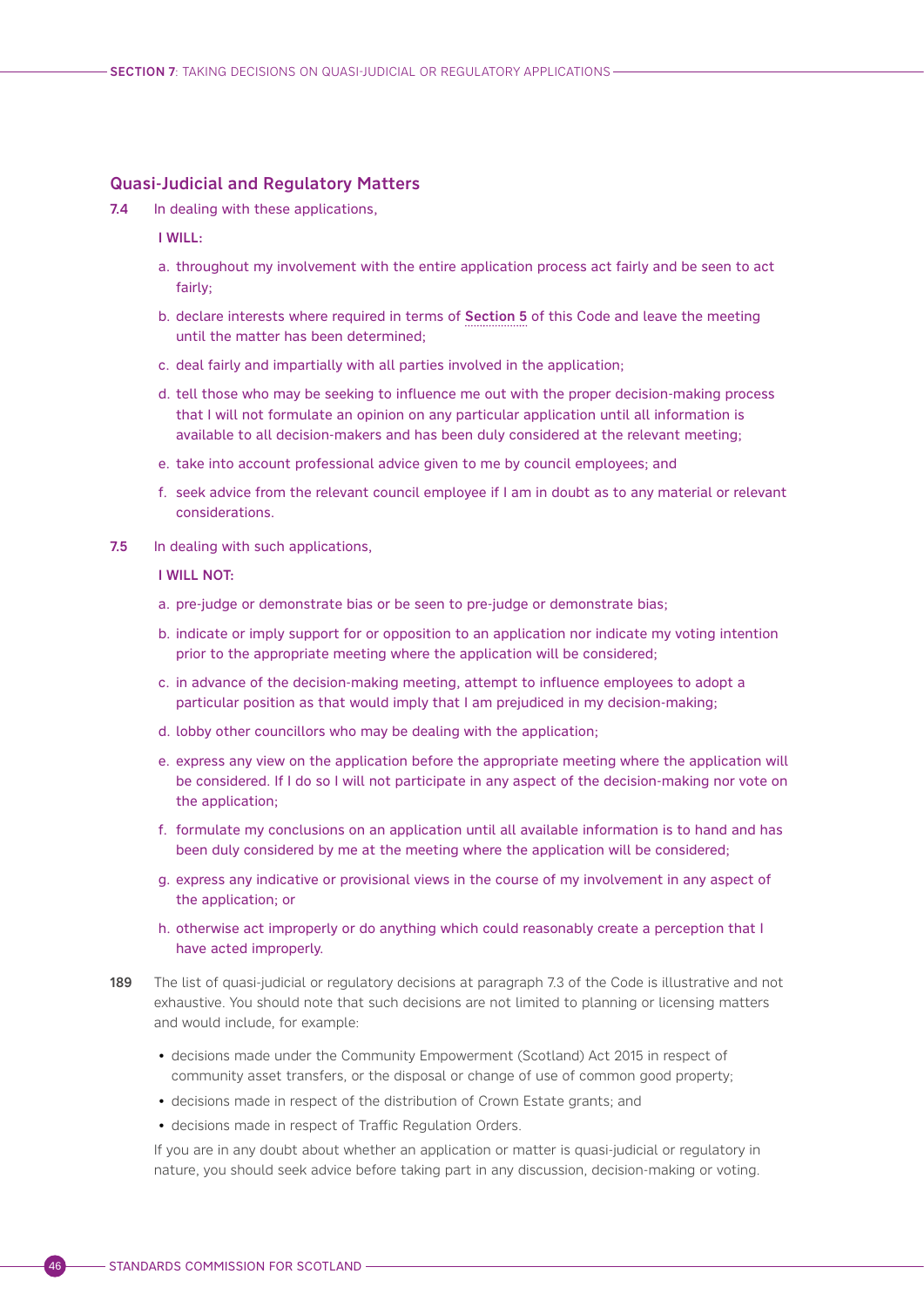## Quasi-Judicial and Regulatory Matters

**7.4** In dealing with these applications,

**I WILL:**

a. throughout my involvement with the entire application process act fairly and be seen to act fairly;

b. declare interests where required in terms of **Section 5** of this Code and leave the meeting until the matter has been determined;

c. deal fairly and impartially with all parties involved in the application;

d. tell those who may be seeking to influence me out with the proper decision-making process that I will not formulate an opinion on any particular application until all information is available to all decision-makers and has been duly considered at the relevant meeting;

e. take into account professional advice given to me by council employees; and

f. seek advice from the relevant council employee if I am in doubt as to any material or relevant considerations.

**7.5** In dealing with such applications,

**I WILL NOT:**

a. pre-judge or demonstrate bias or be seen to pre-judge or demonstrate bias;

b. indicate or imply support for or opposition to an application nor indicate my voting intention prior to the appropriate meeting where the application will be considered;

c. in advance of the decision-making meeting, attempt to influence employees to adopt a particular position as that would imply that I am prejudiced in my decision-making;

d. lobby other councillors who may be dealing with the application;

e. express any view on the application before the appropriate meeting where the application will be considered. If I do so I will not participate in any aspect of the decision-making nor vote on the application;

f. formulate my conclusions on an application until all available information is to hand and has been duly considered by me at the meeting where the application will be considered;

g. express any indicative or provisional views in the course of my involvement in any aspect of the application; or

h. otherwise act improperly or do anything which could reasonably create a perception that I have acted improperly.

**189** The list of quasi-judicial or regulatory decisions at paragraph 7.3 of the Code is illustrative and not exhaustive. You should note that such decisions are not limited to planning or licensing matters and would include, for example:

- decisions made under the Community Empowerment (Scotland) Act 2015 in respect of community asset transfers, or the disposal or change of use of common good property;
- decisions made in respect of the distribution of Crown Estate grants; and
- decisions made in respect of Traffic Regulation Orders.

If you are in any doubt about whether an application or matter is quasi-judicial or regulatory in nature, you should seek advice before taking part in any discussion, decision-making or voting.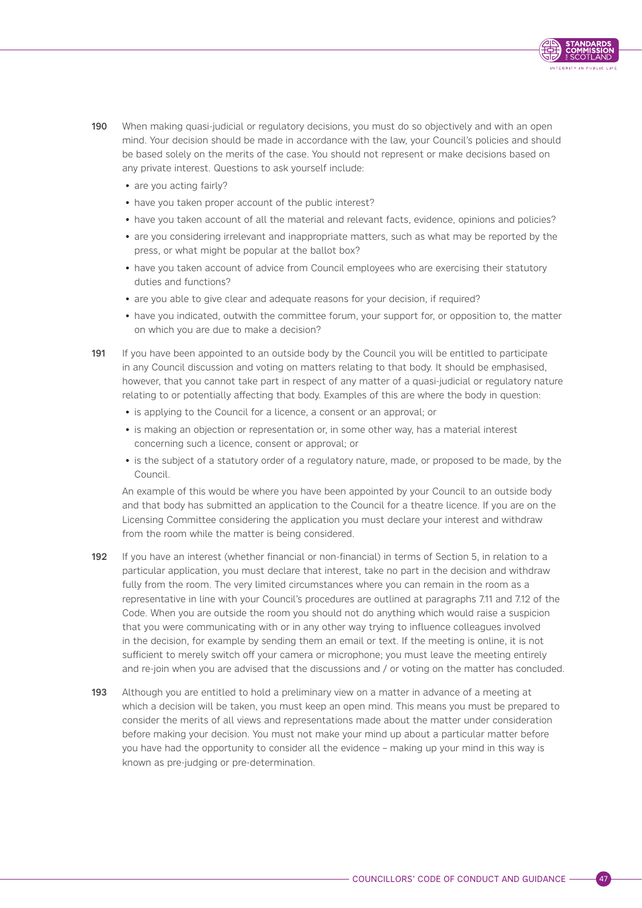190 When making quasi-judicial or regulatory decisions, you must do so objectively and with an open mind. Your decision should be made in accordance with the law, your Council's policies and should be based solely on the merits of the case. You should not represent or make decisions based on any private interest. Questions to ask yourself include:

- are you acting fairly?
- have you taken proper account of the public interest?
- have you taken account of all the material and relevant facts, evidence, opinions and policies?
- are you considering irrelevant and inappropriate matters, such as what may be reported by the press, or what might be popular at the ballot box?
- have you taken account of advice from Council employees who are exercising their statutory duties and functions?
- are you able to give clear and adequate reasons for your decision, if required?
- have you indicated, outwith the committee forum, your support for, or opposition to, the matter on which you are due to make a decision?

191 If you have been appointed to an outside body by the Council you will be entitled to participate in any Council discussion and voting on matters relating to that body. It should be emphasised, however, that you cannot take part in respect of any matter of a quasi-judicial or regulatory nature relating to or potentially affecting that body. Examples of this are where the body in question:

- is applying to the Council for a licence, a consent or an approval; or
- is making an objection or representation or, in some other way, has a material interest concerning such a licence, consent or approval; or
- is the subject of a statutory order of a regulatory nature, made, or proposed to be made, by the Council.

An example of this would be where you have been appointed by your Council to an outside body and that body has submitted an application to the Council for a theatre licence. If you are on the Licensing Committee considering the application you must declare your interest and withdraw from the room while the matter is being considered.

192 If you have an interest (whether financial or non-financial) in terms of Section 5, in relation to a particular application, you must declare that interest, take no part in the decision and withdraw fully from the room. The very limited circumstances where you can remain in the room as a representative in line with your Council's procedures are outlined at paragraphs 7.11 and 7.12 of the Code. When you are outside the room you should not do anything which would raise a suspicion that you were communicating with or in any other way trying to influence colleagues involved in the decision, for example by sending them an email or text. If the meeting is online, it is not sufficient to merely switch off your camera or microphone; you must leave the meeting entirely and re-join when you are advised that the discussions and / or voting on the matter has concluded.

193 Although you are entitled to hold a preliminary view on a matter in advance of a meeting at which a decision will be taken, you must keep an open mind. This means you must be prepared to consider the merits of all views and representations made about the matter under consideration before making your decision. You must not make your mind up about a particular matter before you have had the opportunity to consider all the evidence – making up your mind in this way is known as pre-judging or pre-determination.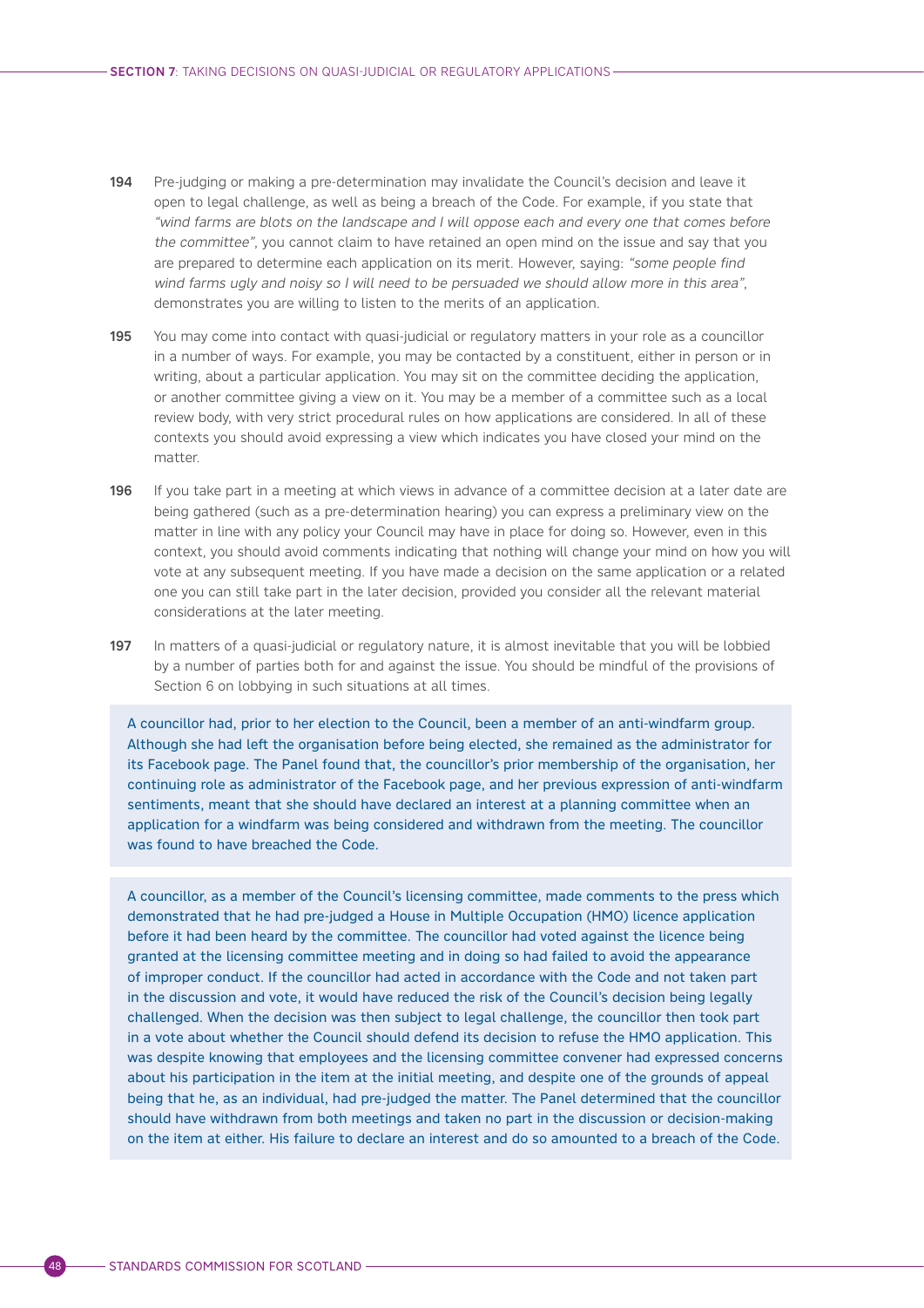**194** Pre-judging or making a pre-determination may invalidate the Council's decision and leave it open to legal challenge, as well as being a breach of the Code. For example, if you state that *"wind farms are blots on the landscape and I will oppose each and every one that comes before the committee"*, you cannot claim to have retained an open mind on the issue and say that you are prepared to determine each application on its merit. However, saying: *"some people find wind farms ugly and noisy so I will need to be persuaded we should allow more in this area"*, demonstrates you are willing to listen to the merits of an application.

**195** You may come into contact with quasi-judicial or regulatory matters in your role as a councillor in a number of ways. For example, you may be contacted by a constituent, either in person or in writing, about a particular application. You may sit on the committee deciding the application, or another committee giving a view on it. You may be a member of a committee such as a local review body, with very strict procedural rules on how applications are considered. In all of these contexts you should avoid expressing a view which indicates you have closed your mind on the matter.

**196** If you take part in a meeting at which views in advance of a committee decision at a later date are being gathered (such as a pre-determination hearing) you can express a preliminary view on the matter in line with any policy your Council may have in place for doing so. However, even in this context, you should avoid comments indicating that nothing will change your mind on how you will vote at any subsequent meeting. If you have made a decision on the same application or a related one you can still take part in the later decision, provided you consider all the relevant material considerations at the later meeting.

**197** In matters of a quasi-judicial or regulatory nature, it is almost inevitable that you will be lobbied by a number of parties both for and against the issue. You should be mindful of the provisions of Section 6 on lobbying in such situations at all times.

> A councillor had, prior to her election to the Council, been a member of an anti-windfarm group. Although she had left the organisation before being elected, she remained as the administrator for its Facebook page. The Panel found that, the councillor's prior membership of the organisation, her continuing role as administrator of the Facebook page, and her previous expression of anti-windfarm sentiments, meant that she should have declared an interest at a planning committee when an application for a windfarm was being considered and withdrawn from the meeting. The councillor was found to have breached the Code.

> A councillor, as a member of the Council's licensing committee, made comments to the press which demonstrated that he had pre-judged a House in Multiple Occupation (HMO) licence application before it had been heard by the committee. The councillor had voted against the licence being granted at the licensing committee meeting and in doing so had failed to avoid the appearance of improper conduct. If the councillor had acted in accordance with the Code and not taken part in the discussion and vote, it would have reduced the risk of the Council's decision being legally challenged. When the decision was then subject to legal challenge, the councillor then took part in a vote about whether the Council should defend its decision to refuse the HMO application. This was despite knowing that employees and the licensing committee convener had expressed concerns about his participation in the item at the initial meeting, and despite one of the grounds of appeal being that he, as an individual, had pre-judged the matter. The Panel determined that the councillor should have withdrawn from both meetings and taken no part in the discussion or decision-making on the item at either. His failure to declare an interest and do so amounted to a breach of the Code.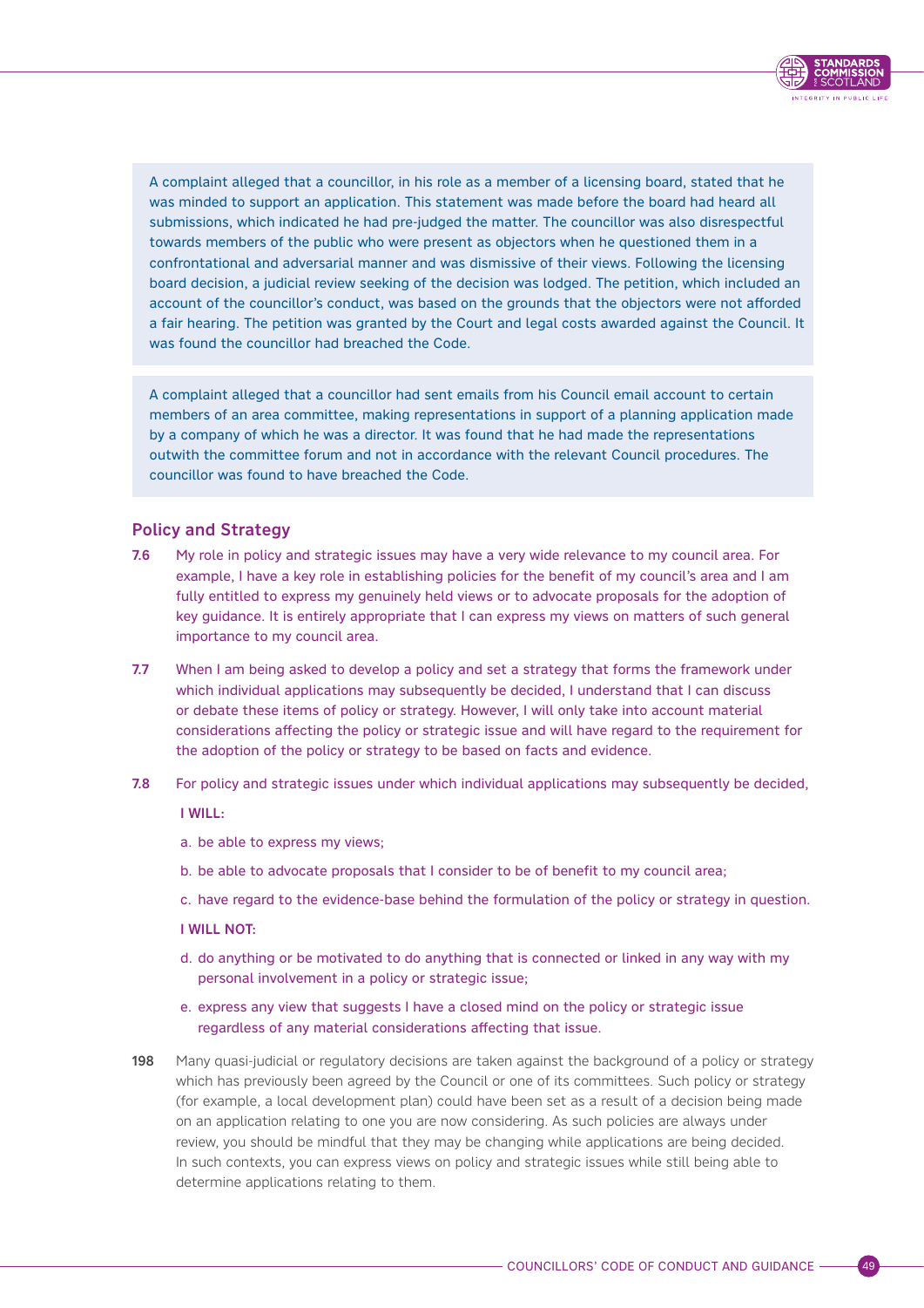A complaint alleged that a councillor, in his role as a member of a licensing board, stated that he was minded to support an application. This statement was made before the board had heard all submissions, which indicated he had pre-judged the matter. The councillor was also disrespectful towards members of the public who were present as objectors when he questioned them in a confrontational and adversarial manner and was dismissive of their views. Following the licensing board decision, a judicial review seeking of the decision was lodged. The petition, which included an account of the councillor's conduct, was based on the grounds that the objectors were not afforded a fair hearing. The petition was granted by the Court and legal costs awarded against the Council. It was found the councillor had breached the Code.

A complaint alleged that a councillor had sent emails from his Council email account to certain members of an area committee, making representations in support of a planning application made by a company of which he was a director. It was found that he had made the representations outwith the committee forum and not in accordance with the relevant Council procedures. The councillor was found to have breached the Code.

## Policy and Strategy

**7.6** My role in policy and strategic issues may have a very wide relevance to my council area. For example, I have a key role in establishing policies for the benefit of my council's area and I am fully entitled to express my genuinely held views or to advocate proposals for the adoption of key guidance. It is entirely appropriate that I can express my views on matters of such general importance to my council area.

**7.7** When I am being asked to develop a policy and set a strategy that forms the framework under which individual applications may subsequently be decided, I understand that I can discuss or debate these items of policy or strategy. However, I will only take into account material considerations affecting the policy or strategic issue and will have regard to the requirement for the adoption of the policy or strategy to be based on facts and evidence.

**7.8** For policy and strategic issues under which individual applications may subsequently be decided,

**I WILL:**

a. be able to express my views;

b. be able to advocate proposals that I consider to be of benefit to my council area;

c. have regard to the evidence-base behind the formulation of the policy or strategy in question.

**I WILL NOT:**

d. do anything or be motivated to do anything that is connected or linked in any way with my personal involvement in a policy or strategic issue;

e. express any view that suggests I have a closed mind on the policy or strategic issue regardless of any material considerations affecting that issue.

**198** Many quasi-judicial or regulatory decisions are taken against the background of a policy or strategy which has previously been agreed by the Council or one of its committees. Such policy or strategy (for example, a local development plan) could have been set as a result of a decision being made on an application relating to one you are now considering. As such policies are always under review, you should be mindful that they may be changing while applications are being decided. In such contexts, you can express views on policy and strategic issues while still being able to determine applications relating to them.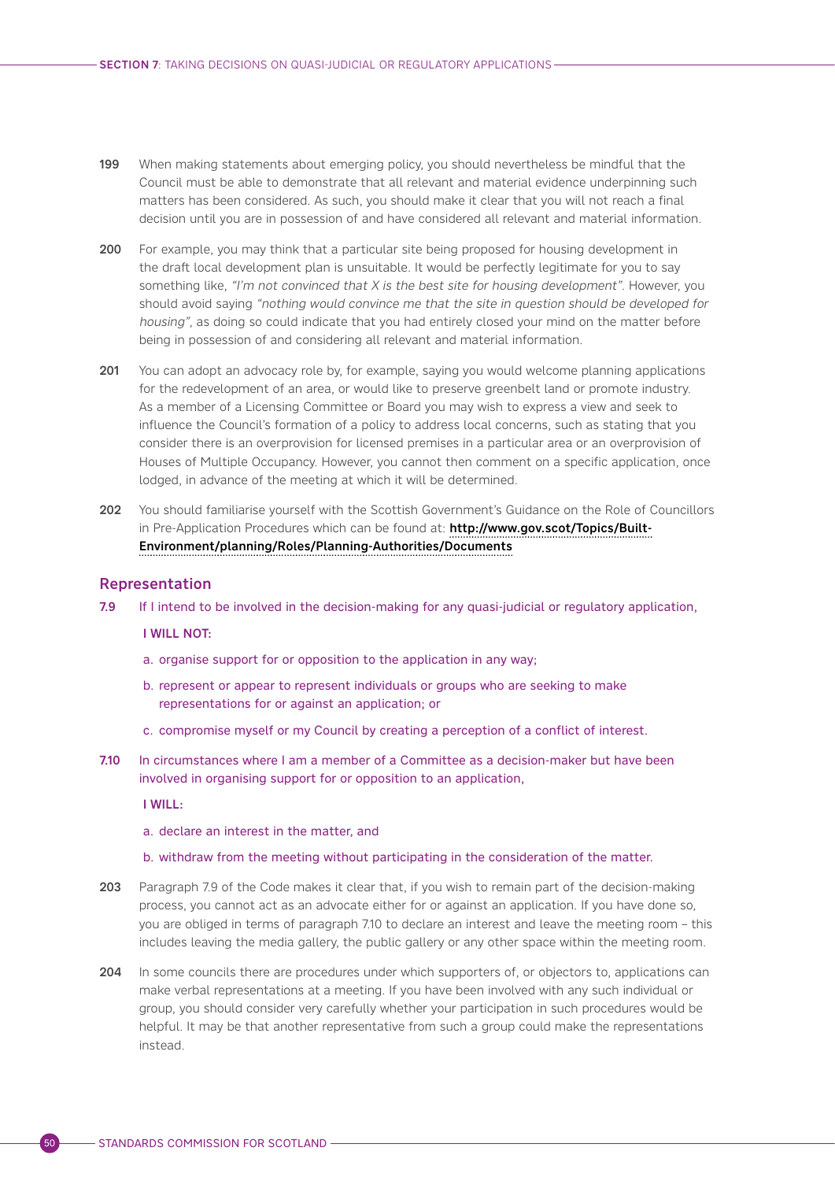**199** When making statements about emerging policy, you should nevertheless be mindful that the Council must be able to demonstrate that all relevant and material evidence underpinning such matters has been considered. As such, you should make it clear that you will not reach a final decision until you are in possession of and have considered all relevant and material information.

**200** For example, you may think that a particular site being proposed for housing development in the draft local development plan is unsuitable. It would be perfectly legitimate for you to say something like, *"I'm not convinced that X is the best site for housing development"*. However, you should avoid saying *"nothing would convince me that the site in question should be developed for housing"*, as doing so could indicate that you had entirely closed your mind on the matter before being in possession of and considering all relevant and material information.

**201** You can adopt an advocacy role by, for example, saying you would welcome planning applications for the redevelopment of an area, or would like to preserve greenbelt land or promote industry. As a member of a Licensing Committee or Board you may wish to express a view and seek to influence the Council's formation of a policy to address local concerns, such as stating that you consider there is an overprovision for licensed premises in a particular area or an overprovision of Houses of Multiple Occupancy. However, you cannot then comment on a specific application, once lodged, in advance of the meeting at which it will be determined.

**202** You should familiarise yourself with the Scottish Government's Guidance on the Role of Councillors in Pre-Application Procedures which can be found at: **http://www.gov.scot/Topics/Built-Environment/planning/Roles/Planning-Authorities/Documents**

## Representation

**7.9** If I intend to be involved in the decision-making for any quasi-judicial or regulatory application,

**I WILL NOT:**

a. organise support for or opposition to the application in any way;

b. represent or appear to represent individuals or groups who are seeking to make representations for or against an application; or

c. compromise myself or my Council by creating a perception of a conflict of interest.

**7.10** In circumstances where I am a member of a Committee as a decision-maker but have been involved in organising support for or opposition to an application,

**I WILL:**

a. declare an interest in the matter, and

b. withdraw from the meeting without participating in the consideration of the matter.

**203** Paragraph 7.9 of the Code makes it clear that, if you wish to remain part of the decision-making process, you cannot act as an advocate either for or against an application. If you have done so, you are obliged in terms of paragraph 7.10 to declare an interest and leave the meeting room – this includes leaving the media gallery, the public gallery or any other space within the meeting room.

**204** In some councils there are procedures under which supporters of, or objectors to, applications can make verbal representations at a meeting. If you have been involved with any such individual or group, you should consider very carefully whether your participation in such procedures would be helpful. It may be that another representative from such a group could make the representations instead.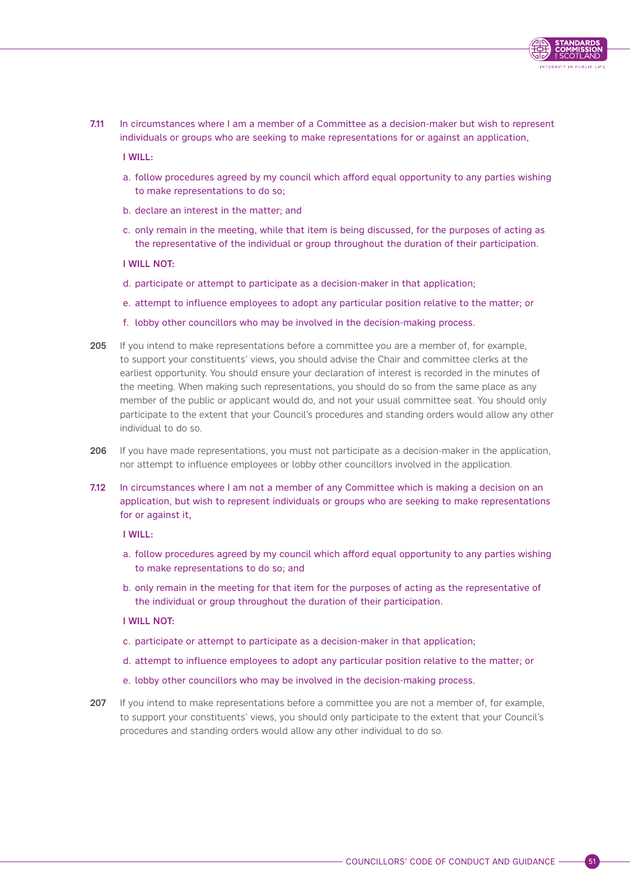**7.11** In circumstances where I am a member of a Committee as a decision-maker but wish to represent individuals or groups who are seeking to make representations for or against an application,

**I WILL:**

a. follow procedures agreed by my council which afford equal opportunity to any parties wishing to make representations to do so;

b. declare an interest in the matter; and

c. only remain in the meeting, while that item is being discussed, for the purposes of acting as the representative of the individual or group throughout the duration of their participation.

**I WILL NOT:**

d. participate or attempt to participate as a decision-maker in that application;

e. attempt to influence employees to adopt any particular position relative to the matter; or

f. lobby other councillors who may be involved in the decision-making process.

**205** If you intend to make representations before a committee you are a member of, for example, to support your constituents' views, you should advise the Chair and committee clerks at the earliest opportunity. You should ensure your declaration of interest is recorded in the minutes of the meeting. When making such representations, you should do so from the same place as any member of the public or applicant would do, and not your usual committee seat. You should only participate to the extent that your Council's procedures and standing orders would allow any other individual to do so.

**206** If you have made representations, you must not participate as a decision-maker in the application, nor attempt to influence employees or lobby other councillors involved in the application.

**7.12** In circumstances where I am not a member of any Committee which is making a decision on an application, but wish to represent individuals or groups who are seeking to make representations for or against it,

**I WILL:**

a. follow procedures agreed by my council which afford equal opportunity to any parties wishing to make representations to do so; and

b. only remain in the meeting for that item for the purposes of acting as the representative of the individual or group throughout the duration of their participation.

**I WILL NOT:**

c. participate or attempt to participate as a decision-maker in that application;

d. attempt to influence employees to adopt any particular position relative to the matter; or

e. lobby other councillors who may be involved in the decision-making process.

**207** If you intend to make representations before a committee you are not a member of, for example, to support your constituents' views, you should only participate to the extent that your Council's procedures and standing orders would allow any other individual to do so.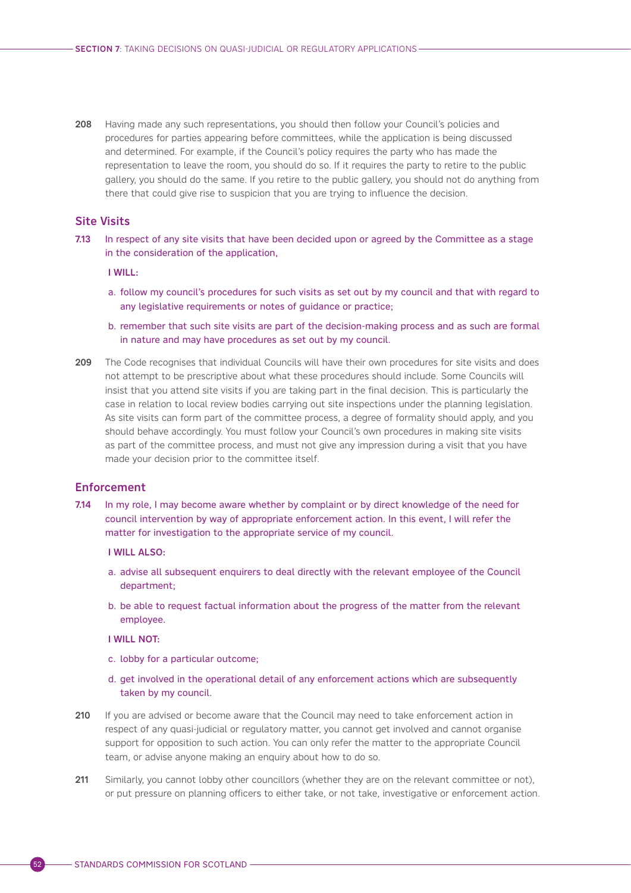**208** Having made any such representations, you should then follow your Council's policies and procedures for parties appearing before committees, while the application is being discussed and determined. For example, if the Council's policy requires the party who has made the representation to leave the room, you should do so. If it requires the party to retire to the public gallery, you should do the same. If you retire to the public gallery, you should not do anything from there that could give rise to suspicion that you are trying to influence the decision.

## Site Visits

**7.13** In respect of any site visits that have been decided upon or agreed by the Committee as a stage in the consideration of the application,

**I WILL:**

a. follow my council's procedures for such visits as set out by my council and that with regard to any legislative requirements or notes of guidance or practice;

b. remember that such site visits are part of the decision-making process and as such are formal in nature and may have procedures as set out by my council.

**209** The Code recognises that individual Councils will have their own procedures for site visits and does not attempt to be prescriptive about what these procedures should include. Some Councils will insist that you attend site visits if you are taking part in the final decision. This is particularly the case in relation to local review bodies carrying out site inspections under the planning legislation. As site visits can form part of the committee process, a degree of formality should apply, and you should behave accordingly. You must follow your Council's own procedures in making site visits as part of the committee process, and must not give any impression during a visit that you have made your decision prior to the committee itself.

## Enforcement

**7.14** In my role, I may become aware whether by complaint or by direct knowledge of the need for council intervention by way of appropriate enforcement action. In this event, I will refer the matter for investigation to the appropriate service of my council.

**I WILL ALSO:**

a. advise all subsequent enquirers to deal directly with the relevant employee of the Council department;

b. be able to request factual information about the progress of the matter from the relevant employee.

**I WILL NOT:**

c. lobby for a particular outcome;

d. get involved in the operational detail of any enforcement actions which are subsequently taken by my council.

**210** If you are advised or become aware that the Council may need to take enforcement action in respect of any quasi-judicial or regulatory matter, you cannot get involved and cannot organise support for opposition to such action. You can only refer the matter to the appropriate Council team, or advise anyone making an enquiry about how to do so.

**211** Similarly, you cannot lobby other councillors (whether they are on the relevant committee or not), or put pressure on planning officers to either take, or not take, investigative or enforcement action.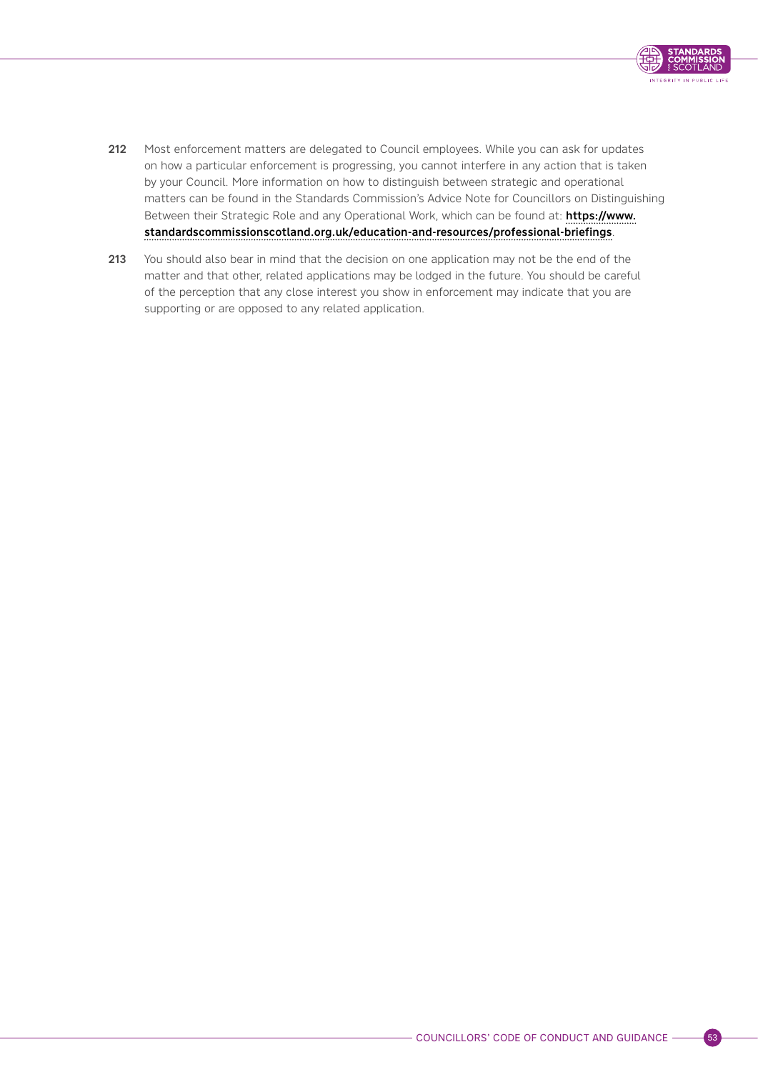212 Most enforcement matters are delegated to Council employees. While you can ask for updates on how a particular enforcement is progressing, you cannot interfere in any action that is taken by your Council. More information on how to distinguish between strategic and operational matters can be found in the Standards Commission's Advice Note for Councillors on Distinguishing Between their Strategic Role and any Operational Work, which can be found at: **https://www.standardscommissionscotland.org.uk/education-and-resources/professional-briefings**.

213 You should also bear in mind that the decision on one application may not be the end of the matter and that other, related applications may be lodged in the future. You should be careful of the perception that any close interest you show in enforcement may indicate that you are supporting or are opposed to any related application.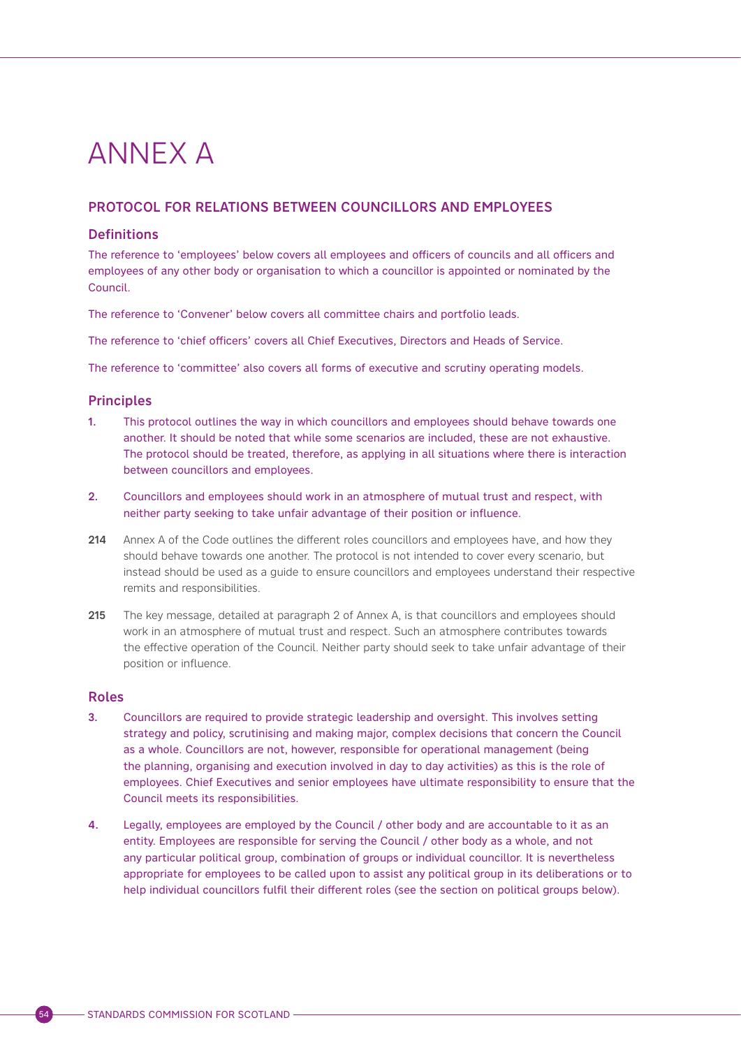# ANNEX A

## PROTOCOL FOR RELATIONS BETWEEN COUNCILLORS AND EMPLOYEES

### Definitions

The reference to 'employees' below covers all employees and officers of councils and all officers and employees of any other body or organisation to which a councillor is appointed or nominated by the Council.

The reference to 'Convener' below covers all committee chairs and portfolio leads.

The reference to 'chief officers' covers all Chief Executives, Directors and Heads of Service.

The reference to 'committee' also covers all forms of executive and scrutiny operating models.

### Principles

**1.** This protocol outlines the way in which councillors and employees should behave towards one another. It should be noted that while some scenarios are included, these are not exhaustive. The protocol should be treated, therefore, as applying in all situations where there is interaction between councillors and employees.

**2.** Councillors and employees should work in an atmosphere of mutual trust and respect, with neither party seeking to take unfair advantage of their position or influence.

**214** Annex A of the Code outlines the different roles councillors and employees have, and how they should behave towards one another. The protocol is not intended to cover every scenario, but instead should be used as a guide to ensure councillors and employees understand their respective remits and responsibilities.

**215** The key message, detailed at paragraph 2 of Annex A, is that councillors and employees should work in an atmosphere of mutual trust and respect. Such an atmosphere contributes towards the effective operation of the Council. Neither party should seek to take unfair advantage of their position or influence.

### Roles

**3.** Councillors are required to provide strategic leadership and oversight. This involves setting strategy and policy, scrutinising and making major, complex decisions that concern the Council as a whole. Councillors are not, however, responsible for operational management (being the planning, organising and execution involved in day to day activities) as this is the role of employees. Chief Executives and senior employees have ultimate responsibility to ensure that the Council meets its responsibilities.

**4.** Legally, employees are employed by the Council / other body and are accountable to it as an entity. Employees are responsible for serving the Council / other body as a whole, and not any particular political group, combination of groups or individual councillor. It is nevertheless appropriate for employees to be called upon to assist any political group in its deliberations or to help individual councillors fulfil their different roles (see the section on political groups below).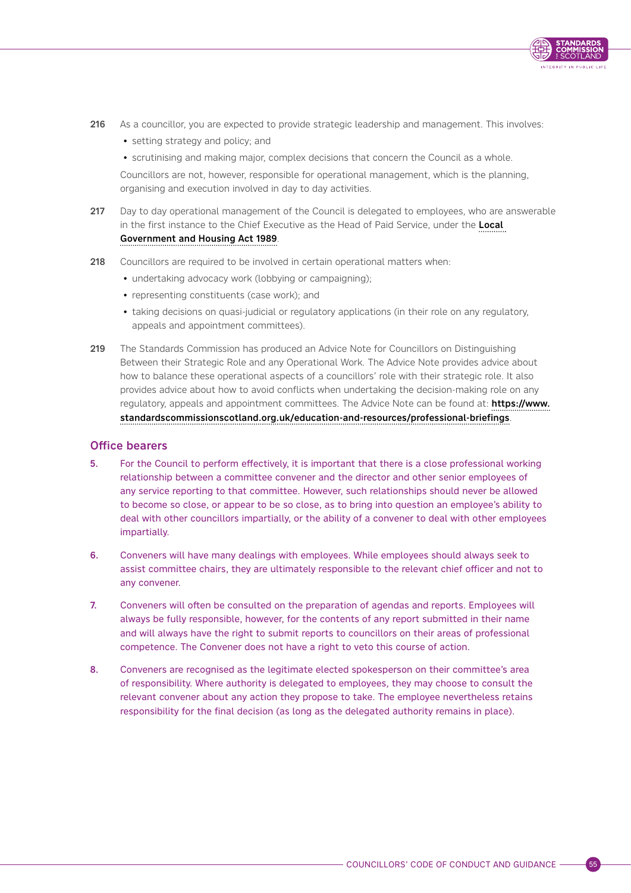216 As a councillor, you are expected to provide strategic leadership and management. This involves:

- setting strategy and policy; and
- scrutinising and making major, complex decisions that concern the Council as a whole.

Councillors are not, however, responsible for operational management, which is the planning, organising and execution involved in day to day activities.

217 Day to day operational management of the Council is delegated to employees, who are answerable in the first instance to the Chief Executive as the Head of Paid Service, under the **Local Government and Housing Act 1989**.

218 Councillors are required to be involved in certain operational matters when:

- undertaking advocacy work (lobbying or campaigning);
- representing constituents (case work); and
- taking decisions on quasi-judicial or regulatory applications (in their role on any regulatory, appeals and appointment committees).

219 The Standards Commission has produced an Advice Note for Councillors on Distinguishing Between their Strategic Role and any Operational Work. The Advice Note provides advice about how to balance these operational aspects of a councillors' role with their strategic role. It also provides advice about how to avoid conflicts when undertaking the decision-making role on any regulatory, appeals and appointment committees. The Advice Note can be found at: **https://www.standardscommissionscotland.org.uk/education-and-resources/professional-briefings**.

## Office bearers

5. For the Council to perform effectively, it is important that there is a close professional working relationship between a committee convener and the director and other senior employees of any service reporting to that committee. However, such relationships should never be allowed to become so close, or appear to be so close, as to bring into question an employee's ability to deal with other councillors impartially, or the ability of a convener to deal with other employees impartially.

6. Conveners will have many dealings with employees. While employees should always seek to assist committee chairs, they are ultimately responsible to the relevant chief officer and not to any convener.

7. Conveners will often be consulted on the preparation of agendas and reports. Employees will always be fully responsible, however, for the contents of any report submitted in their name and will always have the right to submit reports to councillors on their areas of professional competence. The Convener does not have a right to veto this course of action.

8. Conveners are recognised as the legitimate elected spokesperson on their committee's area of responsibility. Where authority is delegated to employees, they may choose to consult the relevant convener about any action they propose to take. The employee nevertheless retains responsibility for the final decision (as long as the delegated authority remains in place).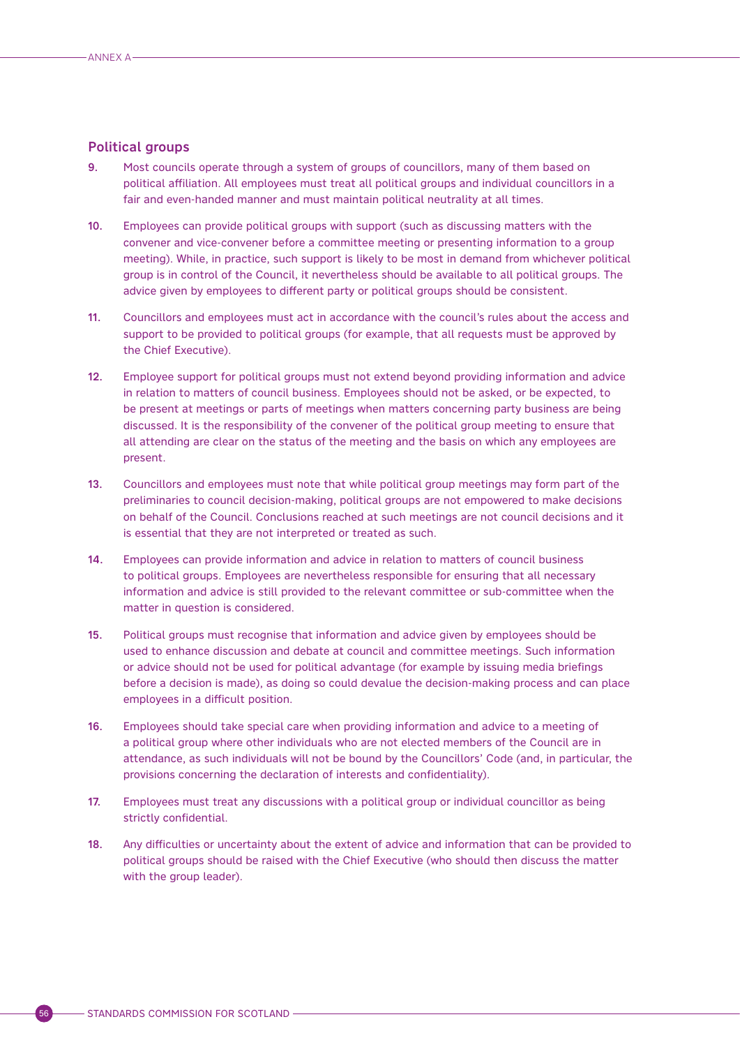## Political groups

9. Most councils operate through a system of groups of councillors, many of them based on political affiliation. All employees must treat all political groups and individual councillors in a fair and even-handed manner and must maintain political neutrality at all times.

10. Employees can provide political groups with support (such as discussing matters with the convener and vice-convener before a committee meeting or presenting information to a group meeting). While, in practice, such support is likely to be most in demand from whichever political group is in control of the Council, it nevertheless should be available to all political groups. The advice given by employees to different party or political groups should be consistent.

11. Councillors and employees must act in accordance with the council's rules about the access and support to be provided to political groups (for example, that all requests must be approved by the Chief Executive).

12. Employee support for political groups must not extend beyond providing information and advice in relation to matters of council business. Employees should not be asked, or be expected, to be present at meetings or parts of meetings when matters concerning party business are being discussed. It is the responsibility of the convener of the political group meeting to ensure that all attending are clear on the status of the meeting and the basis on which any employees are present.

13. Councillors and employees must note that while political group meetings may form part of the preliminaries to council decision-making, political groups are not empowered to make decisions on behalf of the Council. Conclusions reached at such meetings are not council decisions and it is essential that they are not interpreted or treated as such.

14. Employees can provide information and advice in relation to matters of council business to political groups. Employees are nevertheless responsible for ensuring that all necessary information and advice is still provided to the relevant committee or sub-committee when the matter in question is considered.

15. Political groups must recognise that information and advice given by employees should be used to enhance discussion and debate at council and committee meetings. Such information or advice should not be used for political advantage (for example by issuing media briefings before a decision is made), as doing so could devalue the decision-making process and can place employees in a difficult position.

16. Employees should take special care when providing information and advice to a meeting of a political group where other individuals who are not elected members of the Council are in attendance, as such individuals will not be bound by the Councillors' Code (and, in particular, the provisions concerning the declaration of interests and confidentiality).

17. Employees must treat any discussions with a political group or individual councillor as being strictly confidential.

18. Any difficulties or uncertainty about the extent of advice and information that can be provided to political groups should be raised with the Chief Executive (who should then discuss the matter with the group leader).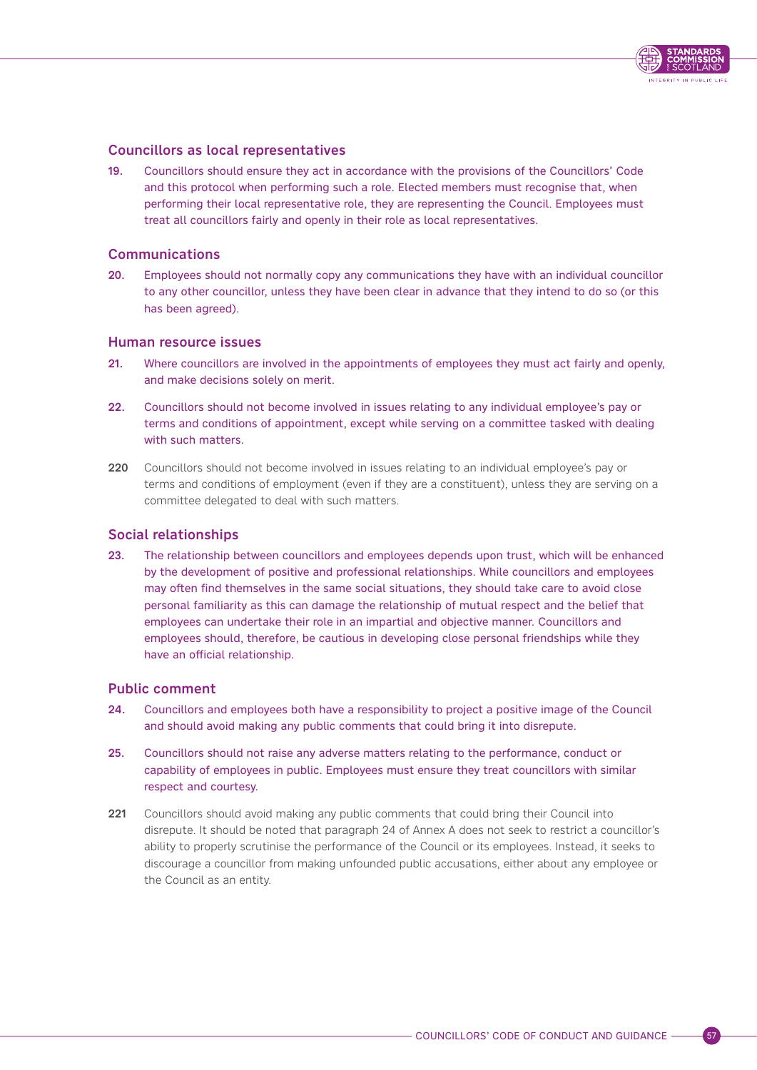### Councillors as local representatives

**19.** Councillors should ensure they act in accordance with the provisions of the Councillors' Code and this protocol when performing such a role. Elected members must recognise that, when performing their local representative role, they are representing the Council. Employees must treat all councillors fairly and openly in their role as local representatives.

### Communications

**20.** Employees should not normally copy any communications they have with an individual councillor to any other councillor, unless they have been clear in advance that they intend to do so (or this has been agreed).

### Human resource issues

**21.** Where councillors are involved in the appointments of employees they must act fairly and openly, and make decisions solely on merit.

**22.** Councillors should not become involved in issues relating to any individual employee's pay or terms and conditions of appointment, except while serving on a committee tasked with dealing with such matters.

**220** Councillors should not become involved in issues relating to an individual employee's pay or terms and conditions of employment (even if they are a constituent), unless they are serving on a committee delegated to deal with such matters.

### Social relationships

**23.** The relationship between councillors and employees depends upon trust, which will be enhanced by the development of positive and professional relationships. While councillors and employees may often find themselves in the same social situations, they should take care to avoid close personal familiarity as this can damage the relationship of mutual respect and the belief that employees can undertake their role in an impartial and objective manner. Councillors and employees should, therefore, be cautious in developing close personal friendships while they have an official relationship.

### Public comment

**24.** Councillors and employees both have a responsibility to project a positive image of the Council and should avoid making any public comments that could bring it into disrepute.

**25.** Councillors should not raise any adverse matters relating to the performance, conduct or capability of employees in public. Employees must ensure they treat councillors with similar respect and courtesy.

**221** Councillors should avoid making any public comments that could bring their Council into disrepute. It should be noted that paragraph 24 of Annex A does not seek to restrict a councillor's ability to properly scrutinise the performance of the Council or its employees. Instead, it seeks to discourage a councillor from making unfounded public accusations, either about any employee or the Council as an entity.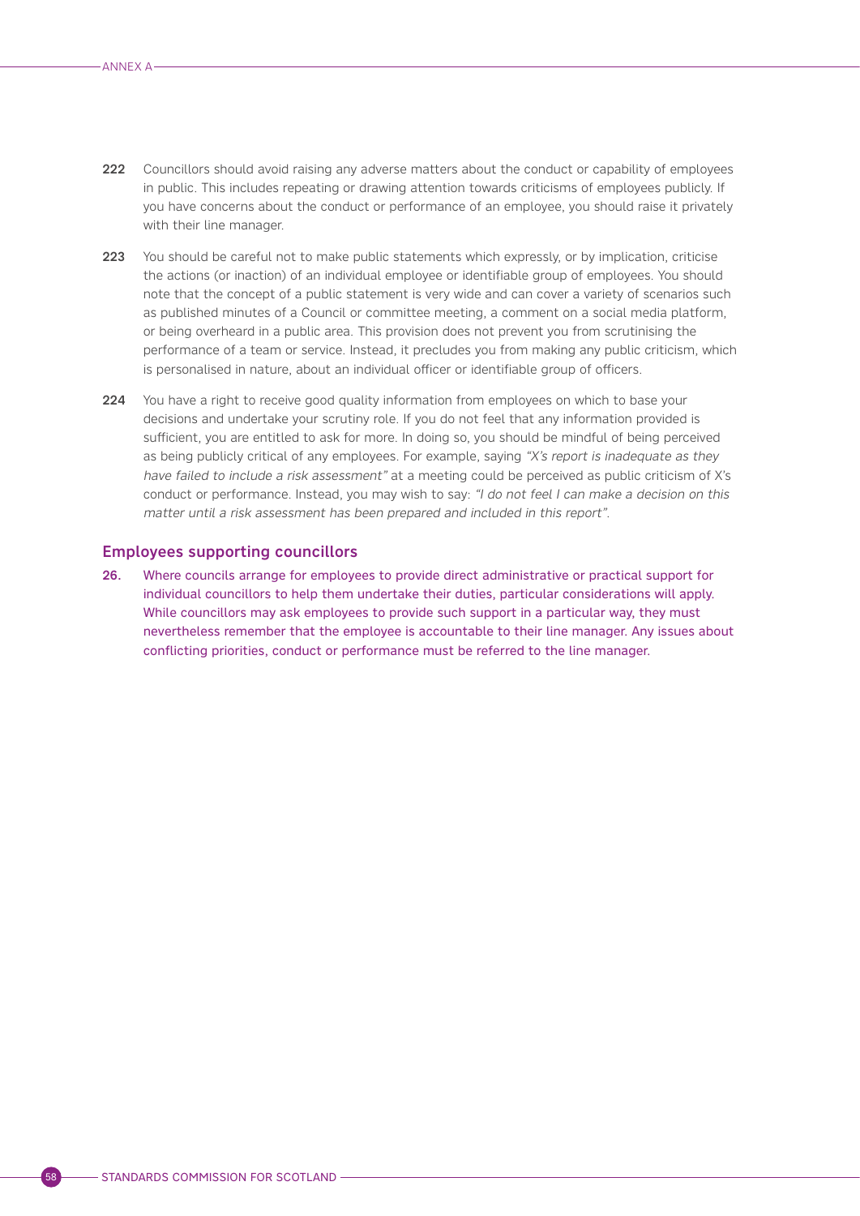**222** Councillors should avoid raising any adverse matters about the conduct or capability of employees in public. This includes repeating or drawing attention towards criticisms of employees publicly. If you have concerns about the conduct or performance of an employee, you should raise it privately with their line manager.

**223** You should be careful not to make public statements which expressly, or by implication, criticise the actions (or inaction) of an individual employee or identifiable group of employees. You should note that the concept of a public statement is very wide and can cover a variety of scenarios such as published minutes of a Council or committee meeting, a comment on a social media platform, or being overheard in a public area. This provision does not prevent you from scrutinising the performance of a team or service. Instead, it precludes you from making any public criticism, which is personalised in nature, about an individual officer or identifiable group of officers.

**224** You have a right to receive good quality information from employees on which to base your decisions and undertake your scrutiny role. If you do not feel that any information provided is sufficient, you are entitled to ask for more. In doing so, you should be mindful of being perceived as being publicly critical of any employees. For example, saying *"X's report is inadequate as they have failed to include a risk assessment"* at a meeting could be perceived as public criticism of X's conduct or performance. Instead, you may wish to say: *"I do not feel I can make a decision on this matter until a risk assessment has been prepared and included in this report"*.

### Employees supporting councillors

**26.** Where councils arrange for employees to provide direct administrative or practical support for individual councillors to help them undertake their duties, particular considerations will apply. While councillors may ask employees to provide such support in a particular way, they must nevertheless remember that the employee is accountable to their line manager. Any issues about conflicting priorities, conduct or performance must be referred to the line manager.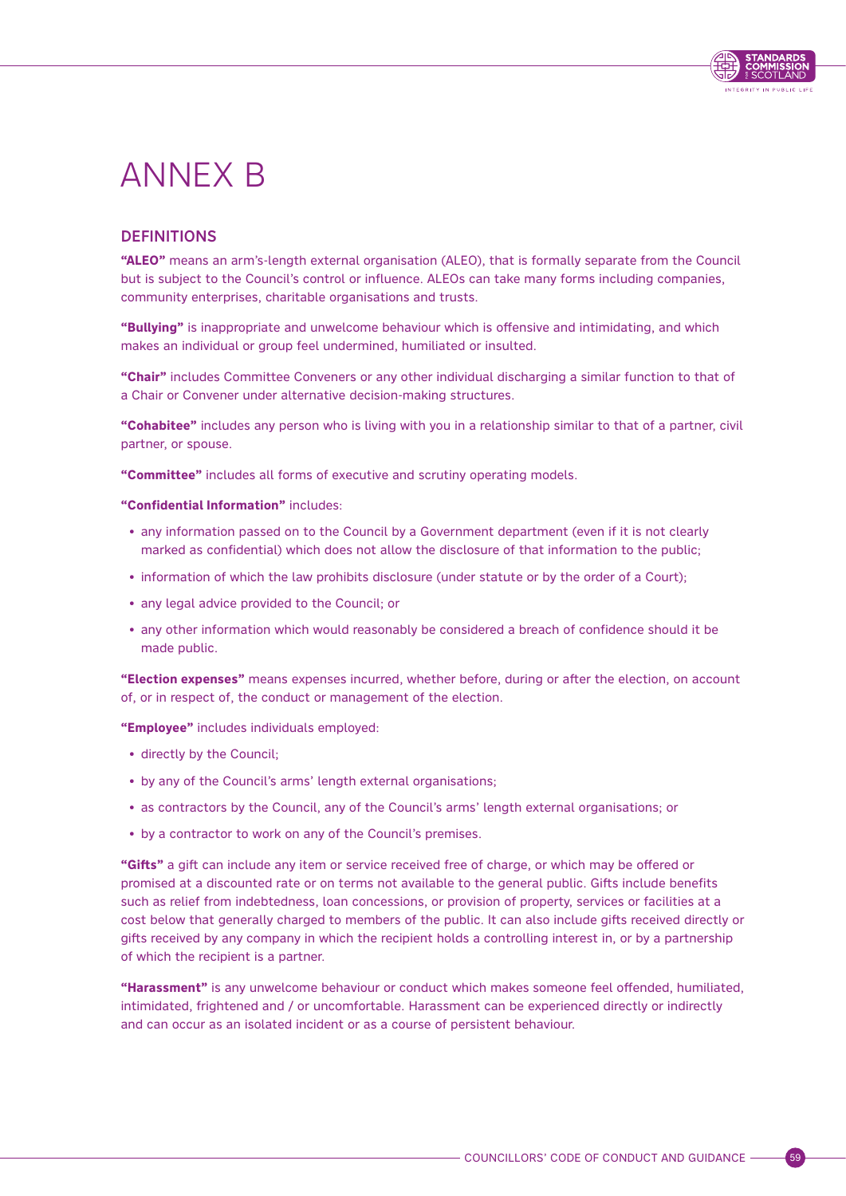# ANNEX B

## DEFINITIONS

**"ALEO"** means an arm's-length external organisation (ALEO), that is formally separate from the Council but is subject to the Council's control or influence. ALEOs can take many forms including companies, community enterprises, charitable organisations and trusts.

**"Bullying"** is inappropriate and unwelcome behaviour which is offensive and intimidating, and which makes an individual or group feel undermined, humiliated or insulted.

**"Chair"** includes Committee Conveners or any other individual discharging a similar function to that of a Chair or Convener under alternative decision-making structures.

**"Cohabitee"** includes any person who is living with you in a relationship similar to that of a partner, civil partner, or spouse.

**"Committee"** includes all forms of executive and scrutiny operating models.

**"Confidential Information"** includes:

- any information passed on to the Council by a Government department (even if it is not clearly marked as confidential) which does not allow the disclosure of that information to the public;
- information of which the law prohibits disclosure (under statute or by the order of a Court);
- any legal advice provided to the Council; or
- any other information which would reasonably be considered a breach of confidence should it be made public.

**"Election expenses"** means expenses incurred, whether before, during or after the election, on account of, or in respect of, the conduct or management of the election.

**"Employee"** includes individuals employed:

- directly by the Council;
- by any of the Council's arms' length external organisations;
- as contractors by the Council, any of the Council's arms' length external organisations; or
- by a contractor to work on any of the Council's premises.

**"Gifts"** a gift can include any item or service received free of charge, or which may be offered or promised at a discounted rate or on terms not available to the general public. Gifts include benefits such as relief from indebtedness, loan concessions, or provision of property, services or facilities at a cost below that generally charged to members of the public. It can also include gifts received directly or gifts received by any company in which the recipient holds a controlling interest in, or by a partnership of which the recipient is a partner.

**"Harassment"** is any unwelcome behaviour or conduct which makes someone feel offended, humiliated, intimidated, frightened and / or uncomfortable. Harassment can be experienced directly or indirectly and can occur as an isolated incident or as a course of persistent behaviour.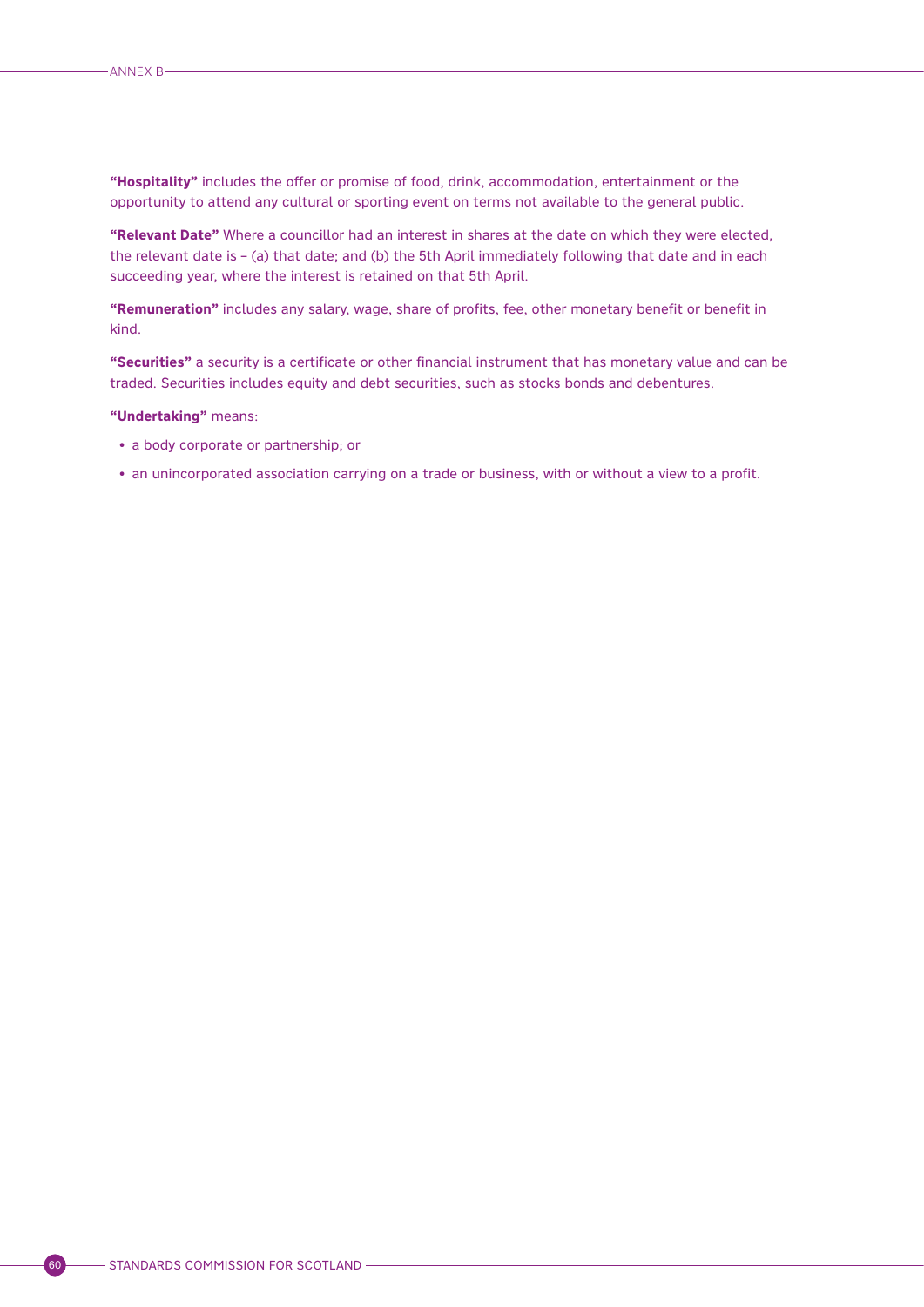**“Hospitality”** includes the offer or promise of food, drink, accommodation, entertainment or the opportunity to attend any cultural or sporting event on terms not available to the general public.

**“Relevant Date”** Where a councillor had an interest in shares at the date on which they were elected, the relevant date is – (a) that date; and (b) the 5th April immediately following that date and in each succeeding year, where the interest is retained on that 5th April.

**“Remuneration”** includes any salary, wage, share of profits, fee, other monetary benefit or benefit in kind.

**“Securities”** a security is a certificate or other financial instrument that has monetary value and can be traded. Securities includes equity and debt securities, such as stocks bonds and debentures.

**“Undertaking”** means:

- a body corporate or partnership; or
- an unincorporated association carrying on a trade or business, with or without a view to a profit.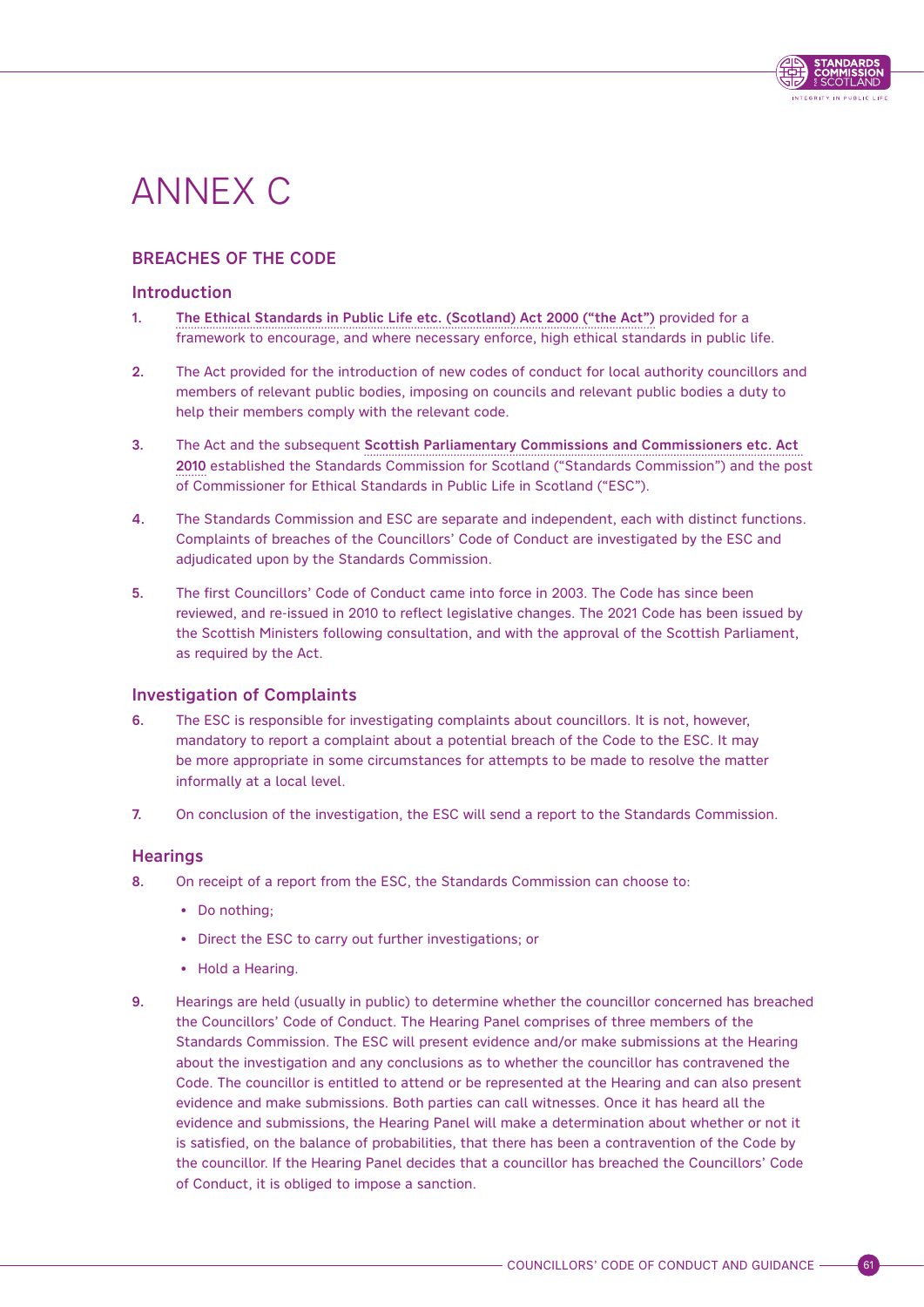# ANNEX C

## BREACHES OF THE CODE

### Introduction

1. **The Ethical Standards in Public Life etc. (Scotland) Act 2000 ("the Act")** provided for a framework to encourage, and where necessary enforce, high ethical standards in public life.

2. The Act provided for the introduction of new codes of conduct for local authority councillors and members of relevant public bodies, imposing on councils and relevant public bodies a duty to help their members comply with the relevant code.

3. The Act and the subsequent **Scottish Parliamentary Commissions and Commissioners etc. Act 2010** established the Standards Commission for Scotland ("Standards Commission") and the post of Commissioner for Ethical Standards in Public Life in Scotland ("ESC").

4. The Standards Commission and ESC are separate and independent, each with distinct functions. Complaints of breaches of the Councillors' Code of Conduct are investigated by the ESC and adjudicated upon by the Standards Commission.

5. The first Councillors' Code of Conduct came into force in 2003. The Code has since been reviewed, and re-issued in 2010 to reflect legislative changes. The 2021 Code has been issued by the Scottish Ministers following consultation, and with the approval of the Scottish Parliament, as required by the Act.

### Investigation of Complaints

6. The ESC is responsible for investigating complaints about councillors. It is not, however, mandatory to report a complaint about a potential breach of the Code to the ESC. It may be more appropriate in some circumstances for attempts to be made to resolve the matter informally at a local level.

7. On conclusion of the investigation, the ESC will send a report to the Standards Commission.

### Hearings

8. On receipt of a report from the ESC, the Standards Commission can choose to:

   - Do nothing;
   - Direct the ESC to carry out further investigations; or
   - Hold a Hearing.

9. Hearings are held (usually in public) to determine whether the councillor concerned has breached the Councillors' Code of Conduct. The Hearing Panel comprises of three members of the Standards Commission. The ESC will present evidence and/or make submissions at the Hearing about the investigation and any conclusions as to whether the councillor has contravened the Code. The councillor is entitled to attend or be represented at the Hearing and can also present evidence and make submissions. Both parties can call witnesses. Once it has heard all the evidence and submissions, the Hearing Panel will make a determination about whether or not it is satisfied, on the balance of probabilities, that there has been a contravention of the Code by the councillor. If the Hearing Panel decides that a councillor has breached the Councillors' Code of Conduct, it is obliged to impose a sanction.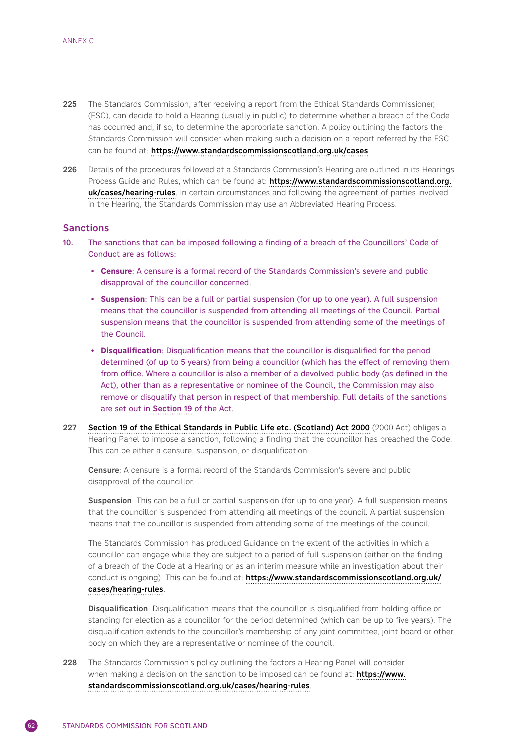**225** The Standards Commission, after receiving a report from the Ethical Standards Commissioner, (ESC), can decide to hold a Hearing (usually in public) to determine whether a breach of the Code has occurred and, if so, to determine the appropriate sanction. A policy outlining the factors the Standards Commission will consider when making such a decision on a report referred by the ESC can be found at: **https://www.standardscommissionscotland.org.uk/cases**.

**226** Details of the procedures followed at a Standards Commission's Hearing are outlined in its Hearings Process Guide and Rules, which can be found at: **https://www.standardscommissionscotland.org.uk/cases/hearing-rules**. In certain circumstances and following the agreement of parties involved in the Hearing, the Standards Commission may use an Abbreviated Hearing Process.

## Sanctions

**10.** The sanctions that can be imposed following a finding of a breach of the Councillors' Code of Conduct are as follows:

- **Censure**: A censure is a formal record of the Standards Commission's severe and public disapproval of the councillor concerned.
- **Suspension**: This can be a full or partial suspension (for up to one year). A full suspension means that the councillor is suspended from attending all meetings of the Council. Partial suspension means that the councillor is suspended from attending some of the meetings of the Council.
- **Disqualification**: Disqualification means that the councillor is disqualified for the period determined (of up to 5 years) from being a councillor (which has the effect of removing them from office. Where a councillor is also a member of a devolved public body (as defined in the Act), other than as a representative or nominee of the Council, the Commission may also remove or disqualify that person in respect of that membership. Full details of the sanctions are set out in **Section 19** of the Act.

**227** **Section 19 of the Ethical Standards in Public Life etc. (Scotland) Act 2000** (2000 Act) obliges a Hearing Panel to impose a sanction, following a finding that the councillor has breached the Code. This can be either a censure, suspension, or disqualification:

**Censure**: A censure is a formal record of the Standards Commission's severe and public disapproval of the councillor.

**Suspension**: This can be a full or partial suspension (for up to one year). A full suspension means that the councillor is suspended from attending all meetings of the council. A partial suspension means that the councillor is suspended from attending some of the meetings of the council.

The Standards Commission has produced Guidance on the extent of the activities in which a councillor can engage while they are subject to a period of full suspension (either on the finding of a breach of the Code at a Hearing or as an interim measure while an investigation about their conduct is ongoing). This can be found at: **https://www.standardscommissionscotland.org.uk/cases/hearing-rules**.

**Disqualification**: Disqualification means that the councillor is disqualified from holding office or standing for election as a councillor for the period determined (which can be up to five years). The disqualification extends to the councillor's membership of any joint committee, joint board or other body on which they are a representative or nominee of the council.

**228** The Standards Commission's policy outlining the factors a Hearing Panel will consider when making a decision on the sanction to be imposed can be found at: **https://www.standardscommissionscotland.org.uk/cases/hearing-rules**.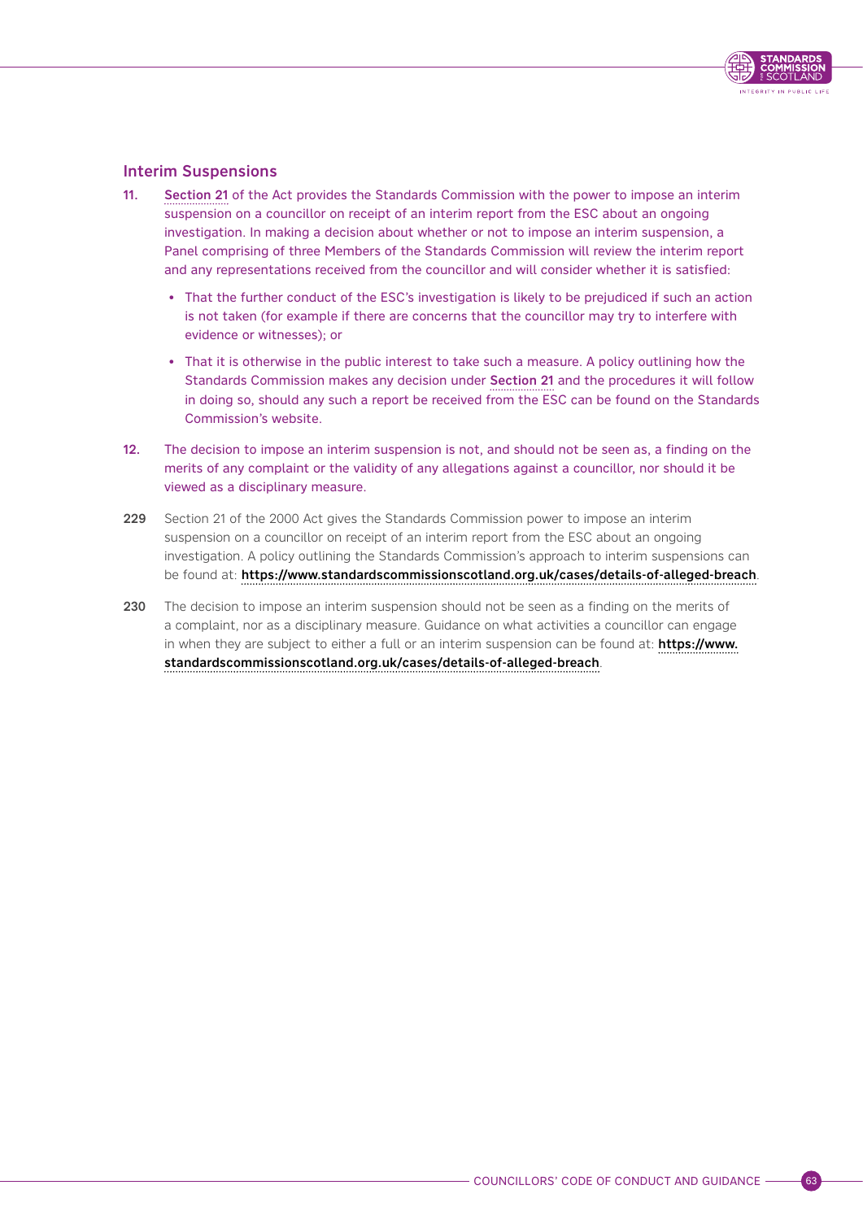## Interim Suspensions

11. **Section 21** of the Act provides the Standards Commission with the power to impose an interim suspension on a councillor on receipt of an interim report from the ESC about an ongoing investigation. In making a decision about whether or not to impose an interim suspension, a Panel comprising of three Members of the Standards Commission will review the interim report and any representations received from the councillor and will consider whether it is satisfied:

    - That the further conduct of the ESC's investigation is likely to be prejudiced if such an action is not taken (for example if there are concerns that the councillor may try to interfere with evidence or witnesses); or
    - That it is otherwise in the public interest to take such a measure. A policy outlining how the Standards Commission makes any decision under **Section 21** and the procedures it will follow in doing so, should any such a report be received from the ESC can be found on the Standards Commission's website.

12. The decision to impose an interim suspension is not, and should not be seen as, a finding on the merits of any complaint or the validity of any allegations against a councillor, nor should it be viewed as a disciplinary measure.

**229** Section 21 of the 2000 Act gives the Standards Commission power to impose an interim suspension on a councillor on receipt of an interim report from the ESC about an ongoing investigation. A policy outlining the Standards Commission's approach to interim suspensions can be found at: **https://www.standardscommissionscotland.org.uk/cases/details-of-alleged-breach**.

**230** The decision to impose an interim suspension should not be seen as a finding on the merits of a complaint, nor as a disciplinary measure. Guidance on what activities a councillor can engage in when they are subject to either a full or an interim suspension can be found at: **https://www.standardscommissionscotland.org.uk/cases/details-of-alleged-breach**.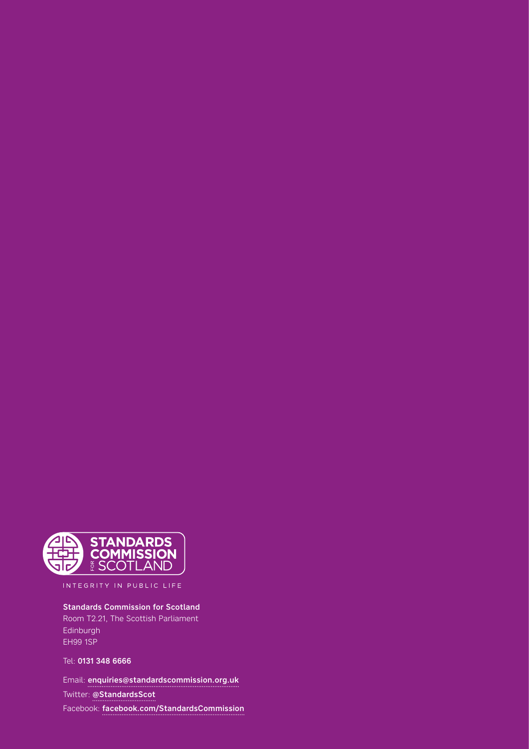STANDARDS COMMISSION FOR SCOTLAND

INTEGRITY IN PUBLIC LIFE

**Standards Commission for Scotland**
Room T2.21, The Scottish Parliament
Edinburgh
EH99 1SP

Tel: **0131 348 6666**

Email: **enquiries@standardscommission.org.uk**
Twitter: **@StandardsScot**
Facebook: **facebook.com/StandardsCommission**